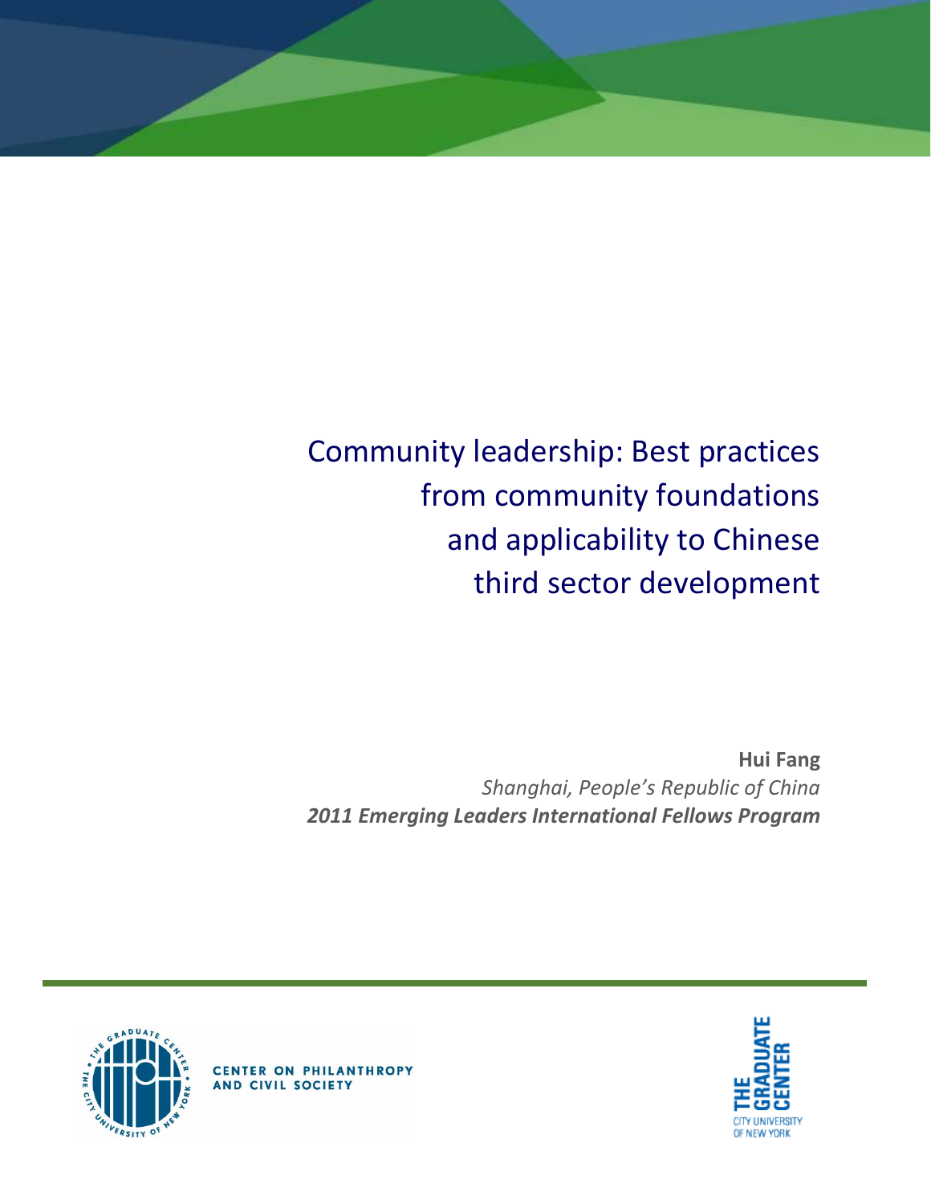# Community leadership: Best practices from community foundations and applicability to Chinese third sector development

**Hui Fang**

*Shanghai, People's Republic of China*

***2011 Emerging Leaders International Fellows Program***

CENTER ON PHILANTHROPY AND CIVIL SOCIETY

THE GRADUATE CENTER
CITY UNIVERSITY OF NEW YORK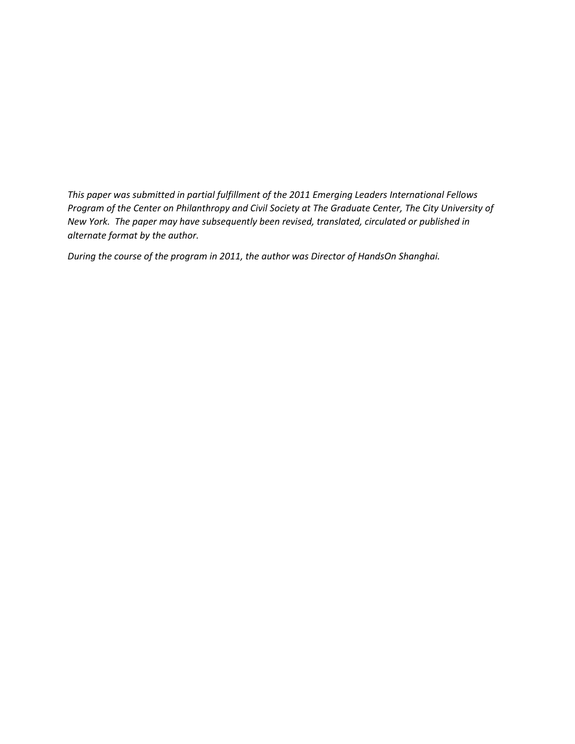*This paper was submitted in partial fulfillment of the 2011 Emerging Leaders International Fellows Program of the Center on Philanthropy and Civil Society at The Graduate Center, The City University of New York. The paper may have subsequently been revised, translated, circulated or published in alternate format by the author.*

*During the course of the program in 2011, the author was Director of HandsOn Shanghai.*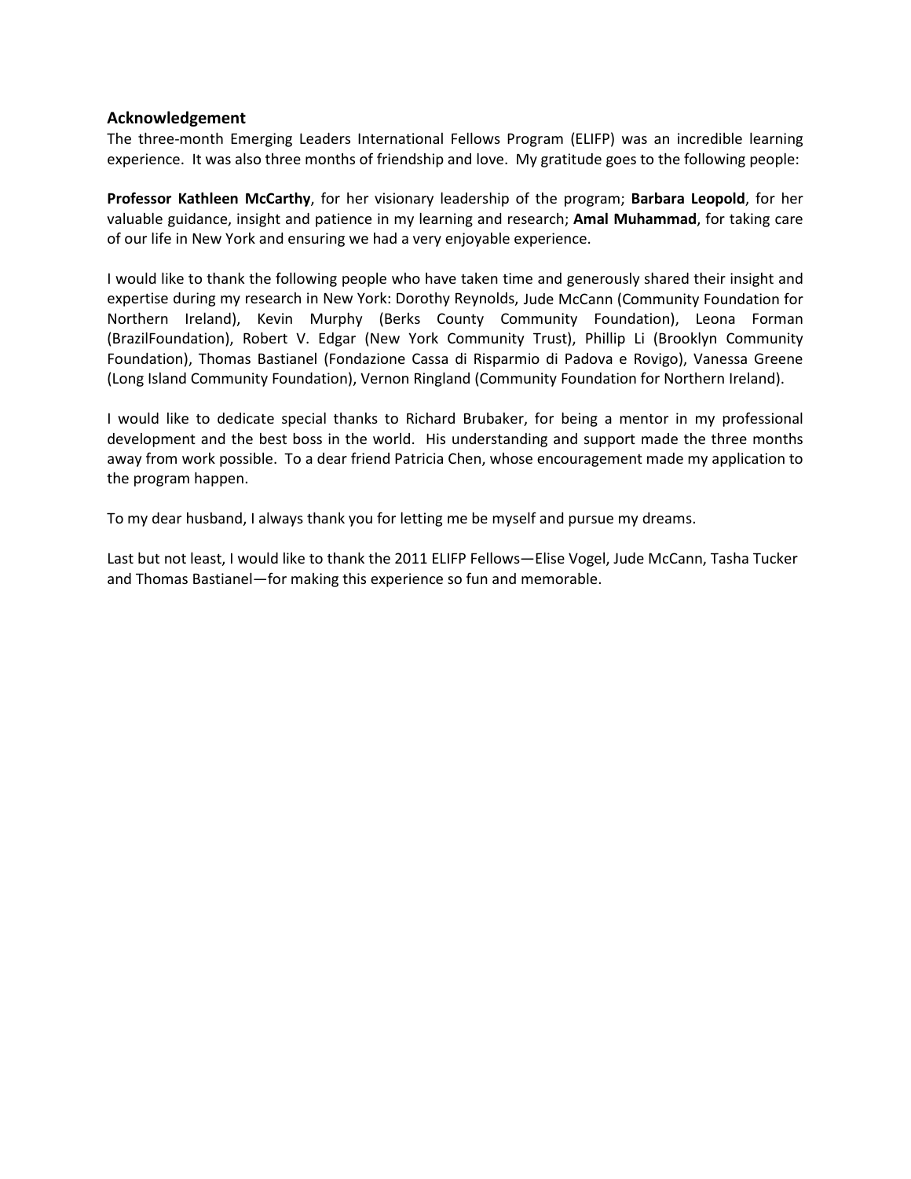## Acknowledgement

The three-month Emerging Leaders International Fellows Program (ELIFP) was an incredible learning experience. It was also three months of friendship and love. My gratitude goes to the following people:

**Professor Kathleen McCarthy**, for her visionary leadership of the program; **Barbara Leopold**, for her valuable guidance, insight and patience in my learning and research; **Amal Muhammad**, for taking care of our life in New York and ensuring we had a very enjoyable experience.

I would like to thank the following people who have taken time and generously shared their insight and expertise during my research in New York: Dorothy Reynolds, Jude McCann (Community Foundation for Northern Ireland), Kevin Murphy (Berks County Community Foundation), Leona Forman (BrazilFoundation), Robert V. Edgar (New York Community Trust), Phillip Li (Brooklyn Community Foundation), Thomas Bastianel (Fondazione Cassa di Risparmio di Padova e Rovigo), Vanessa Greene (Long Island Community Foundation), Vernon Ringland (Community Foundation for Northern Ireland).

I would like to dedicate special thanks to Richard Brubaker, for being a mentor in my professional development and the best boss in the world. His understanding and support made the three months away from work possible. To a dear friend Patricia Chen, whose encouragement made my application to the program happen.

To my dear husband, I always thank you for letting me be myself and pursue my dreams.

Last but not least, I would like to thank the 2011 ELIFP Fellows—Elise Vogel, Jude McCann, Tasha Tucker and Thomas Bastianel—for making this experience so fun and memorable.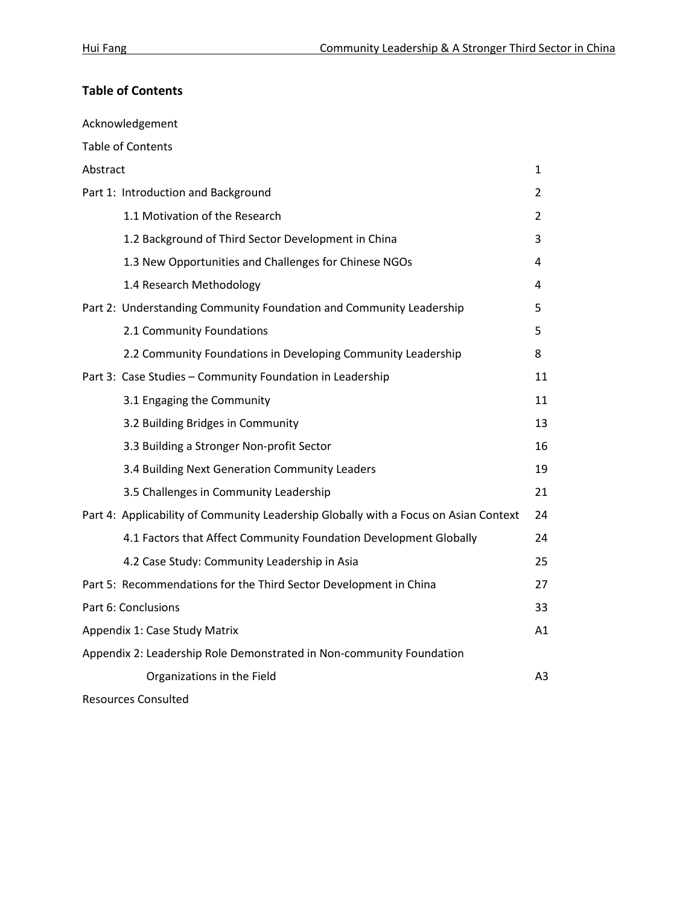## Table of Contents

| | |
|---|---|
| Acknowledgement | |
| Table of Contents | |
| Abstract | 1 |
| Part 1: Introduction and Background | 2 |
| 1.1 Motivation of the Research | 2 |
| 1.2 Background of Third Sector Development in China | 3 |
| 1.3 New Opportunities and Challenges for Chinese NGOs | 4 |
| 1.4 Research Methodology | 4 |
| Part 2: Understanding Community Foundation and Community Leadership | 5 |
| 2.1 Community Foundations | 5 |
| 2.2 Community Foundations in Developing Community Leadership | 8 |
| Part 3: Case Studies – Community Foundation in Leadership | 11 |
| 3.1 Engaging the Community | 11 |
| 3.2 Building Bridges in Community | 13 |
| 3.3 Building a Stronger Non-profit Sector | 16 |
| 3.4 Building Next Generation Community Leaders | 19 |
| 3.5 Challenges in Community Leadership | 21 |
| Part 4: Applicability of Community Leadership Globally with a Focus on Asian Context | 24 |
| 4.1 Factors that Affect Community Foundation Development Globally | 24 |
| 4.2 Case Study: Community Leadership in Asia | 25 |
| Part 5: Recommendations for the Third Sector Development in China | 27 |
| Part 6: Conclusions | 33 |
| Appendix 1: Case Study Matrix | A1 |
| Appendix 2: Leadership Role Demonstrated in Non-community Foundation Organizations in the Field | A3 |
| Resources Consulted | |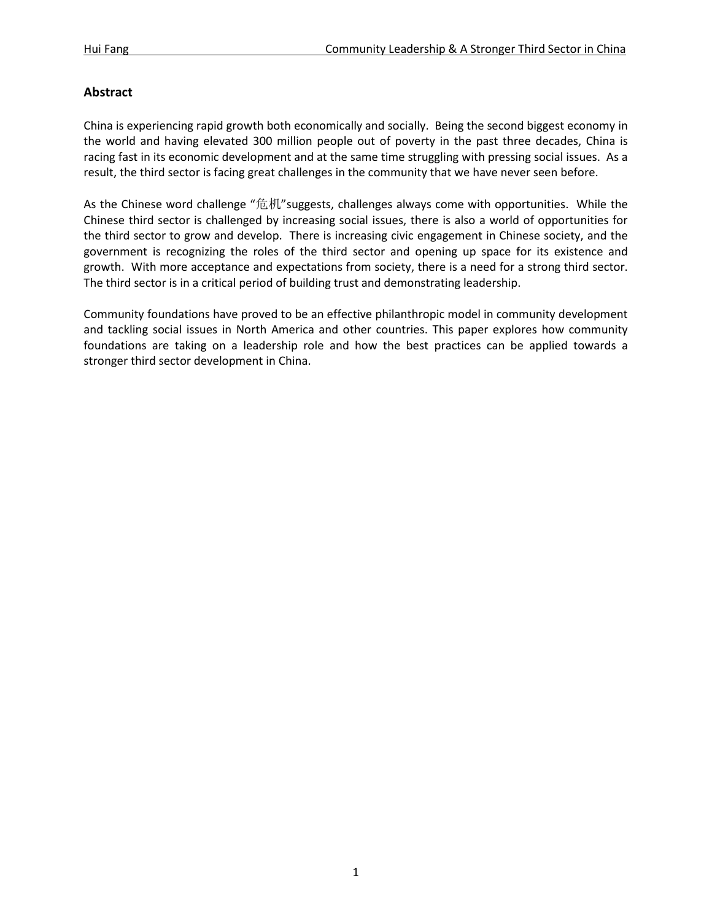## Abstract

China is experiencing rapid growth both economically and socially. Being the second biggest economy in the world and having elevated 300 million people out of poverty in the past three decades, China is racing fast in its economic development and at the same time struggling with pressing social issues. As a result, the third sector is facing great challenges in the community that we have never seen before.

As the Chinese word challenge "危机"suggests, challenges always come with opportunities. While the Chinese third sector is challenged by increasing social issues, there is also a world of opportunities for the third sector to grow and develop. There is increasing civic engagement in Chinese society, and the government is recognizing the roles of the third sector and opening up space for its existence and growth. With more acceptance and expectations from society, there is a need for a strong third sector. The third sector is in a critical period of building trust and demonstrating leadership.

Community foundations have proved to be an effective philanthropic model in community development and tackling social issues in North America and other countries. This paper explores how community foundations are taking on a leadership role and how the best practices can be applied towards a stronger third sector development in China.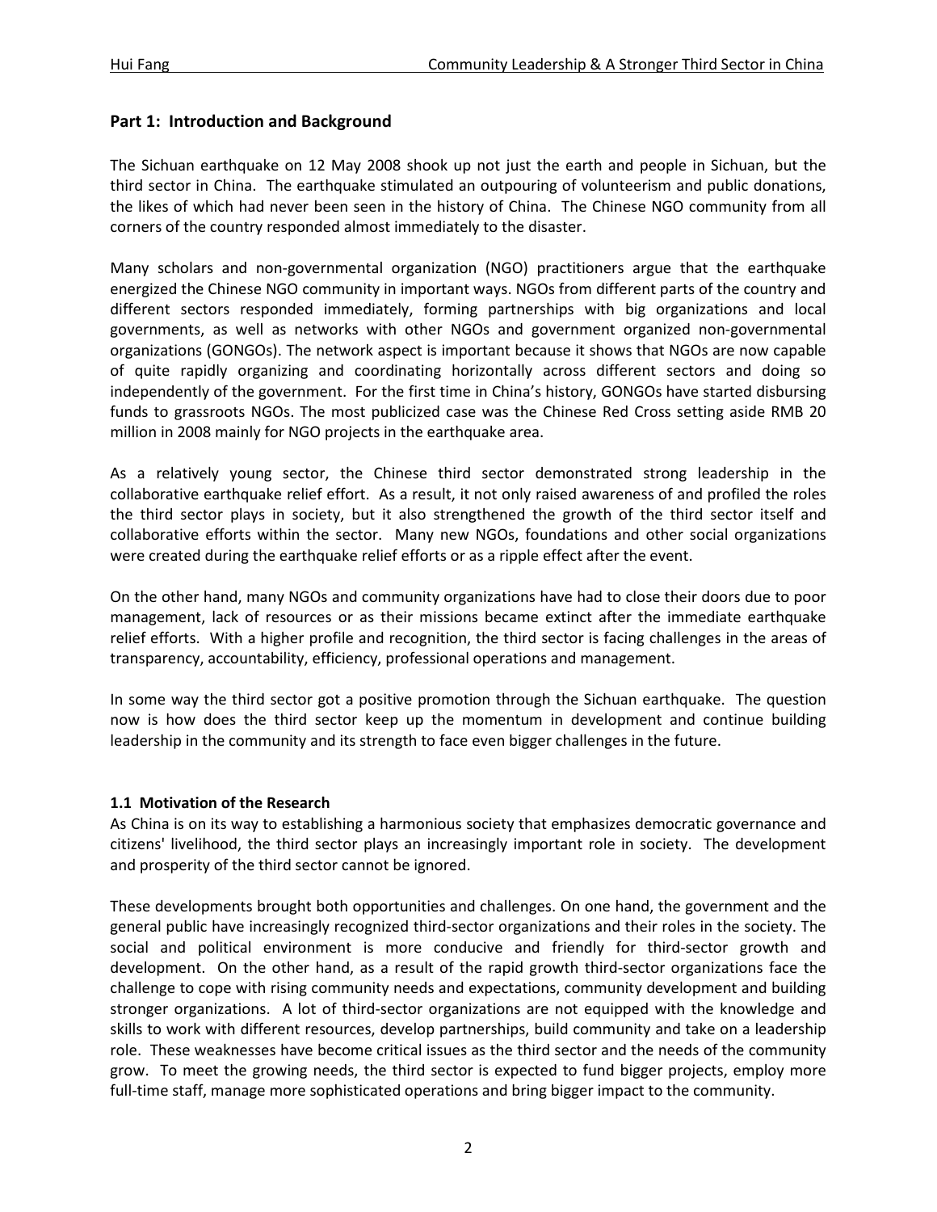## Part 1: Introduction and Background

The Sichuan earthquake on 12 May 2008 shook up not just the earth and people in Sichuan, but the third sector in China. The earthquake stimulated an outpouring of volunteerism and public donations, the likes of which had never been seen in the history of China. The Chinese NGO community from all corners of the country responded almost immediately to the disaster.

Many scholars and non-governmental organization (NGO) practitioners argue that the earthquake energized the Chinese NGO community in important ways. NGOs from different parts of the country and different sectors responded immediately, forming partnerships with big organizations and local governments, as well as networks with other NGOs and government organized non-governmental organizations (GONGOs). The network aspect is important because it shows that NGOs are now capable of quite rapidly organizing and coordinating horizontally across different sectors and doing so independently of the government. For the first time in China's history, GONGOs have started disbursing funds to grassroots NGOs. The most publicized case was the Chinese Red Cross setting aside RMB 20 million in 2008 mainly for NGO projects in the earthquake area.

As a relatively young sector, the Chinese third sector demonstrated strong leadership in the collaborative earthquake relief effort. As a result, it not only raised awareness of and profiled the roles the third sector plays in society, but it also strengthened the growth of the third sector itself and collaborative efforts within the sector. Many new NGOs, foundations and other social organizations were created during the earthquake relief efforts or as a ripple effect after the event.

On the other hand, many NGOs and community organizations have had to close their doors due to poor management, lack of resources or as their missions became extinct after the immediate earthquake relief efforts. With a higher profile and recognition, the third sector is facing challenges in the areas of transparency, accountability, efficiency, professional operations and management.

In some way the third sector got a positive promotion through the Sichuan earthquake. The question now is how does the third sector keep up the momentum in development and continue building leadership in the community and its strength to face even bigger challenges in the future.

### 1.1 Motivation of the Research

As China is on its way to establishing a harmonious society that emphasizes democratic governance and citizens' livelihood, the third sector plays an increasingly important role in society. The development and prosperity of the third sector cannot be ignored.

These developments brought both opportunities and challenges. On one hand, the government and the general public have increasingly recognized third-sector organizations and their roles in the society. The social and political environment is more conducive and friendly for third-sector growth and development. On the other hand, as a result of the rapid growth third-sector organizations face the challenge to cope with rising community needs and expectations, community development and building stronger organizations. A lot of third-sector organizations are not equipped with the knowledge and skills to work with different resources, develop partnerships, build community and take on a leadership role. These weaknesses have become critical issues as the third sector and the needs of the community grow. To meet the growing needs, the third sector is expected to fund bigger projects, employ more full-time staff, manage more sophisticated operations and bring bigger impact to the community.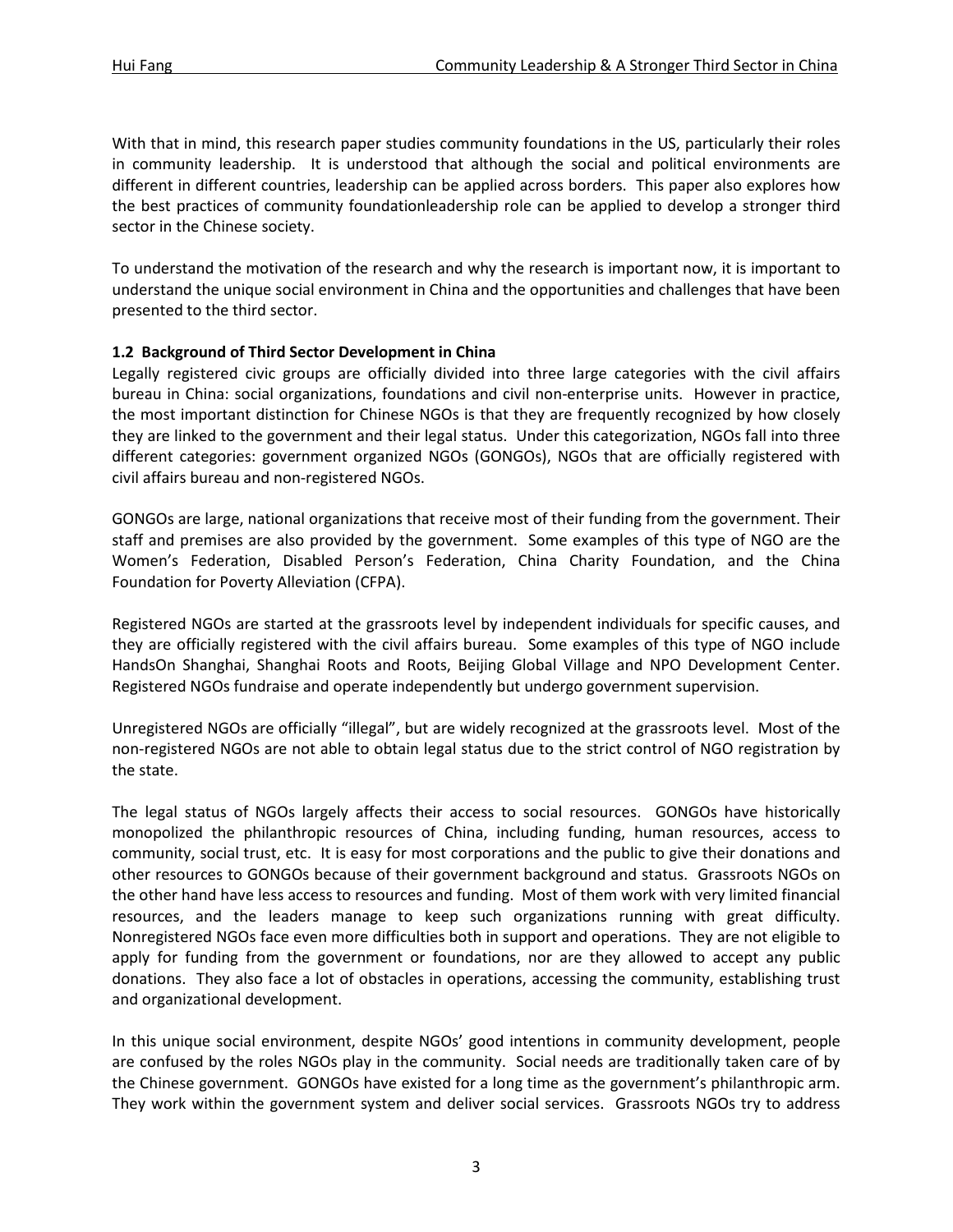With that in mind, this research paper studies community foundations in the US, particularly their roles in community leadership. It is understood that although the social and political environments are different in different countries, leadership can be applied across borders. This paper also explores how the best practices of community foundationleadership role can be applied to develop a stronger third sector in the Chinese society.

To understand the motivation of the research and why the research is important now, it is important to understand the unique social environment in China and the opportunities and challenges that have been presented to the third sector.

**1.2 Background of Third Sector Development in China**

Legally registered civic groups are officially divided into three large categories with the civil affairs bureau in China: social organizations, foundations and civil non-enterprise units. However in practice, the most important distinction for Chinese NGOs is that they are frequently recognized by how closely they are linked to the government and their legal status. Under this categorization, NGOs fall into three different categories: government organized NGOs (GONGOs), NGOs that are officially registered with civil affairs bureau and non-registered NGOs.

GONGOs are large, national organizations that receive most of their funding from the government. Their staff and premises are also provided by the government. Some examples of this type of NGO are the Women's Federation, Disabled Person's Federation, China Charity Foundation, and the China Foundation for Poverty Alleviation (CFPA).

Registered NGOs are started at the grassroots level by independent individuals for specific causes, and they are officially registered with the civil affairs bureau. Some examples of this type of NGO include HandsOn Shanghai, Shanghai Roots and Roots, Beijing Global Village and NPO Development Center. Registered NGOs fundraise and operate independently but undergo government supervision.

Unregistered NGOs are officially "illegal", but are widely recognized at the grassroots level. Most of the non-registered NGOs are not able to obtain legal status due to the strict control of NGO registration by the state.

The legal status of NGOs largely affects their access to social resources. GONGOs have historically monopolized the philanthropic resources of China, including funding, human resources, access to community, social trust, etc. It is easy for most corporations and the public to give their donations and other resources to GONGOs because of their government background and status. Grassroots NGOs on the other hand have less access to resources and funding. Most of them work with very limited financial resources, and the leaders manage to keep such organizations running with great difficulty. Nonregistered NGOs face even more difficulties both in support and operations. They are not eligible to apply for funding from the government or foundations, nor are they allowed to accept any public donations. They also face a lot of obstacles in operations, accessing the community, establishing trust and organizational development.

In this unique social environment, despite NGOs' good intentions in community development, people are confused by the roles NGOs play in the community. Social needs are traditionally taken care of by the Chinese government. GONGOs have existed for a long time as the government's philanthropic arm. They work within the government system and deliver social services. Grassroots NGOs try to address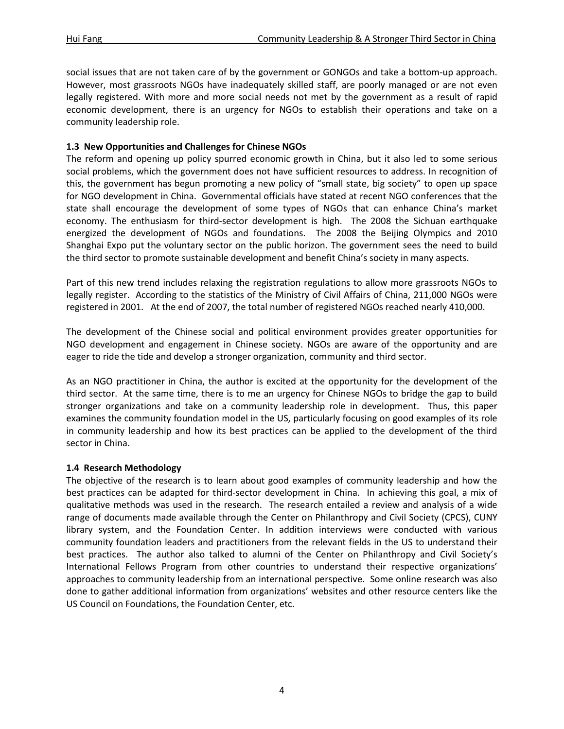social issues that are not taken care of by the government or GONGOs and take a bottom-up approach. However, most grassroots NGOs have inadequately skilled staff, are poorly managed or are not even legally registered. With more and more social needs not met by the government as a result of rapid economic development, there is an urgency for NGOs to establish their operations and take on a community leadership role.

### 1.3 New Opportunities and Challenges for Chinese NGOs

The reform and opening up policy spurred economic growth in China, but it also led to some serious social problems, which the government does not have sufficient resources to address. In recognition of this, the government has begun promoting a new policy of "small state, big society" to open up space for NGO development in China. Governmental officials have stated at recent NGO conferences that the state shall encourage the development of some types of NGOs that can enhance China's market economy. The enthusiasm for third-sector development is high. The 2008 the Sichuan earthquake energized the development of NGOs and foundations. The 2008 the Beijing Olympics and 2010 Shanghai Expo put the voluntary sector on the public horizon. The government sees the need to build the third sector to promote sustainable development and benefit China's society in many aspects.

Part of this new trend includes relaxing the registration regulations to allow more grassroots NGOs to legally register. According to the statistics of the Ministry of Civil Affairs of China, 211,000 NGOs were registered in 2001. At the end of 2007, the total number of registered NGOs reached nearly 410,000.

The development of the Chinese social and political environment provides greater opportunities for NGO development and engagement in Chinese society. NGOs are aware of the opportunity and are eager to ride the tide and develop a stronger organization, community and third sector.

As an NGO practitioner in China, the author is excited at the opportunity for the development of the third sector. At the same time, there is to me an urgency for Chinese NGOs to bridge the gap to build stronger organizations and take on a community leadership role in development. Thus, this paper examines the community foundation model in the US, particularly focusing on good examples of its role in community leadership and how its best practices can be applied to the development of the third sector in China.

### 1.4 Research Methodology

The objective of the research is to learn about good examples of community leadership and how the best practices can be adapted for third-sector development in China. In achieving this goal, a mix of qualitative methods was used in the research. The research entailed a review and analysis of a wide range of documents made available through the Center on Philanthropy and Civil Society (CPCS), CUNY library system, and the Foundation Center. In addition interviews were conducted with various community foundation leaders and practitioners from the relevant fields in the US to understand their best practices. The author also talked to alumni of the Center on Philanthropy and Civil Society's International Fellows Program from other countries to understand their respective organizations' approaches to community leadership from an international perspective. Some online research was also done to gather additional information from organizations' websites and other resource centers like the US Council on Foundations, the Foundation Center, etc.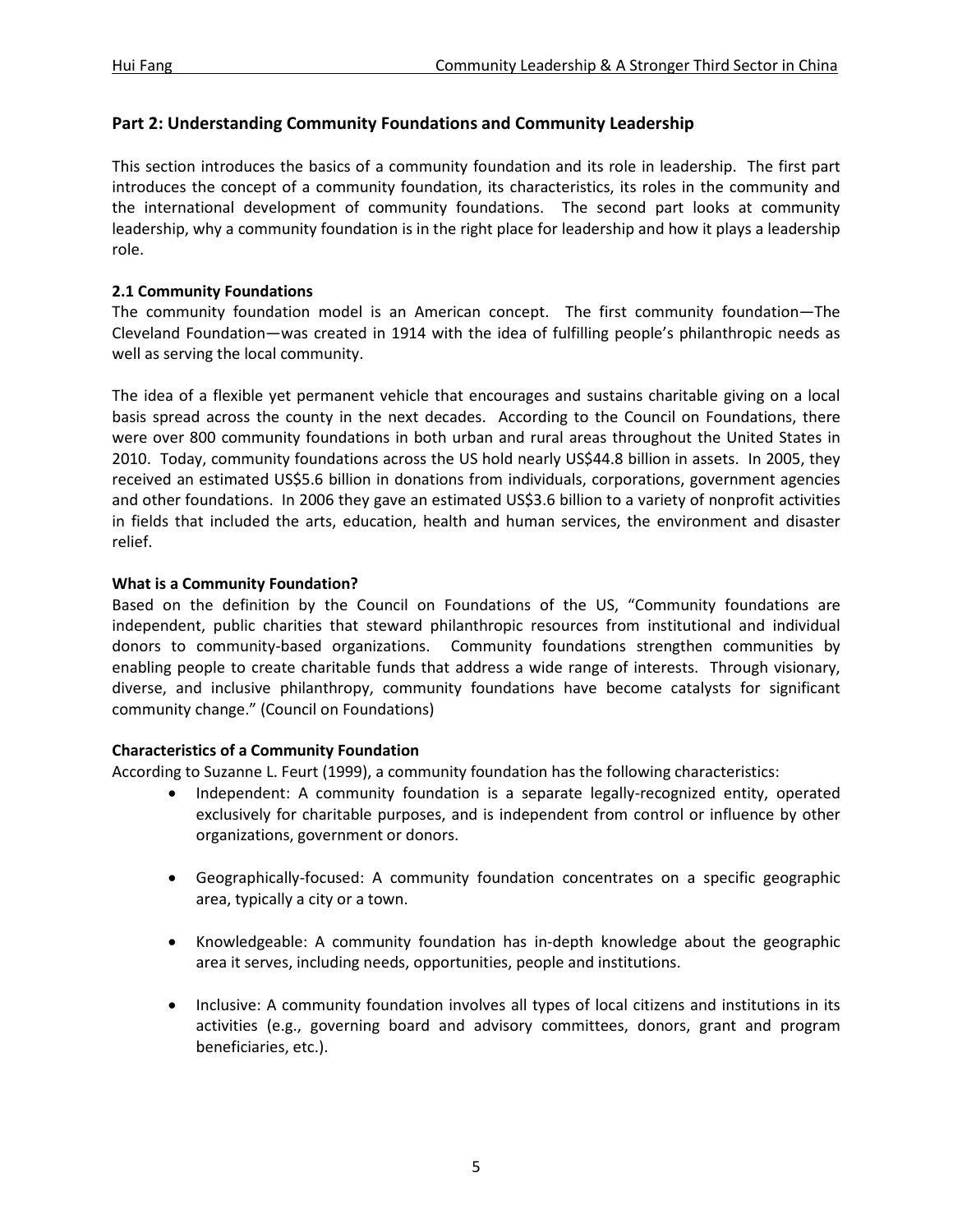## Part 2: Understanding Community Foundations and Community Leadership

This section introduces the basics of a community foundation and its role in leadership. The first part introduces the concept of a community foundation, its characteristics, its roles in the community and the international development of community foundations. The second part looks at community leadership, why a community foundation is in the right place for leadership and how it plays a leadership role.

### 2.1 Community Foundations

The community foundation model is an American concept. The first community foundation—The Cleveland Foundation—was created in 1914 with the idea of fulfilling people's philanthropic needs as well as serving the local community.

The idea of a flexible yet permanent vehicle that encourages and sustains charitable giving on a local basis spread across the county in the next decades. According to the Council on Foundations, there were over 800 community foundations in both urban and rural areas throughout the United States in 2010. Today, community foundations across the US hold nearly US$44.8 billion in assets. In 2005, they received an estimated US$5.6 billion in donations from individuals, corporations, government agencies and other foundations. In 2006 they gave an estimated US$3.6 billion to a variety of nonprofit activities in fields that included the arts, education, health and human services, the environment and disaster relief.

**What is a Community Foundation?**

Based on the definition by the Council on Foundations of the US, "Community foundations are independent, public charities that steward philanthropic resources from institutional and individual donors to community-based organizations. Community foundations strengthen communities by enabling people to create charitable funds that address a wide range of interests. Through visionary, diverse, and inclusive philanthropy, community foundations have become catalysts for significant community change." (Council on Foundations)

**Characteristics of a Community Foundation**

According to Suzanne L. Feurt (1999), a community foundation has the following characteristics:

- Independent: A community foundation is a separate legally-recognized entity, operated exclusively for charitable purposes, and is independent from control or influence by other organizations, government or donors.
- Geographically-focused: A community foundation concentrates on a specific geographic area, typically a city or a town.
- Knowledgeable: A community foundation has in-depth knowledge about the geographic area it serves, including needs, opportunities, people and institutions.
- Inclusive: A community foundation involves all types of local citizens and institutions in its activities (e.g., governing board and advisory committees, donors, grant and program beneficiaries, etc.).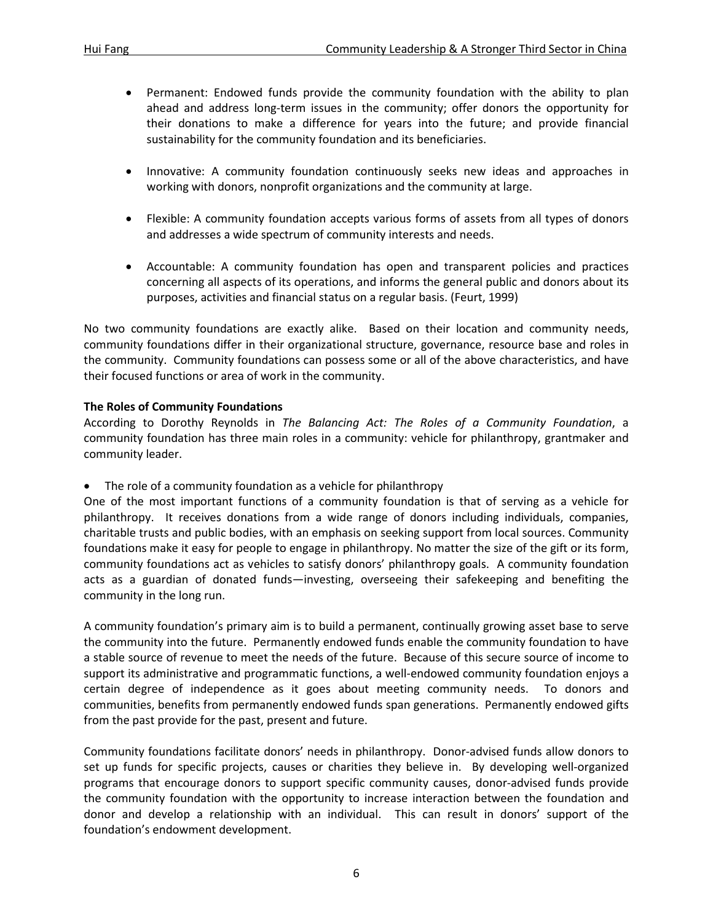- Permanent: Endowed funds provide the community foundation with the ability to plan ahead and address long-term issues in the community; offer donors the opportunity for their donations to make a difference for years into the future; and provide financial sustainability for the community foundation and its beneficiaries.

- Innovative: A community foundation continuously seeks new ideas and approaches in working with donors, nonprofit organizations and the community at large.

- Flexible: A community foundation accepts various forms of assets from all types of donors and addresses a wide spectrum of community interests and needs.

- Accountable: A community foundation has open and transparent policies and practices concerning all aspects of its operations, and informs the general public and donors about its purposes, activities and financial status on a regular basis. (Feurt, 1999)

No two community foundations are exactly alike. Based on their location and community needs, community foundations differ in their organizational structure, governance, resource base and roles in the community. Community foundations can possess some or all of the above characteristics, and have their focused functions or area of work in the community.

**The Roles of Community Foundations**

According to Dorothy Reynolds in *The Balancing Act: The Roles of a Community Foundation*, a community foundation has three main roles in a community: vehicle for philanthropy, grantmaker and community leader.

- The role of a community foundation as a vehicle for philanthropy

One of the most important functions of a community foundation is that of serving as a vehicle for philanthropy. It receives donations from a wide range of donors including individuals, companies, charitable trusts and public bodies, with an emphasis on seeking support from local sources. Community foundations make it easy for people to engage in philanthropy. No matter the size of the gift or its form, community foundations act as vehicles to satisfy donors' philanthropy goals. A community foundation acts as a guardian of donated funds—investing, overseeing their safekeeping and benefiting the community in the long run.

A community foundation's primary aim is to build a permanent, continually growing asset base to serve the community into the future. Permanently endowed funds enable the community foundation to have a stable source of revenue to meet the needs of the future. Because of this secure source of income to support its administrative and programmatic functions, a well-endowed community foundation enjoys a certain degree of independence as it goes about meeting community needs. To donors and communities, benefits from permanently endowed funds span generations. Permanently endowed gifts from the past provide for the past, present and future.

Community foundations facilitate donors' needs in philanthropy. Donor-advised funds allow donors to set up funds for specific projects, causes or charities they believe in. By developing well-organized programs that encourage donors to support specific community causes, donor-advised funds provide the community foundation with the opportunity to increase interaction between the foundation and donor and develop a relationship with an individual. This can result in donors' support of the foundation's endowment development.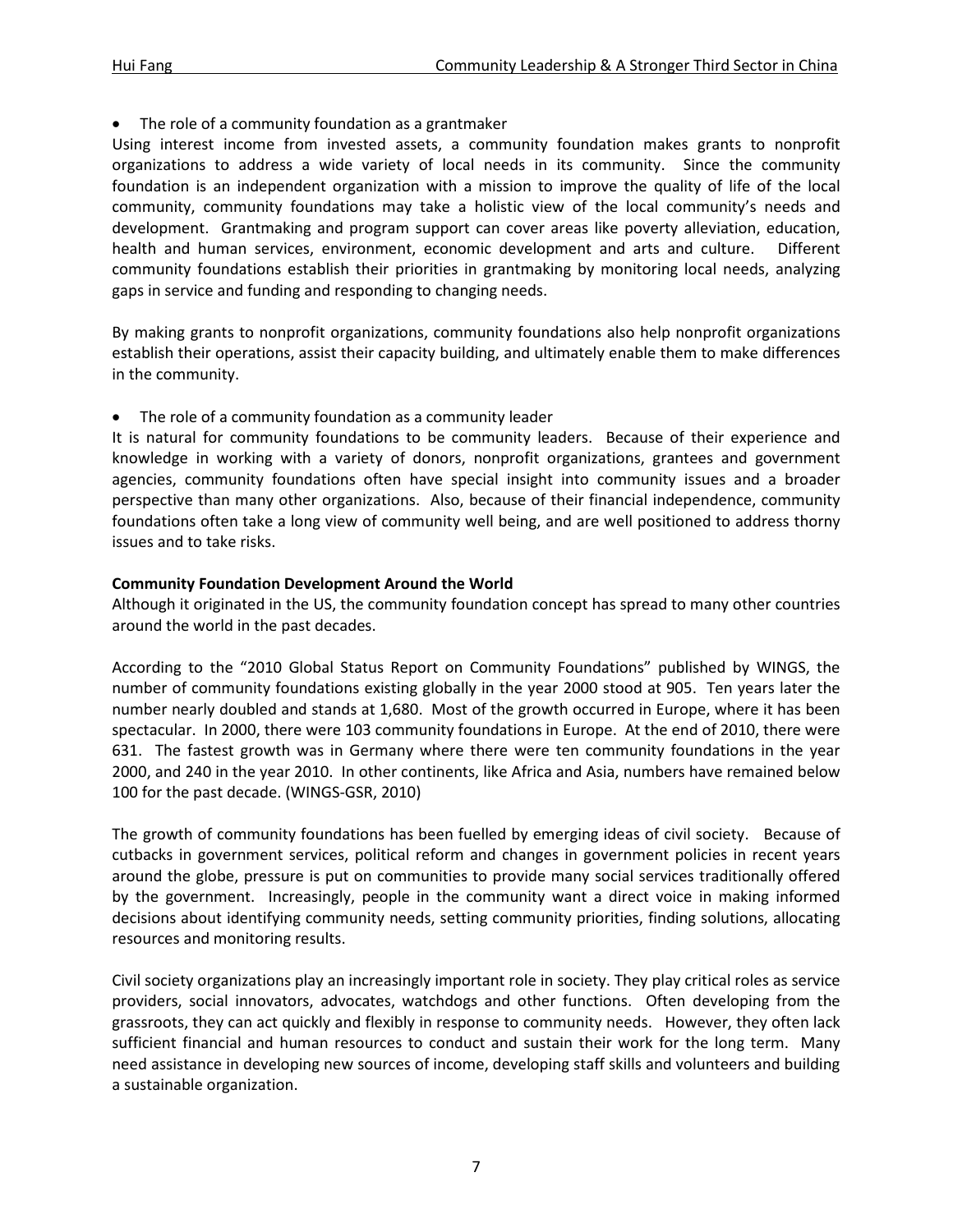- The role of a community foundation as a grantmaker

Using interest income from invested assets, a community foundation makes grants to nonprofit organizations to address a wide variety of local needs in its community. Since the community foundation is an independent organization with a mission to improve the quality of life of the local community, community foundations may take a holistic view of the local community's needs and development. Grantmaking and program support can cover areas like poverty alleviation, education, health and human services, environment, economic development and arts and culture. Different community foundations establish their priorities in grantmaking by monitoring local needs, analyzing gaps in service and funding and responding to changing needs.

By making grants to nonprofit organizations, community foundations also help nonprofit organizations establish their operations, assist their capacity building, and ultimately enable them to make differences in the community.

- The role of a community foundation as a community leader

It is natural for community foundations to be community leaders. Because of their experience and knowledge in working with a variety of donors, nonprofit organizations, grantees and government agencies, community foundations often have special insight into community issues and a broader perspective than many other organizations. Also, because of their financial independence, community foundations often take a long view of community well being, and are well positioned to address thorny issues and to take risks.

**Community Foundation Development Around the World**

Although it originated in the US, the community foundation concept has spread to many other countries around the world in the past decades.

According to the "2010 Global Status Report on Community Foundations" published by WINGS, the number of community foundations existing globally in the year 2000 stood at 905. Ten years later the number nearly doubled and stands at 1,680. Most of the growth occurred in Europe, where it has been spectacular. In 2000, there were 103 community foundations in Europe. At the end of 2010, there were 631. The fastest growth was in Germany where there were ten community foundations in the year 2000, and 240 in the year 2010. In other continents, like Africa and Asia, numbers have remained below 100 for the past decade. (WINGS-GSR, 2010)

The growth of community foundations has been fuelled by emerging ideas of civil society. Because of cutbacks in government services, political reform and changes in government policies in recent years around the globe, pressure is put on communities to provide many social services traditionally offered by the government. Increasingly, people in the community want a direct voice in making informed decisions about identifying community needs, setting community priorities, finding solutions, allocating resources and monitoring results.

Civil society organizations play an increasingly important role in society. They play critical roles as service providers, social innovators, advocates, watchdogs and other functions. Often developing from the grassroots, they can act quickly and flexibly in response to community needs. However, they often lack sufficient financial and human resources to conduct and sustain their work for the long term. Many need assistance in developing new sources of income, developing staff skills and volunteers and building a sustainable organization.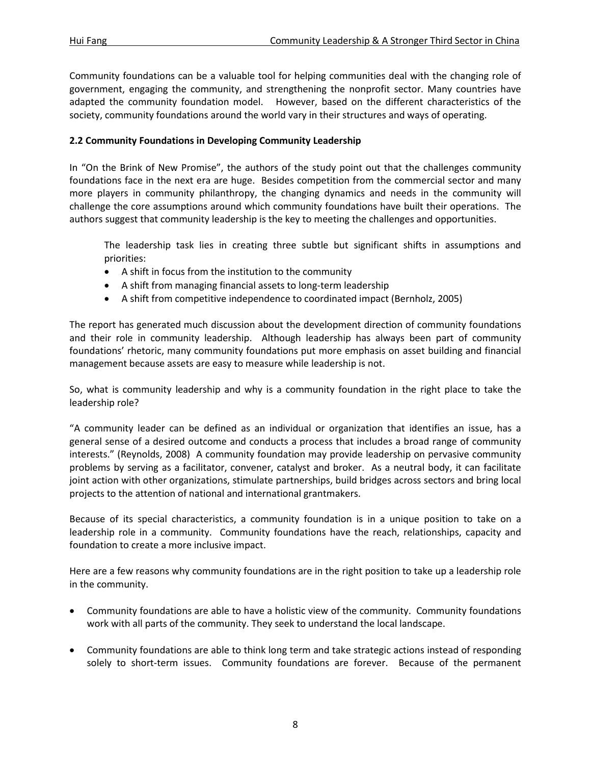Community foundations can be a valuable tool for helping communities deal with the changing role of government, engaging the community, and strengthening the nonprofit sector. Many countries have adapted the community foundation model. However, based on the different characteristics of the society, community foundations around the world vary in their structures and ways of operating.

### 2.2 Community Foundations in Developing Community Leadership

In "On the Brink of New Promise", the authors of the study point out that the challenges community foundations face in the next era are huge. Besides competition from the commercial sector and many more players in community philanthropy, the changing dynamics and needs in the community will challenge the core assumptions around which community foundations have built their operations. The authors suggest that community leadership is the key to meeting the challenges and opportunities.

> The leadership task lies in creating three subtle but significant shifts in assumptions and priorities:
>
> - A shift in focus from the institution to the community
> - A shift from managing financial assets to long-term leadership
> - A shift from competitive independence to coordinated impact (Bernholz, 2005)

The report has generated much discussion about the development direction of community foundations and their role in community leadership. Although leadership has always been part of community foundations' rhetoric, many community foundations put more emphasis on asset building and financial management because assets are easy to measure while leadership is not.

So, what is community leadership and why is a community foundation in the right place to take the leadership role?

"A community leader can be defined as an individual or organization that identifies an issue, has a general sense of a desired outcome and conducts a process that includes a broad range of community interests." (Reynolds, 2008) A community foundation may provide leadership on pervasive community problems by serving as a facilitator, convener, catalyst and broker. As a neutral body, it can facilitate joint action with other organizations, stimulate partnerships, build bridges across sectors and bring local projects to the attention of national and international grantmakers.

Because of its special characteristics, a community foundation is in a unique position to take on a leadership role in a community. Community foundations have the reach, relationships, capacity and foundation to create a more inclusive impact.

Here are a few reasons why community foundations are in the right position to take up a leadership role in the community.

- Community foundations are able to have a holistic view of the community. Community foundations work with all parts of the community. They seek to understand the local landscape.
- Community foundations are able to think long term and take strategic actions instead of responding solely to short-term issues. Community foundations are forever. Because of the permanent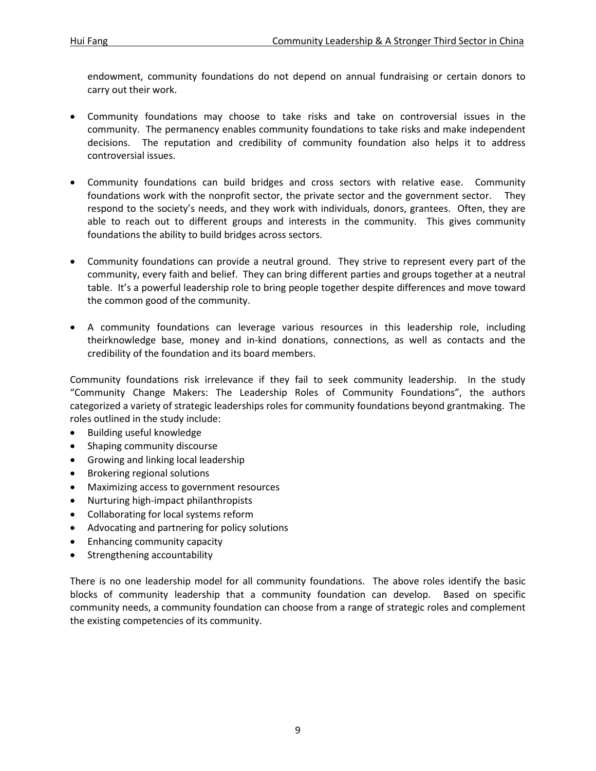endowment, community foundations do not depend on annual fundraising or certain donors to carry out their work.

- Community foundations may choose to take risks and take on controversial issues in the community. The permanency enables community foundations to take risks and make independent decisions. The reputation and credibility of community foundation also helps it to address controversial issues.

- Community foundations can build bridges and cross sectors with relative ease. Community foundations work with the nonprofit sector, the private sector and the government sector. They respond to the society's needs, and they work with individuals, donors, grantees. Often, they are able to reach out to different groups and interests in the community. This gives community foundations the ability to build bridges across sectors.

- Community foundations can provide a neutral ground. They strive to represent every part of the community, every faith and belief. They can bring different parties and groups together at a neutral table. It's a powerful leadership role to bring people together despite differences and move toward the common good of the community.

- A community foundations can leverage various resources in this leadership role, including theirknowledge base, money and in-kind donations, connections, as well as contacts and the credibility of the foundation and its board members.

Community foundations risk irrelevance if they fail to seek community leadership. In the study "Community Change Makers: The Leadership Roles of Community Foundations", the authors categorized a variety of strategic leaderships roles for community foundations beyond grantmaking. The roles outlined in the study include:

- Building useful knowledge
- Shaping community discourse
- Growing and linking local leadership
- Brokering regional solutions
- Maximizing access to government resources
- Nurturing high-impact philanthropists
- Collaborating for local systems reform
- Advocating and partnering for policy solutions
- Enhancing community capacity
- Strengthening accountability

There is no one leadership model for all community foundations. The above roles identify the basic blocks of community leadership that a community foundation can develop. Based on specific community needs, a community foundation can choose from a range of strategic roles and complement the existing competencies of its community.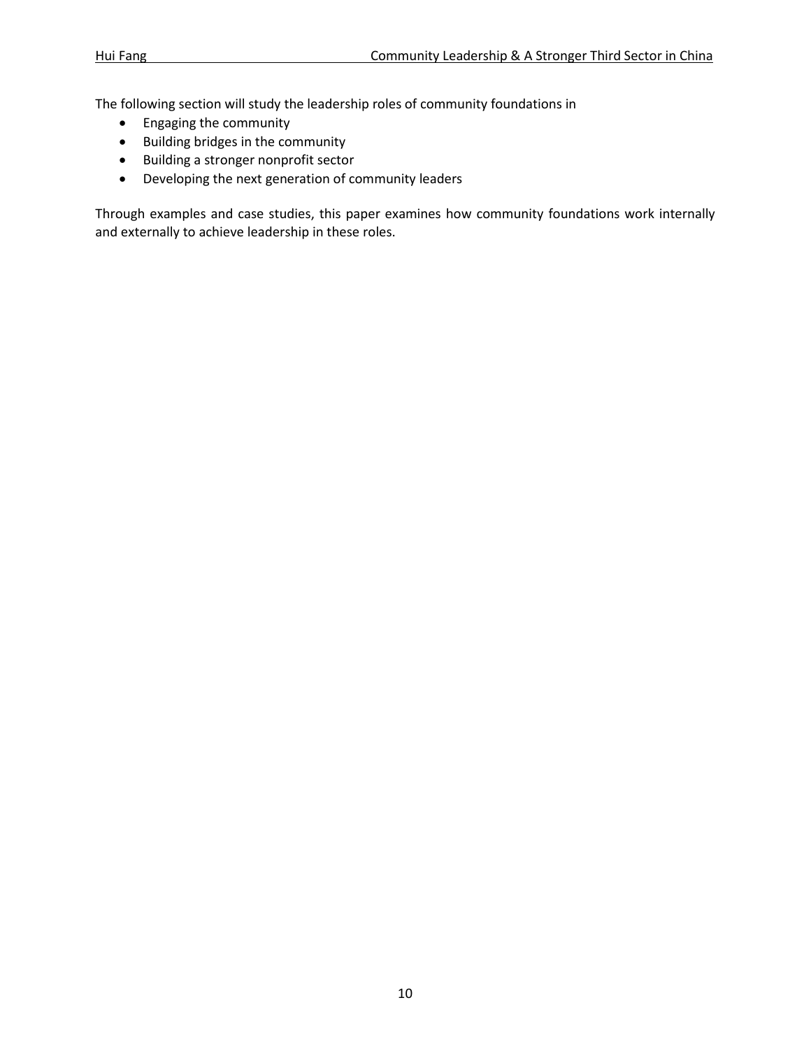The following section will study the leadership roles of community foundations in

- Engaging the community
- Building bridges in the community
- Building a stronger nonprofit sector
- Developing the next generation of community leaders

Through examples and case studies, this paper examines how community foundations work internally and externally to achieve leadership in these roles.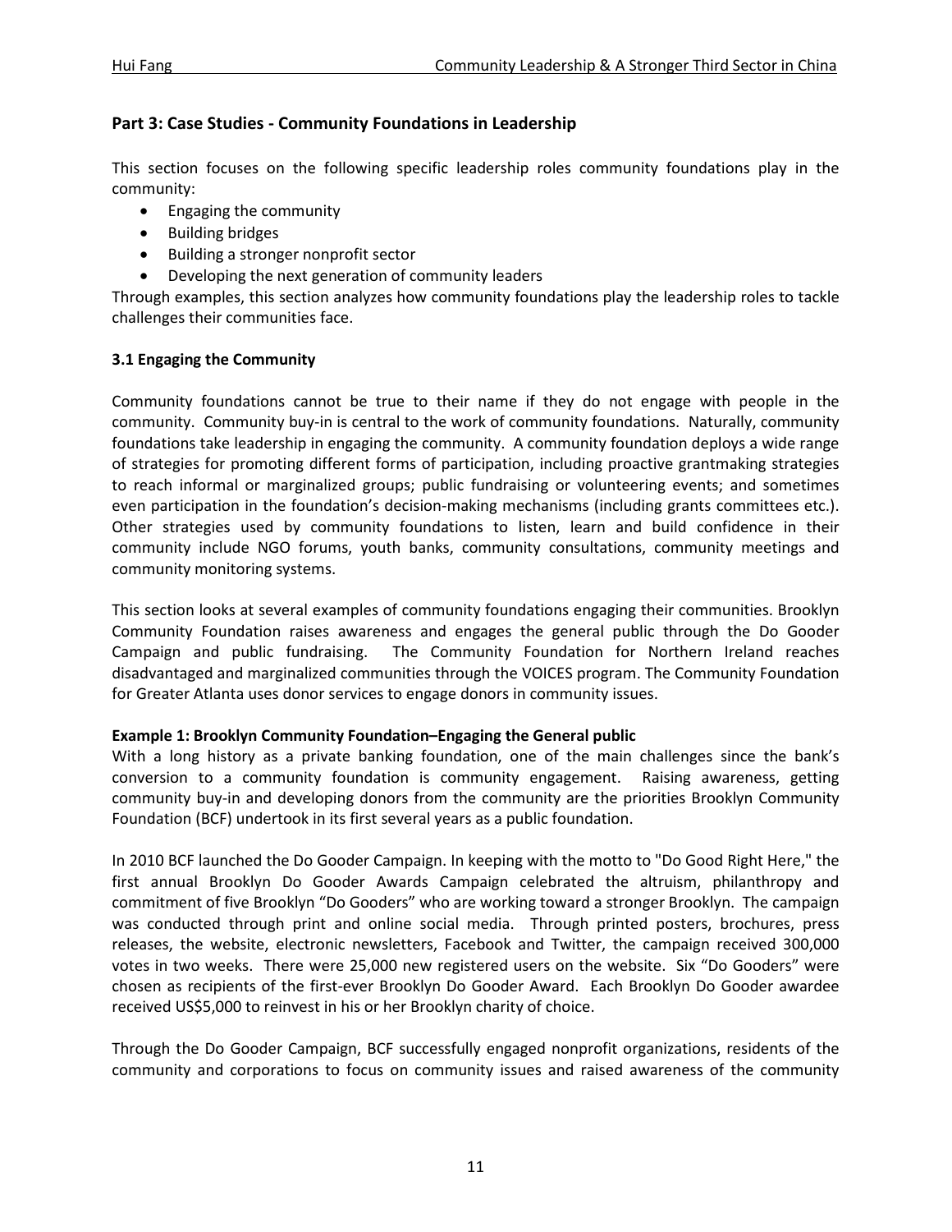## Part 3: Case Studies - Community Foundations in Leadership

This section focuses on the following specific leadership roles community foundations play in the community:

- Engaging the community
- Building bridges
- Building a stronger nonprofit sector
- Developing the next generation of community leaders

Through examples, this section analyzes how community foundations play the leadership roles to tackle challenges their communities face.

### 3.1 Engaging the Community

Community foundations cannot be true to their name if they do not engage with people in the community. Community buy-in is central to the work of community foundations. Naturally, community foundations take leadership in engaging the community. A community foundation deploys a wide range of strategies for promoting different forms of participation, including proactive grantmaking strategies to reach informal or marginalized groups; public fundraising or volunteering events; and sometimes even participation in the foundation's decision-making mechanisms (including grants committees etc.). Other strategies used by community foundations to listen, learn and build confidence in their community include NGO forums, youth banks, community consultations, community meetings and community monitoring systems.

This section looks at several examples of community foundations engaging their communities. Brooklyn Community Foundation raises awareness and engages the general public through the Do Gooder Campaign and public fundraising. The Community Foundation for Northern Ireland reaches disadvantaged and marginalized communities through the VOICES program. The Community Foundation for Greater Atlanta uses donor services to engage donors in community issues.

**Example 1: Brooklyn Community Foundation–Engaging the General public**

With a long history as a private banking foundation, one of the main challenges since the bank's conversion to a community foundation is community engagement. Raising awareness, getting community buy-in and developing donors from the community are the priorities Brooklyn Community Foundation (BCF) undertook in its first several years as a public foundation.

In 2010 BCF launched the Do Gooder Campaign. In keeping with the motto to "Do Good Right Here," the first annual Brooklyn Do Gooder Awards Campaign celebrated the altruism, philanthropy and commitment of five Brooklyn "Do Gooders" who are working toward a stronger Brooklyn. The campaign was conducted through print and online social media. Through printed posters, brochures, press releases, the website, electronic newsletters, Facebook and Twitter, the campaign received 300,000 votes in two weeks. There were 25,000 new registered users on the website. Six "Do Gooders" were chosen as recipients of the first-ever Brooklyn Do Gooder Award. Each Brooklyn Do Gooder awardee received US$5,000 to reinvest in his or her Brooklyn charity of choice.

Through the Do Gooder Campaign, BCF successfully engaged nonprofit organizations, residents of the community and corporations to focus on community issues and raised awareness of the community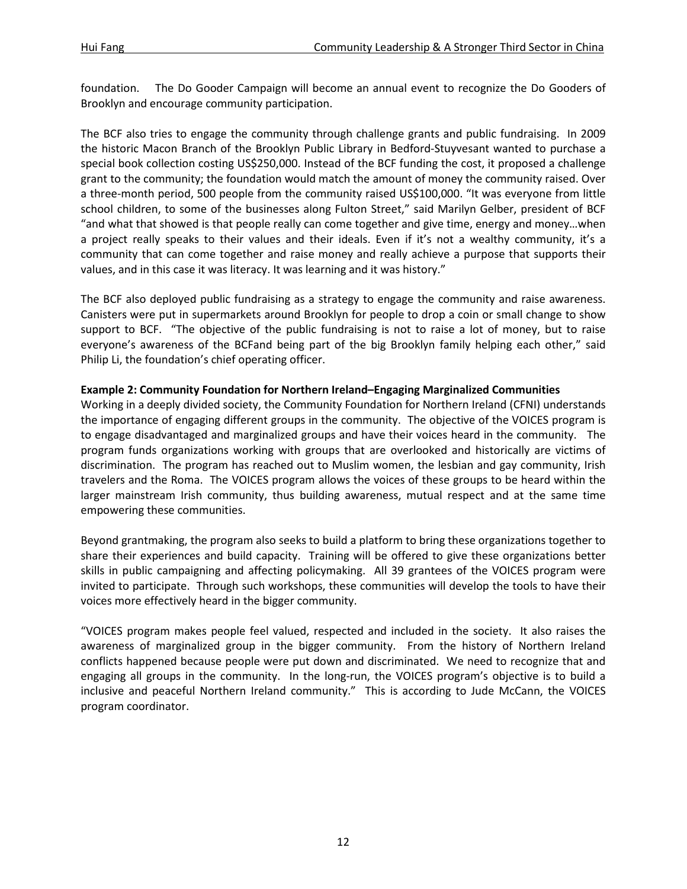foundation. The Do Gooder Campaign will become an annual event to recognize the Do Gooders of Brooklyn and encourage community participation.

The BCF also tries to engage the community through challenge grants and public fundraising. In 2009 the historic Macon Branch of the Brooklyn Public Library in Bedford-Stuyvesant wanted to purchase a special book collection costing US$250,000. Instead of the BCF funding the cost, it proposed a challenge grant to the community; the foundation would match the amount of money the community raised. Over a three-month period, 500 people from the community raised US$100,000. "It was everyone from little school children, to some of the businesses along Fulton Street," said Marilyn Gelber, president of BCF "and what that showed is that people really can come together and give time, energy and money…when a project really speaks to their values and their ideals. Even if it's not a wealthy community, it's a community that can come together and raise money and really achieve a purpose that supports their values, and in this case it was literacy. It was learning and it was history."

The BCF also deployed public fundraising as a strategy to engage the community and raise awareness. Canisters were put in supermarkets around Brooklyn for people to drop a coin or small change to show support to BCF. "The objective of the public fundraising is not to raise a lot of money, but to raise everyone's awareness of the BCFand being part of the big Brooklyn family helping each other," said Philip Li, the foundation's chief operating officer.

**Example 2: Community Foundation for Northern Ireland–Engaging Marginalized Communities**

Working in a deeply divided society, the Community Foundation for Northern Ireland (CFNI) understands the importance of engaging different groups in the community. The objective of the VOICES program is to engage disadvantaged and marginalized groups and have their voices heard in the community. The program funds organizations working with groups that are overlooked and historically are victims of discrimination. The program has reached out to Muslim women, the lesbian and gay community, Irish travelers and the Roma. The VOICES program allows the voices of these groups to be heard within the larger mainstream Irish community, thus building awareness, mutual respect and at the same time empowering these communities.

Beyond grantmaking, the program also seeks to build a platform to bring these organizations together to share their experiences and build capacity. Training will be offered to give these organizations better skills in public campaigning and affecting policymaking. All 39 grantees of the VOICES program were invited to participate. Through such workshops, these communities will develop the tools to have their voices more effectively heard in the bigger community.

"VOICES program makes people feel valued, respected and included in the society. It also raises the awareness of marginalized group in the bigger community. From the history of Northern Ireland conflicts happened because people were put down and discriminated. We need to recognize that and engaging all groups in the community. In the long-run, the VOICES program's objective is to build a inclusive and peaceful Northern Ireland community." This is according to Jude McCann, the VOICES program coordinator.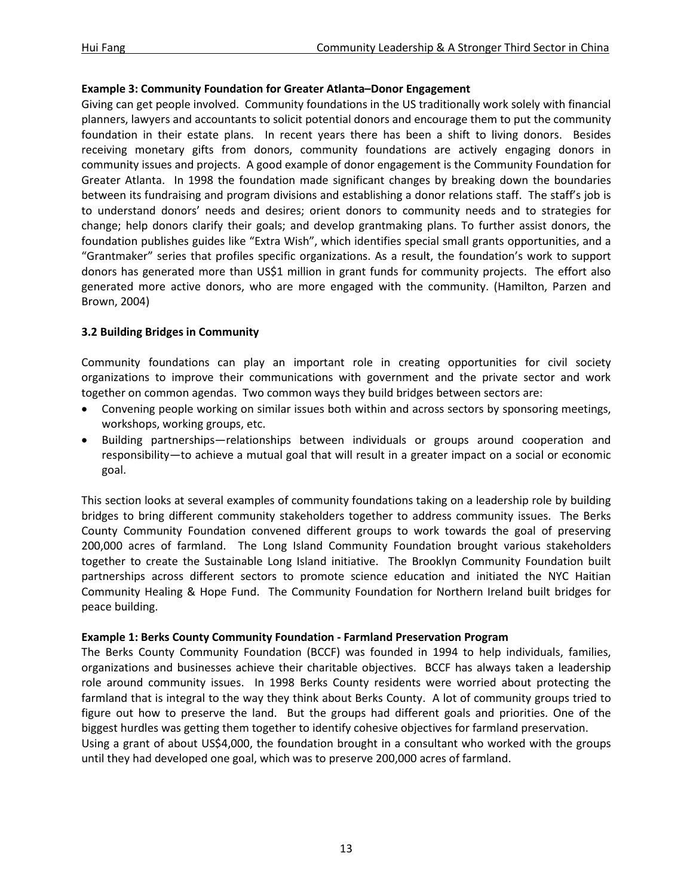**Example 3: Community Foundation for Greater Atlanta–Donor Engagement**

Giving can get people involved. Community foundations in the US traditionally work solely with financial planners, lawyers and accountants to solicit potential donors and encourage them to put the community foundation in their estate plans. In recent years there has been a shift to living donors. Besides receiving monetary gifts from donors, community foundations are actively engaging donors in community issues and projects. A good example of donor engagement is the Community Foundation for Greater Atlanta. In 1998 the foundation made significant changes by breaking down the boundaries between its fundraising and program divisions and establishing a donor relations staff. The staff's job is to understand donors' needs and desires; orient donors to community needs and to strategies for change; help donors clarify their goals; and develop grantmaking plans. To further assist donors, the foundation publishes guides like "Extra Wish", which identifies special small grants opportunities, and a "Grantmaker" series that profiles specific organizations. As a result, the foundation's work to support donors has generated more than US$1 million in grant funds for community projects. The effort also generated more active donors, who are more engaged with the community. (Hamilton, Parzen and Brown, 2004)

### 3.2 Building Bridges in Community

Community foundations can play an important role in creating opportunities for civil society organizations to improve their communications with government and the private sector and work together on common agendas. Two common ways they build bridges between sectors are:

- Convening people working on similar issues both within and across sectors by sponsoring meetings, workshops, working groups, etc.
- Building partnerships—relationships between individuals or groups around cooperation and responsibility—to achieve a mutual goal that will result in a greater impact on a social or economic goal.

This section looks at several examples of community foundations taking on a leadership role by building bridges to bring different community stakeholders together to address community issues. The Berks County Community Foundation convened different groups to work towards the goal of preserving 200,000 acres of farmland. The Long Island Community Foundation brought various stakeholders together to create the Sustainable Long Island initiative. The Brooklyn Community Foundation built partnerships across different sectors to promote science education and initiated the NYC Haitian Community Healing & Hope Fund. The Community Foundation for Northern Ireland built bridges for peace building.

**Example 1: Berks County Community Foundation - Farmland Preservation Program**

The Berks County Community Foundation (BCCF) was founded in 1994 to help individuals, families, organizations and businesses achieve their charitable objectives. BCCF has always taken a leadership role around community issues. In 1998 Berks County residents were worried about protecting the farmland that is integral to the way they think about Berks County. A lot of community groups tried to figure out how to preserve the land. But the groups had different goals and priorities. One of the biggest hurdles was getting them together to identify cohesive objectives for farmland preservation.

Using a grant of about US$4,000, the foundation brought in a consultant who worked with the groups until they had developed one goal, which was to preserve 200,000 acres of farmland.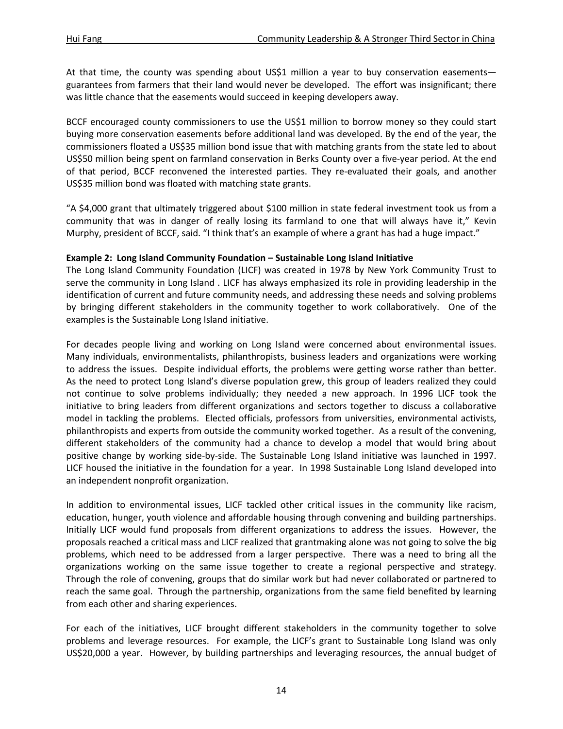At that time, the county was spending about US$1 million a year to buy conservation easements—guarantees from farmers that their land would never be developed. The effort was insignificant; there was little chance that the easements would succeed in keeping developers away.

BCCF encouraged county commissioners to use the US$1 million to borrow money so they could start buying more conservation easements before additional land was developed. By the end of the year, the commissioners floated a US$35 million bond issue that with matching grants from the state led to about US$50 million being spent on farmland conservation in Berks County over a five-year period. At the end of that period, BCCF reconvened the interested parties. They re-evaluated their goals, and another US$35 million bond was floated with matching state grants.

"A $4,000 grant that ultimately triggered about $100 million in state federal investment took us from a community that was in danger of really losing its farmland to one that will always have it," Kevin Murphy, president of BCCF, said. "I think that's an example of where a grant has had a huge impact."

**Example 2: Long Island Community Foundation – Sustainable Long Island Initiative**

The Long Island Community Foundation (LICF) was created in 1978 by New York Community Trust to serve the community in Long Island . LICF has always emphasized its role in providing leadership in the identification of current and future community needs, and addressing these needs and solving problems by bringing different stakeholders in the community together to work collaboratively. One of the examples is the Sustainable Long Island initiative.

For decades people living and working on Long Island were concerned about environmental issues. Many individuals, environmentalists, philanthropists, business leaders and organizations were working to address the issues. Despite individual efforts, the problems were getting worse rather than better. As the need to protect Long Island's diverse population grew, this group of leaders realized they could not continue to solve problems individually; they needed a new approach. In 1996 LICF took the initiative to bring leaders from different organizations and sectors together to discuss a collaborative model in tackling the problems. Elected officials, professors from universities, environmental activists, philanthropists and experts from outside the community worked together. As a result of the convening, different stakeholders of the community had a chance to develop a model that would bring about positive change by working side-by-side. The Sustainable Long Island initiative was launched in 1997. LICF housed the initiative in the foundation for a year. In 1998 Sustainable Long Island developed into an independent nonprofit organization.

In addition to environmental issues, LICF tackled other critical issues in the community like racism, education, hunger, youth violence and affordable housing through convening and building partnerships. Initially LICF would fund proposals from different organizations to address the issues. However, the proposals reached a critical mass and LICF realized that grantmaking alone was not going to solve the big problems, which need to be addressed from a larger perspective. There was a need to bring all the organizations working on the same issue together to create a regional perspective and strategy. Through the role of convening, groups that do similar work but had never collaborated or partnered to reach the same goal. Through the partnership, organizations from the same field benefited by learning from each other and sharing experiences.

For each of the initiatives, LICF brought different stakeholders in the community together to solve problems and leverage resources. For example, the LICF's grant to Sustainable Long Island was only US$20,000 a year. However, by building partnerships and leveraging resources, the annual budget of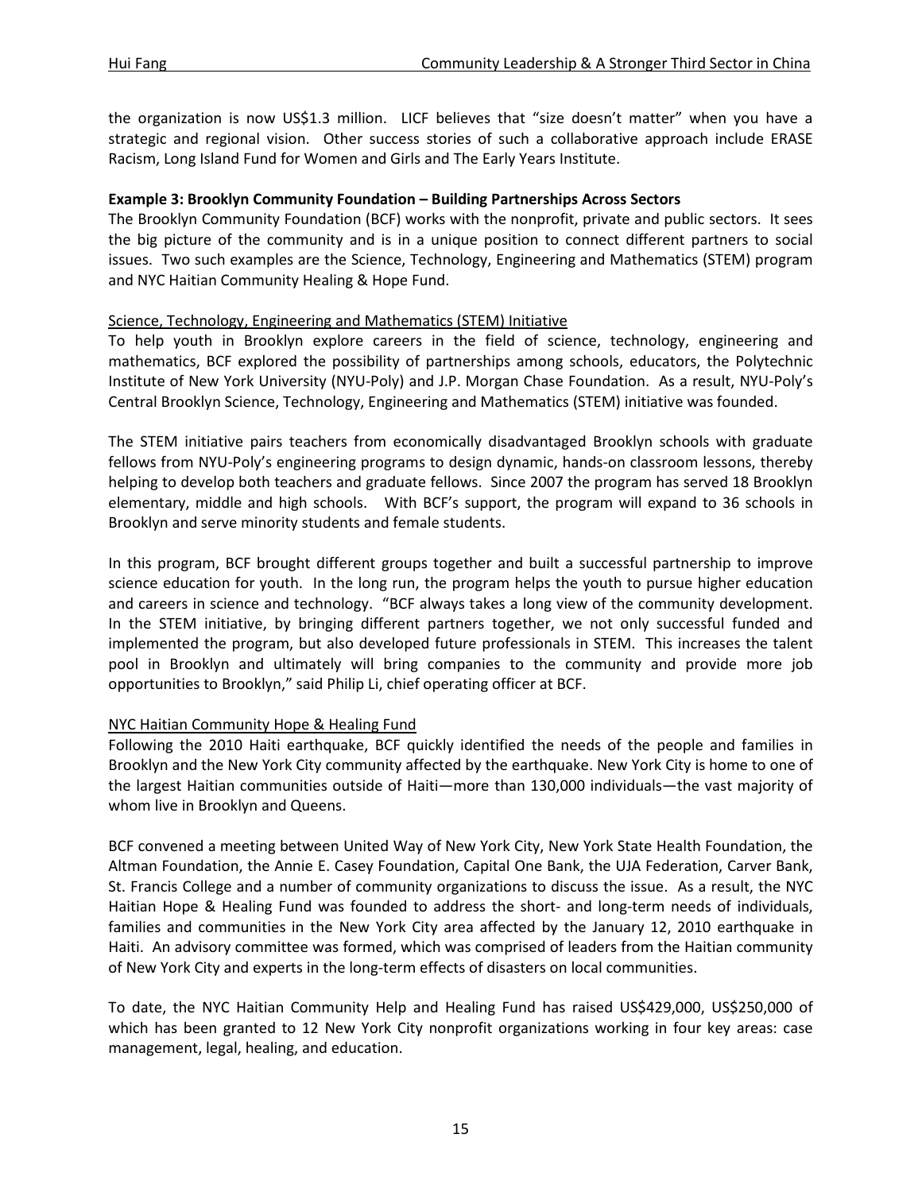the organization is now US$1.3 million. LICF believes that "size doesn't matter" when you have a strategic and regional vision. Other success stories of such a collaborative approach include ERASE Racism, Long Island Fund for Women and Girls and The Early Years Institute.

**Example 3: Brooklyn Community Foundation – Building Partnerships Across Sectors**

The Brooklyn Community Foundation (BCF) works with the nonprofit, private and public sectors. It sees the big picture of the community and is in a unique position to connect different partners to social issues. Two such examples are the Science, Technology, Engineering and Mathematics (STEM) program and NYC Haitian Community Healing & Hope Fund.

Science, Technology, Engineering and Mathematics (STEM) Initiative

To help youth in Brooklyn explore careers in the field of science, technology, engineering and mathematics, BCF explored the possibility of partnerships among schools, educators, the Polytechnic Institute of New York University (NYU-Poly) and J.P. Morgan Chase Foundation. As a result, NYU-Poly's Central Brooklyn Science, Technology, Engineering and Mathematics (STEM) initiative was founded.

The STEM initiative pairs teachers from economically disadvantaged Brooklyn schools with graduate fellows from NYU-Poly's engineering programs to design dynamic, hands-on classroom lessons, thereby helping to develop both teachers and graduate fellows. Since 2007 the program has served 18 Brooklyn elementary, middle and high schools. With BCF's support, the program will expand to 36 schools in Brooklyn and serve minority students and female students.

In this program, BCF brought different groups together and built a successful partnership to improve science education for youth. In the long run, the program helps the youth to pursue higher education and careers in science and technology. "BCF always takes a long view of the community development. In the STEM initiative, by bringing different partners together, we not only successful funded and implemented the program, but also developed future professionals in STEM. This increases the talent pool in Brooklyn and ultimately will bring companies to the community and provide more job opportunities to Brooklyn," said Philip Li, chief operating officer at BCF.

NYC Haitian Community Hope & Healing Fund

Following the 2010 Haiti earthquake, BCF quickly identified the needs of the people and families in Brooklyn and the New York City community affected by the earthquake. New York City is home to one of the largest Haitian communities outside of Haiti—more than 130,000 individuals—the vast majority of whom live in Brooklyn and Queens.

BCF convened a meeting between United Way of New York City, New York State Health Foundation, the Altman Foundation, the Annie E. Casey Foundation, Capital One Bank, the UJA Federation, Carver Bank, St. Francis College and a number of community organizations to discuss the issue. As a result, the NYC Haitian Hope & Healing Fund was founded to address the short- and long-term needs of individuals, families and communities in the New York City area affected by the January 12, 2010 earthquake in Haiti. An advisory committee was formed, which was comprised of leaders from the Haitian community of New York City and experts in the long-term effects of disasters on local communities.

To date, the NYC Haitian Community Help and Healing Fund has raised US$429,000, US$250,000 of which has been granted to 12 New York City nonprofit organizations working in four key areas: case management, legal, healing, and education.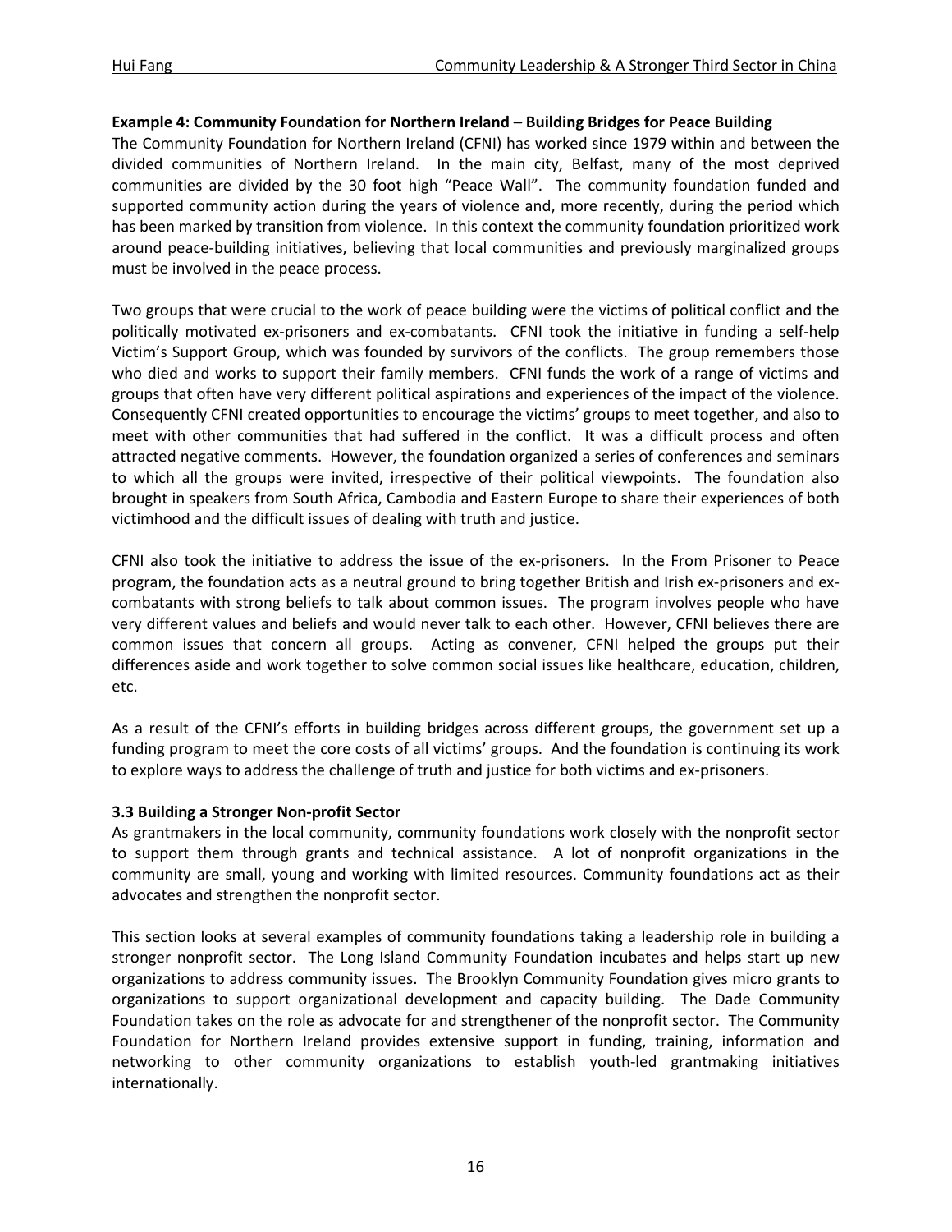**Example 4: Community Foundation for Northern Ireland – Building Bridges for Peace Building**

The Community Foundation for Northern Ireland (CFNI) has worked since 1979 within and between the divided communities of Northern Ireland. In the main city, Belfast, many of the most deprived communities are divided by the 30 foot high "Peace Wall". The community foundation funded and supported community action during the years of violence and, more recently, during the period which has been marked by transition from violence. In this context the community foundation prioritized work around peace-building initiatives, believing that local communities and previously marginalized groups must be involved in the peace process.

Two groups that were crucial to the work of peace building were the victims of political conflict and the politically motivated ex-prisoners and ex-combatants. CFNI took the initiative in funding a self-help Victim's Support Group, which was founded by survivors of the conflicts. The group remembers those who died and works to support their family members. CFNI funds the work of a range of victims and groups that often have very different political aspirations and experiences of the impact of the violence. Consequently CFNI created opportunities to encourage the victims' groups to meet together, and also to meet with other communities that had suffered in the conflict. It was a difficult process and often attracted negative comments. However, the foundation organized a series of conferences and seminars to which all the groups were invited, irrespective of their political viewpoints. The foundation also brought in speakers from South Africa, Cambodia and Eastern Europe to share their experiences of both victimhood and the difficult issues of dealing with truth and justice.

CFNI also took the initiative to address the issue of the ex-prisoners. In the From Prisoner to Peace program, the foundation acts as a neutral ground to bring together British and Irish ex-prisoners and ex-combatants with strong beliefs to talk about common issues. The program involves people who have very different values and beliefs and would never talk to each other. However, CFNI believes there are common issues that concern all groups. Acting as convener, CFNI helped the groups put their differences aside and work together to solve common social issues like healthcare, education, children, etc.

As a result of the CFNI's efforts in building bridges across different groups, the government set up a funding program to meet the core costs of all victims' groups. And the foundation is continuing its work to explore ways to address the challenge of truth and justice for both victims and ex-prisoners.

### 3.3 Building a Stronger Non-profit Sector

As grantmakers in the local community, community foundations work closely with the nonprofit sector to support them through grants and technical assistance. A lot of nonprofit organizations in the community are small, young and working with limited resources. Community foundations act as their advocates and strengthen the nonprofit sector.

This section looks at several examples of community foundations taking a leadership role in building a stronger nonprofit sector. The Long Island Community Foundation incubates and helps start up new organizations to address community issues. The Brooklyn Community Foundation gives micro grants to organizations to support organizational development and capacity building. The Dade Community Foundation takes on the role as advocate for and strengthener of the nonprofit sector. The Community Foundation for Northern Ireland provides extensive support in funding, training, information and networking to other community organizations to establish youth-led grantmaking initiatives internationally.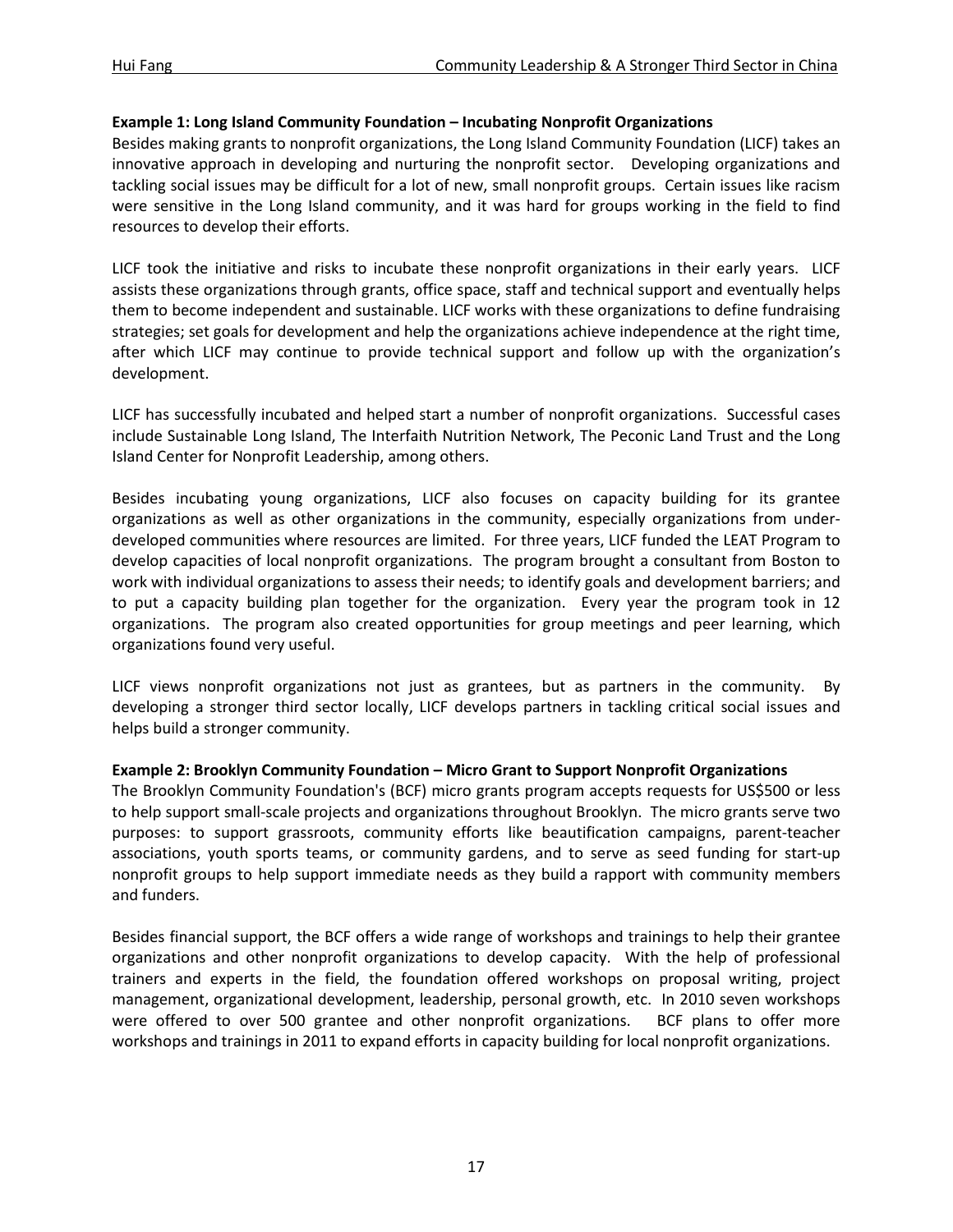**Example 1: Long Island Community Foundation – Incubating Nonprofit Organizations**

Besides making grants to nonprofit organizations, the Long Island Community Foundation (LICF) takes an innovative approach in developing and nurturing the nonprofit sector. Developing organizations and tackling social issues may be difficult for a lot of new, small nonprofit groups. Certain issues like racism were sensitive in the Long Island community, and it was hard for groups working in the field to find resources to develop their efforts.

LICF took the initiative and risks to incubate these nonprofit organizations in their early years. LICF assists these organizations through grants, office space, staff and technical support and eventually helps them to become independent and sustainable. LICF works with these organizations to define fundraising strategies; set goals for development and help the organizations achieve independence at the right time, after which LICF may continue to provide technical support and follow up with the organization's development.

LICF has successfully incubated and helped start a number of nonprofit organizations. Successful cases include Sustainable Long Island, The Interfaith Nutrition Network, The Peconic Land Trust and the Long Island Center for Nonprofit Leadership, among others.

Besides incubating young organizations, LICF also focuses on capacity building for its grantee organizations as well as other organizations in the community, especially organizations from under-developed communities where resources are limited. For three years, LICF funded the LEAT Program to develop capacities of local nonprofit organizations. The program brought a consultant from Boston to work with individual organizations to assess their needs; to identify goals and development barriers; and to put a capacity building plan together for the organization. Every year the program took in 12 organizations. The program also created opportunities for group meetings and peer learning, which organizations found very useful.

LICF views nonprofit organizations not just as grantees, but as partners in the community. By developing a stronger third sector locally, LICF develops partners in tackling critical social issues and helps build a stronger community.

**Example 2: Brooklyn Community Foundation – Micro Grant to Support Nonprofit Organizations**

The Brooklyn Community Foundation's (BCF) micro grants program accepts requests for US$500 or less to help support small-scale projects and organizations throughout Brooklyn. The micro grants serve two purposes: to support grassroots, community efforts like beautification campaigns, parent-teacher associations, youth sports teams, or community gardens, and to serve as seed funding for start-up nonprofit groups to help support immediate needs as they build a rapport with community members and funders.

Besides financial support, the BCF offers a wide range of workshops and trainings to help their grantee organizations and other nonprofit organizations to develop capacity. With the help of professional trainers and experts in the field, the foundation offered workshops on proposal writing, project management, organizational development, leadership, personal growth, etc. In 2010 seven workshops were offered to over 500 grantee and other nonprofit organizations. BCF plans to offer more workshops and trainings in 2011 to expand efforts in capacity building for local nonprofit organizations.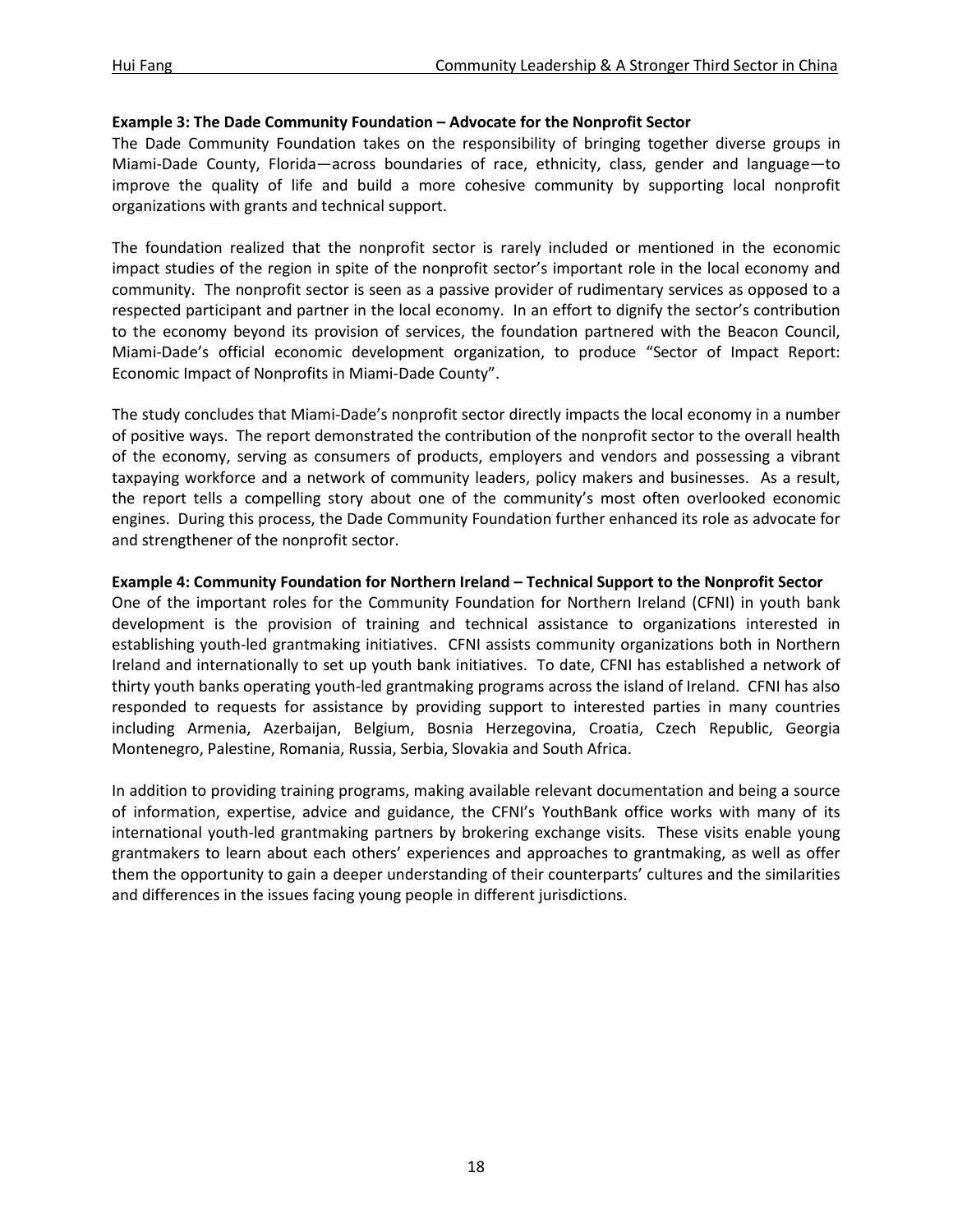**Example 3: The Dade Community Foundation – Advocate for the Nonprofit Sector**

The Dade Community Foundation takes on the responsibility of bringing together diverse groups in Miami-Dade County, Florida—across boundaries of race, ethnicity, class, gender and language—to improve the quality of life and build a more cohesive community by supporting local nonprofit organizations with grants and technical support.

The foundation realized that the nonprofit sector is rarely included or mentioned in the economic impact studies of the region in spite of the nonprofit sector's important role in the local economy and community. The nonprofit sector is seen as a passive provider of rudimentary services as opposed to a respected participant and partner in the local economy. In an effort to dignify the sector's contribution to the economy beyond its provision of services, the foundation partnered with the Beacon Council, Miami-Dade's official economic development organization, to produce "Sector of Impact Report: Economic Impact of Nonprofits in Miami-Dade County".

The study concludes that Miami-Dade's nonprofit sector directly impacts the local economy in a number of positive ways. The report demonstrated the contribution of the nonprofit sector to the overall health of the economy, serving as consumers of products, employers and vendors and possessing a vibrant taxpaying workforce and a network of community leaders, policy makers and businesses. As a result, the report tells a compelling story about one of the community's most often overlooked economic engines. During this process, the Dade Community Foundation further enhanced its role as advocate for and strengthener of the nonprofit sector.

**Example 4: Community Foundation for Northern Ireland – Technical Support to the Nonprofit Sector**

One of the important roles for the Community Foundation for Northern Ireland (CFNI) in youth bank development is the provision of training and technical assistance to organizations interested in establishing youth-led grantmaking initiatives. CFNI assists community organizations both in Northern Ireland and internationally to set up youth bank initiatives. To date, CFNI has established a network of thirty youth banks operating youth-led grantmaking programs across the island of Ireland. CFNI has also responded to requests for assistance by providing support to interested parties in many countries including Armenia, Azerbaijan, Belgium, Bosnia Herzegovina, Croatia, Czech Republic, Georgia Montenegro, Palestine, Romania, Russia, Serbia, Slovakia and South Africa.

In addition to providing training programs, making available relevant documentation and being a source of information, expertise, advice and guidance, the CFNI's YouthBank office works with many of its international youth-led grantmaking partners by brokering exchange visits. These visits enable young grantmakers to learn about each others' experiences and approaches to grantmaking, as well as offer them the opportunity to gain a deeper understanding of their counterparts' cultures and the similarities and differences in the issues facing young people in different jurisdictions.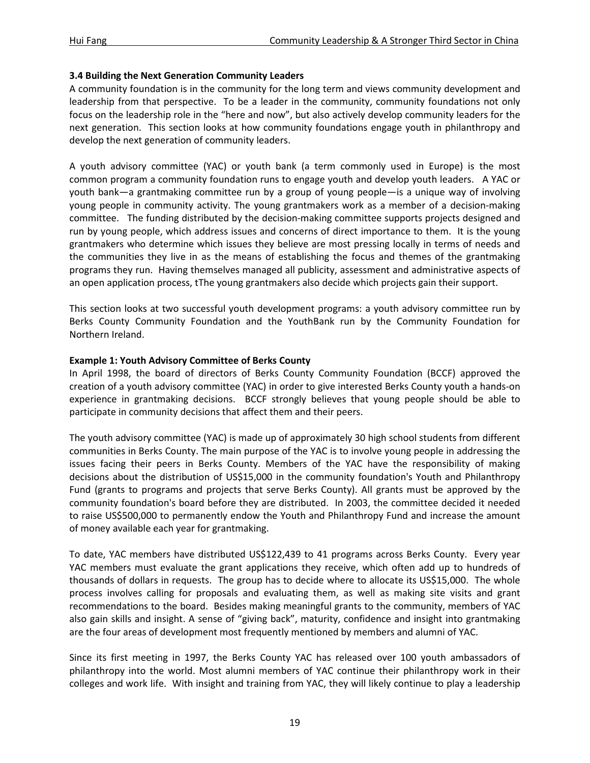### 3.4 Building the Next Generation Community Leaders

A community foundation is in the community for the long term and views community development and leadership from that perspective. To be a leader in the community, community foundations not only focus on the leadership role in the "here and now", but also actively develop community leaders for the next generation. This section looks at how community foundations engage youth in philanthropy and develop the next generation of community leaders.

A youth advisory committee (YAC) or youth bank (a term commonly used in Europe) is the most common program a community foundation runs to engage youth and develop youth leaders. A YAC or youth bank—a grantmaking committee run by a group of young people—is a unique way of involving young people in community activity. The young grantmakers work as a member of a decision-making committee. The funding distributed by the decision-making committee supports projects designed and run by young people, which address issues and concerns of direct importance to them. It is the young grantmakers who determine which issues they believe are most pressing locally in terms of needs and the communities they live in as the means of establishing the focus and themes of the grantmaking programs they run. Having themselves managed all publicity, assessment and administrative aspects of an open application process, tThe young grantmakers also decide which projects gain their support.

This section looks at two successful youth development programs: a youth advisory committee run by Berks County Community Foundation and the YouthBank run by the Community Foundation for Northern Ireland.

**Example 1: Youth Advisory Committee of Berks County**

In April 1998, the board of directors of Berks County Community Foundation (BCCF) approved the creation of a youth advisory committee (YAC) in order to give interested Berks County youth a hands-on experience in grantmaking decisions. BCCF strongly believes that young people should be able to participate in community decisions that affect them and their peers.

The youth advisory committee (YAC) is made up of approximately 30 high school students from different communities in Berks County. The main purpose of the YAC is to involve young people in addressing the issues facing their peers in Berks County. Members of the YAC have the responsibility of making decisions about the distribution of US$15,000 in the community foundation's Youth and Philanthropy Fund (grants to programs and projects that serve Berks County). All grants must be approved by the community foundation's board before they are distributed. In 2003, the committee decided it needed to raise US$500,000 to permanently endow the Youth and Philanthropy Fund and increase the amount of money available each year for grantmaking.

To date, YAC members have distributed US$122,439 to 41 programs across Berks County. Every year YAC members must evaluate the grant applications they receive, which often add up to hundreds of thousands of dollars in requests. The group has to decide where to allocate its US$15,000. The whole process involves calling for proposals and evaluating them, as well as making site visits and grant recommendations to the board. Besides making meaningful grants to the community, members of YAC also gain skills and insight. A sense of "giving back", maturity, confidence and insight into grantmaking are the four areas of development most frequently mentioned by members and alumni of YAC.

Since its first meeting in 1997, the Berks County YAC has released over 100 youth ambassadors of philanthropy into the world. Most alumni members of YAC continue their philanthropy work in their colleges and work life. With insight and training from YAC, they will likely continue to play a leadership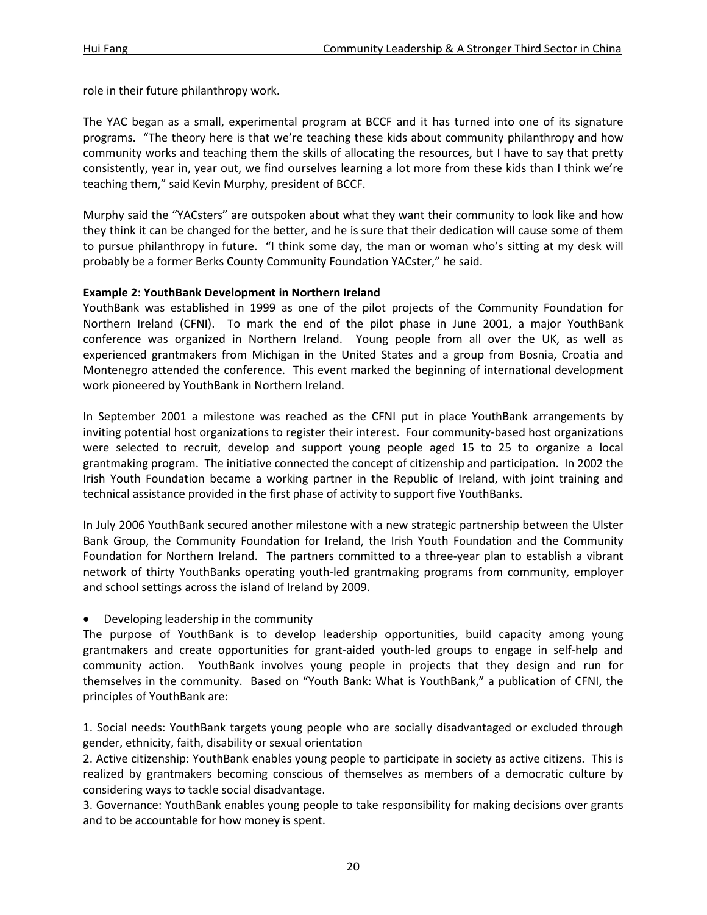role in their future philanthropy work.

The YAC began as a small, experimental program at BCCF and it has turned into one of its signature programs. "The theory here is that we're teaching these kids about community philanthropy and how community works and teaching them the skills of allocating the resources, but I have to say that pretty consistently, year in, year out, we find ourselves learning a lot more from these kids than I think we're teaching them," said Kevin Murphy, president of BCCF.

Murphy said the "YACsters" are outspoken about what they want their community to look like and how they think it can be changed for the better, and he is sure that their dedication will cause some of them to pursue philanthropy in future. "I think some day, the man or woman who's sitting at my desk will probably be a former Berks County Community Foundation YACster," he said.

**Example 2: YouthBank Development in Northern Ireland**

YouthBank was established in 1999 as one of the pilot projects of the Community Foundation for Northern Ireland (CFNI). To mark the end of the pilot phase in June 2001, a major YouthBank conference was organized in Northern Ireland. Young people from all over the UK, as well as experienced grantmakers from Michigan in the United States and a group from Bosnia, Croatia and Montenegro attended the conference. This event marked the beginning of international development work pioneered by YouthBank in Northern Ireland.

In September 2001 a milestone was reached as the CFNI put in place YouthBank arrangements by inviting potential host organizations to register their interest. Four community-based host organizations were selected to recruit, develop and support young people aged 15 to 25 to organize a local grantmaking program. The initiative connected the concept of citizenship and participation. In 2002 the Irish Youth Foundation became a working partner in the Republic of Ireland, with joint training and technical assistance provided in the first phase of activity to support five YouthBanks.

In July 2006 YouthBank secured another milestone with a new strategic partnership between the Ulster Bank Group, the Community Foundation for Ireland, the Irish Youth Foundation and the Community Foundation for Northern Ireland. The partners committed to a three-year plan to establish a vibrant network of thirty YouthBanks operating youth-led grantmaking programs from community, employer and school settings across the island of Ireland by 2009.

- Developing leadership in the community

The purpose of YouthBank is to develop leadership opportunities, build capacity among young grantmakers and create opportunities for grant-aided youth-led groups to engage in self-help and community action. YouthBank involves young people in projects that they design and run for themselves in the community. Based on "Youth Bank: What is YouthBank," a publication of CFNI, the principles of YouthBank are:

1. Social needs: YouthBank targets young people who are socially disadvantaged or excluded through gender, ethnicity, faith, disability or sexual orientation
2. Active citizenship: YouthBank enables young people to participate in society as active citizens. This is realized by grantmakers becoming conscious of themselves as members of a democratic culture by considering ways to tackle social disadvantage.
3. Governance: YouthBank enables young people to take responsibility for making decisions over grants and to be accountable for how money is spent.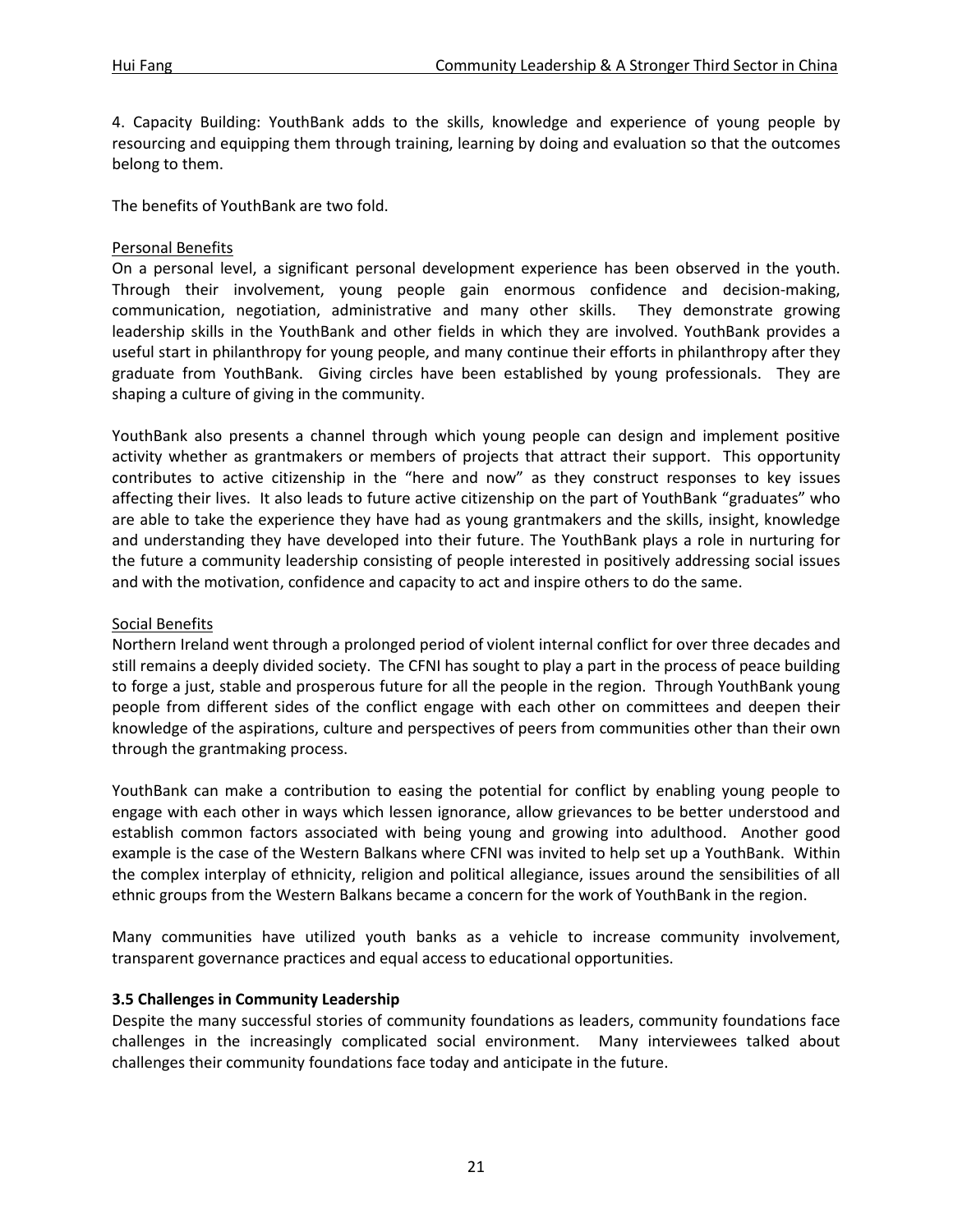4. Capacity Building: YouthBank adds to the skills, knowledge and experience of young people by resourcing and equipping them through training, learning by doing and evaluation so that the outcomes belong to them.

The benefits of YouthBank are two fold.

Personal Benefits

On a personal level, a significant personal development experience has been observed in the youth. Through their involvement, young people gain enormous confidence and decision-making, communication, negotiation, administrative and many other skills. They demonstrate growing leadership skills in the YouthBank and other fields in which they are involved. YouthBank provides a useful start in philanthropy for young people, and many continue their efforts in philanthropy after they graduate from YouthBank. Giving circles have been established by young professionals. They are shaping a culture of giving in the community.

YouthBank also presents a channel through which young people can design and implement positive activity whether as grantmakers or members of projects that attract their support. This opportunity contributes to active citizenship in the "here and now" as they construct responses to key issues affecting their lives. It also leads to future active citizenship on the part of YouthBank "graduates" who are able to take the experience they have had as young grantmakers and the skills, insight, knowledge and understanding they have developed into their future. The YouthBank plays a role in nurturing for the future a community leadership consisting of people interested in positively addressing social issues and with the motivation, confidence and capacity to act and inspire others to do the same.

Social Benefits

Northern Ireland went through a prolonged period of violent internal conflict for over three decades and still remains a deeply divided society. The CFNI has sought to play a part in the process of peace building to forge a just, stable and prosperous future for all the people in the region. Through YouthBank young people from different sides of the conflict engage with each other on committees and deepen their knowledge of the aspirations, culture and perspectives of peers from communities other than their own through the grantmaking process.

YouthBank can make a contribution to easing the potential for conflict by enabling young people to engage with each other in ways which lessen ignorance, allow grievances to be better understood and establish common factors associated with being young and growing into adulthood. Another good example is the case of the Western Balkans where CFNI was invited to help set up a YouthBank. Within the complex interplay of ethnicity, religion and political allegiance, issues around the sensibilities of all ethnic groups from the Western Balkans became a concern for the work of YouthBank in the region.

Many communities have utilized youth banks as a vehicle to increase community involvement, transparent governance practices and equal access to educational opportunities.

### 3.5 Challenges in Community Leadership

Despite the many successful stories of community foundations as leaders, community foundations face challenges in the increasingly complicated social environment. Many interviewees talked about challenges their community foundations face today and anticipate in the future.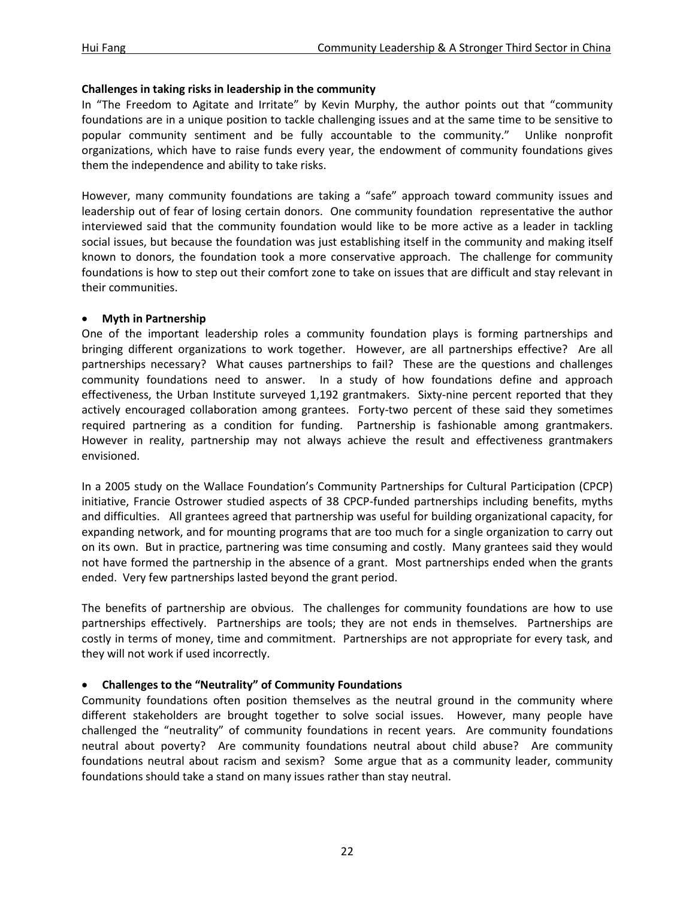**Challenges in taking risks in leadership in the community**

In "The Freedom to Agitate and Irritate" by Kevin Murphy, the author points out that "community foundations are in a unique position to tackle challenging issues and at the same time to be sensitive to popular community sentiment and be fully accountable to the community." Unlike nonprofit organizations, which have to raise funds every year, the endowment of community foundations gives them the independence and ability to take risks.

However, many community foundations are taking a "safe" approach toward community issues and leadership out of fear of losing certain donors. One community foundation representative the author interviewed said that the community foundation would like to be more active as a leader in tackling social issues, but because the foundation was just establishing itself in the community and making itself known to donors, the foundation took a more conservative approach. The challenge for community foundations is how to step out their comfort zone to take on issues that are difficult and stay relevant in their communities.

- **Myth in Partnership**

One of the important leadership roles a community foundation plays is forming partnerships and bringing different organizations to work together. However, are all partnerships effective? Are all partnerships necessary? What causes partnerships to fail? These are the questions and challenges community foundations need to answer. In a study of how foundations define and approach effectiveness, the Urban Institute surveyed 1,192 grantmakers. Sixty-nine percent reported that they actively encouraged collaboration among grantees. Forty-two percent of these said they sometimes required partnering as a condition for funding. Partnership is fashionable among grantmakers. However in reality, partnership may not always achieve the result and effectiveness grantmakers envisioned.

In a 2005 study on the Wallace Foundation's Community Partnerships for Cultural Participation (CPCP) initiative, Francie Ostrower studied aspects of 38 CPCP-funded partnerships including benefits, myths and difficulties. All grantees agreed that partnership was useful for building organizational capacity, for expanding network, and for mounting programs that are too much for a single organization to carry out on its own. But in practice, partnering was time consuming and costly. Many grantees said they would not have formed the partnership in the absence of a grant. Most partnerships ended when the grants ended. Very few partnerships lasted beyond the grant period.

The benefits of partnership are obvious. The challenges for community foundations are how to use partnerships effectively. Partnerships are tools; they are not ends in themselves. Partnerships are costly in terms of money, time and commitment. Partnerships are not appropriate for every task, and they will not work if used incorrectly.

- **Challenges to the "Neutrality" of Community Foundations**

Community foundations often position themselves as the neutral ground in the community where different stakeholders are brought together to solve social issues. However, many people have challenged the "neutrality" of community foundations in recent years. Are community foundations neutral about poverty? Are community foundations neutral about child abuse? Are community foundations neutral about racism and sexism? Some argue that as a community leader, community foundations should take a stand on many issues rather than stay neutral.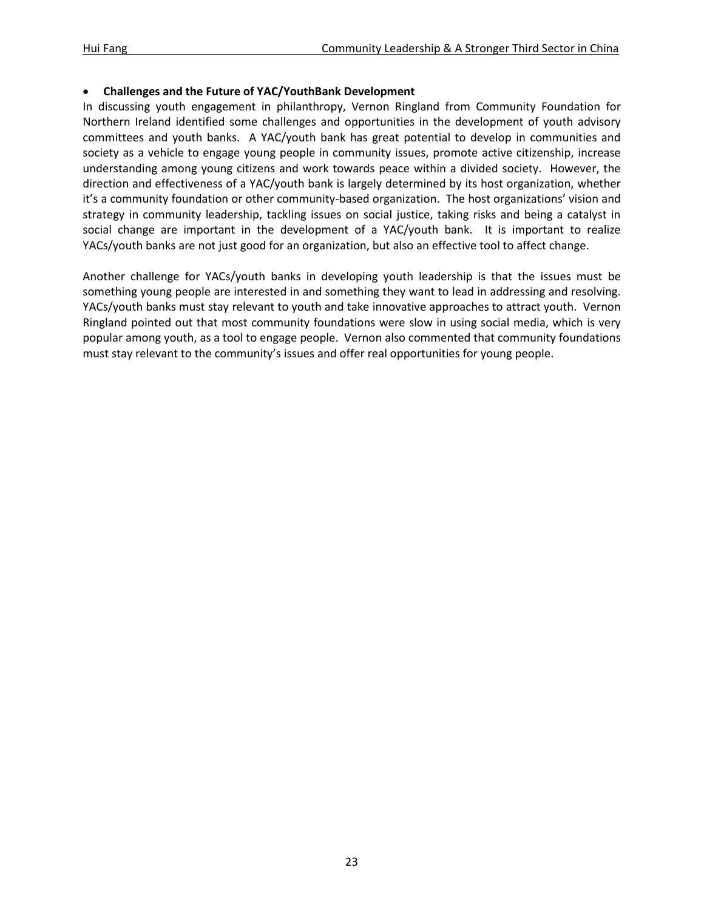- **Challenges and the Future of YAC/YouthBank Development**

In discussing youth engagement in philanthropy, Vernon Ringland from Community Foundation for Northern Ireland identified some challenges and opportunities in the development of youth advisory committees and youth banks. A YAC/youth bank has great potential to develop in communities and society as a vehicle to engage young people in community issues, promote active citizenship, increase understanding among young citizens and work towards peace within a divided society. However, the direction and effectiveness of a YAC/youth bank is largely determined by its host organization, whether it's a community foundation or other community-based organization. The host organizations' vision and strategy in community leadership, tackling issues on social justice, taking risks and being a catalyst in social change are important in the development of a YAC/youth bank. It is important to realize YACs/youth banks are not just good for an organization, but also an effective tool to affect change.

Another challenge for YACs/youth banks in developing youth leadership is that the issues must be something young people are interested in and something they want to lead in addressing and resolving. YACs/youth banks must stay relevant to youth and take innovative approaches to attract youth. Vernon Ringland pointed out that most community foundations were slow in using social media, which is very popular among youth, as a tool to engage people. Vernon also commented that community foundations must stay relevant to the community's issues and offer real opportunities for young people.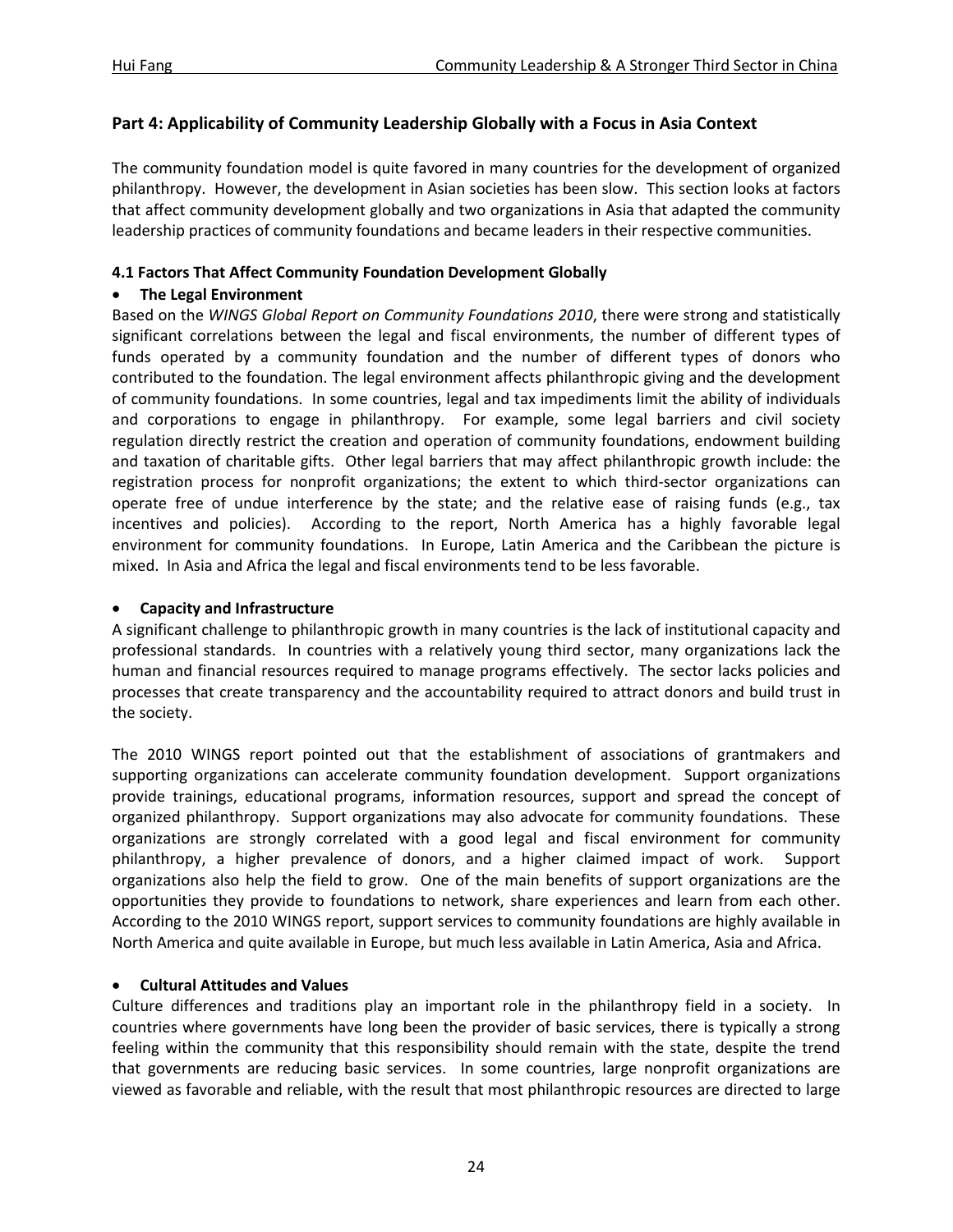## Part 4: Applicability of Community Leadership Globally with a Focus in Asia Context

The community foundation model is quite favored in many countries for the development of organized philanthropy. However, the development in Asian societies has been slow. This section looks at factors that affect community development globally and two organizations in Asia that adapted the community leadership practices of community foundations and became leaders in their respective communities.

### 4.1 Factors That Affect Community Foundation Development Globally

- **The Legal Environment**

Based on the *WINGS Global Report on Community Foundations 2010*, there were strong and statistically significant correlations between the legal and fiscal environments, the number of different types of funds operated by a community foundation and the number of different types of donors who contributed to the foundation. The legal environment affects philanthropic giving and the development of community foundations. In some countries, legal and tax impediments limit the ability of individuals and corporations to engage in philanthropy. For example, some legal barriers and civil society regulation directly restrict the creation and operation of community foundations, endowment building and taxation of charitable gifts. Other legal barriers that may affect philanthropic growth include: the registration process for nonprofit organizations; the extent to which third-sector organizations can operate free of undue interference by the state; and the relative ease of raising funds (e.g., tax incentives and policies). According to the report, North America has a highly favorable legal environment for community foundations. In Europe, Latin America and the Caribbean the picture is mixed. In Asia and Africa the legal and fiscal environments tend to be less favorable.

- **Capacity and Infrastructure**

A significant challenge to philanthropic growth in many countries is the lack of institutional capacity and professional standards. In countries with a relatively young third sector, many organizations lack the human and financial resources required to manage programs effectively. The sector lacks policies and processes that create transparency and the accountability required to attract donors and build trust in the society.

The 2010 WINGS report pointed out that the establishment of associations of grantmakers and supporting organizations can accelerate community foundation development. Support organizations provide trainings, educational programs, information resources, support and spread the concept of organized philanthropy. Support organizations may also advocate for community foundations. These organizations are strongly correlated with a good legal and fiscal environment for community philanthropy, a higher prevalence of donors, and a higher claimed impact of work. Support organizations also help the field to grow. One of the main benefits of support organizations are the opportunities they provide to foundations to network, share experiences and learn from each other. According to the 2010 WINGS report, support services to community foundations are highly available in North America and quite available in Europe, but much less available in Latin America, Asia and Africa.

- **Cultural Attitudes and Values**

Culture differences and traditions play an important role in the philanthropy field in a society. In countries where governments have long been the provider of basic services, there is typically a strong feeling within the community that this responsibility should remain with the state, despite the trend that governments are reducing basic services. In some countries, large nonprofit organizations are viewed as favorable and reliable, with the result that most philanthropic resources are directed to large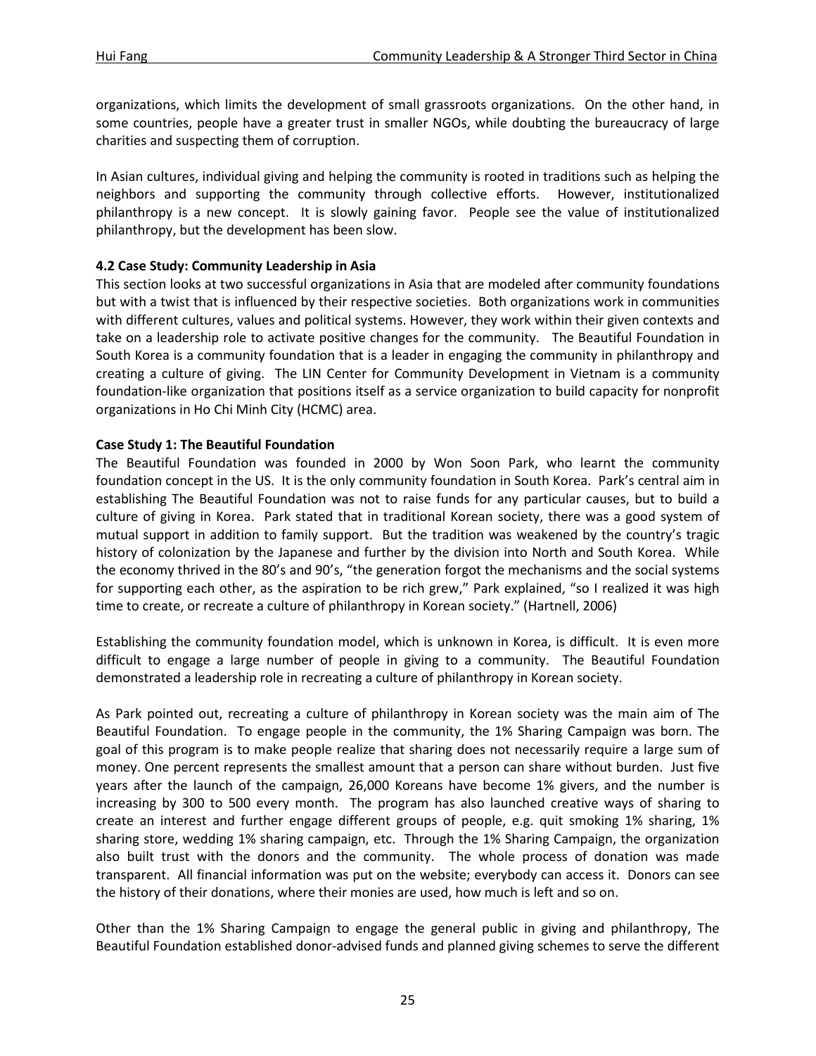organizations, which limits the development of small grassroots organizations. On the other hand, in some countries, people have a greater trust in smaller NGOs, while doubting the bureaucracy of large charities and suspecting them of corruption.

In Asian cultures, individual giving and helping the community is rooted in traditions such as helping the neighbors and supporting the community through collective efforts. However, institutionalized philanthropy is a new concept. It is slowly gaining favor. People see the value of institutionalized philanthropy, but the development has been slow.

**4.2 Case Study: Community Leadership in Asia**

This section looks at two successful organizations in Asia that are modeled after community foundations but with a twist that is influenced by their respective societies. Both organizations work in communities with different cultures, values and political systems. However, they work within their given contexts and take on a leadership role to activate positive changes for the community. The Beautiful Foundation in South Korea is a community foundation that is a leader in engaging the community in philanthropy and creating a culture of giving. The LIN Center for Community Development in Vietnam is a community foundation-like organization that positions itself as a service organization to build capacity for nonprofit organizations in Ho Chi Minh City (HCMC) area.

**Case Study 1: The Beautiful Foundation**

The Beautiful Foundation was founded in 2000 by Won Soon Park, who learnt the community foundation concept in the US. It is the only community foundation in South Korea. Park's central aim in establishing The Beautiful Foundation was not to raise funds for any particular causes, but to build a culture of giving in Korea. Park stated that in traditional Korean society, there was a good system of mutual support in addition to family support. But the tradition was weakened by the country's tragic history of colonization by the Japanese and further by the division into North and South Korea. While the economy thrived in the 80's and 90's, "the generation forgot the mechanisms and the social systems for supporting each other, as the aspiration to be rich grew," Park explained, "so I realized it was high time to create, or recreate a culture of philanthropy in Korean society." (Hartnell, 2006)

Establishing the community foundation model, which is unknown in Korea, is difficult. It is even more difficult to engage a large number of people in giving to a community. The Beautiful Foundation demonstrated a leadership role in recreating a culture of philanthropy in Korean society.

As Park pointed out, recreating a culture of philanthropy in Korean society was the main aim of The Beautiful Foundation. To engage people in the community, the 1% Sharing Campaign was born. The goal of this program is to make people realize that sharing does not necessarily require a large sum of money. One percent represents the smallest amount that a person can share without burden. Just five years after the launch of the campaign, 26,000 Koreans have become 1% givers, and the number is increasing by 300 to 500 every month. The program has also launched creative ways of sharing to create an interest and further engage different groups of people, e.g. quit smoking 1% sharing, 1% sharing store, wedding 1% sharing campaign, etc. Through the 1% Sharing Campaign, the organization also built trust with the donors and the community. The whole process of donation was made transparent. All financial information was put on the website; everybody can access it. Donors can see the history of their donations, where their monies are used, how much is left and so on.

Other than the 1% Sharing Campaign to engage the general public in giving and philanthropy, The Beautiful Foundation established donor-advised funds and planned giving schemes to serve the different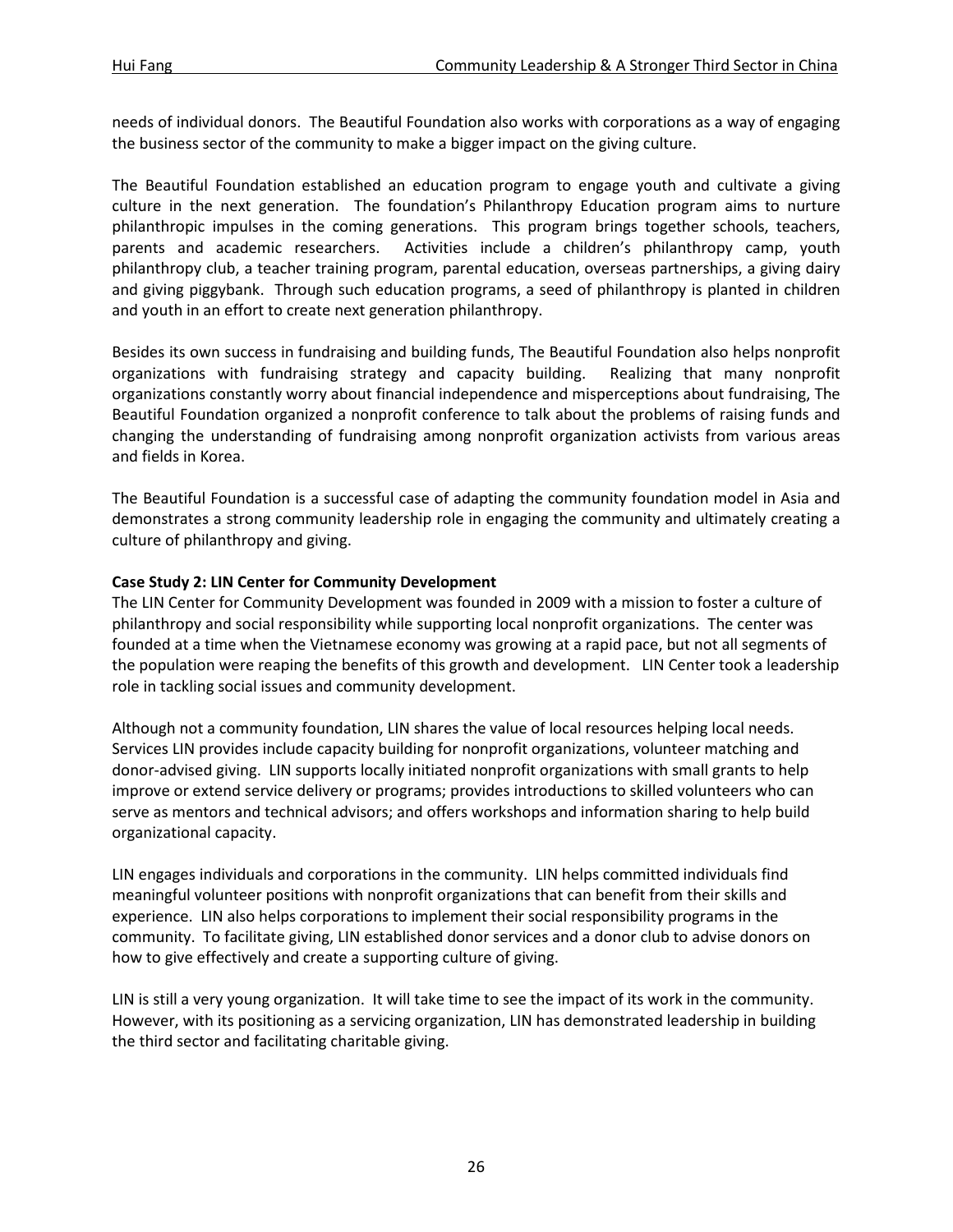needs of individual donors. The Beautiful Foundation also works with corporations as a way of engaging the business sector of the community to make a bigger impact on the giving culture.

The Beautiful Foundation established an education program to engage youth and cultivate a giving culture in the next generation. The foundation's Philanthropy Education program aims to nurture philanthropic impulses in the coming generations. This program brings together schools, teachers, parents and academic researchers. Activities include a children's philanthropy camp, youth philanthropy club, a teacher training program, parental education, overseas partnerships, a giving dairy and giving piggybank. Through such education programs, a seed of philanthropy is planted in children and youth in an effort to create next generation philanthropy.

Besides its own success in fundraising and building funds, The Beautiful Foundation also helps nonprofit organizations with fundraising strategy and capacity building. Realizing that many nonprofit organizations constantly worry about financial independence and misperceptions about fundraising, The Beautiful Foundation organized a nonprofit conference to talk about the problems of raising funds and changing the understanding of fundraising among nonprofit organization activists from various areas and fields in Korea.

The Beautiful Foundation is a successful case of adapting the community foundation model in Asia and demonstrates a strong community leadership role in engaging the community and ultimately creating a culture of philanthropy and giving.

**Case Study 2: LIN Center for Community Development**

The LIN Center for Community Development was founded in 2009 with a mission to foster a culture of philanthropy and social responsibility while supporting local nonprofit organizations. The center was founded at a time when the Vietnamese economy was growing at a rapid pace, but not all segments of the population were reaping the benefits of this growth and development. LIN Center took a leadership role in tackling social issues and community development.

Although not a community foundation, LIN shares the value of local resources helping local needs. Services LIN provides include capacity building for nonprofit organizations, volunteer matching and donor-advised giving. LIN supports locally initiated nonprofit organizations with small grants to help improve or extend service delivery or programs; provides introductions to skilled volunteers who can serve as mentors and technical advisors; and offers workshops and information sharing to help build organizational capacity.

LIN engages individuals and corporations in the community. LIN helps committed individuals find meaningful volunteer positions with nonprofit organizations that can benefit from their skills and experience. LIN also helps corporations to implement their social responsibility programs in the community. To facilitate giving, LIN established donor services and a donor club to advise donors on how to give effectively and create a supporting culture of giving.

LIN is still a very young organization. It will take time to see the impact of its work in the community. However, with its positioning as a servicing organization, LIN has demonstrated leadership in building the third sector and facilitating charitable giving.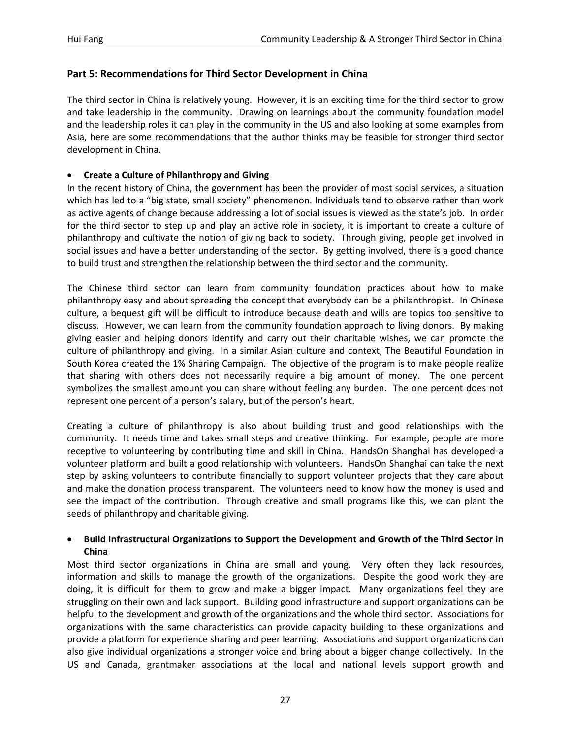## Part 5: Recommendations for Third Sector Development in China

The third sector in China is relatively young. However, it is an exciting time for the third sector to grow and take leadership in the community. Drawing on learnings about the community foundation model and the leadership roles it can play in the community in the US and also looking at some examples from Asia, here are some recommendations that the author thinks may be feasible for stronger third sector development in China.

- **Create a Culture of Philanthropy and Giving**

In the recent history of China, the government has been the provider of most social services, a situation which has led to a "big state, small society" phenomenon. Individuals tend to observe rather than work as active agents of change because addressing a lot of social issues is viewed as the state's job. In order for the third sector to step up and play an active role in society, it is important to create a culture of philanthropy and cultivate the notion of giving back to society. Through giving, people get involved in social issues and have a better understanding of the sector. By getting involved, there is a good chance to build trust and strengthen the relationship between the third sector and the community.

The Chinese third sector can learn from community foundation practices about how to make philanthropy easy and about spreading the concept that everybody can be a philanthropist. In Chinese culture, a bequest gift will be difficult to introduce because death and wills are topics too sensitive to discuss. However, we can learn from the community foundation approach to living donors. By making giving easier and helping donors identify and carry out their charitable wishes, we can promote the culture of philanthropy and giving. In a similar Asian culture and context, The Beautiful Foundation in South Korea created the 1% Sharing Campaign. The objective of the program is to make people realize that sharing with others does not necessarily require a big amount of money. The one percent symbolizes the smallest amount you can share without feeling any burden. The one percent does not represent one percent of a person's salary, but of the person's heart.

Creating a culture of philanthropy is also about building trust and good relationships with the community. It needs time and takes small steps and creative thinking. For example, people are more receptive to volunteering by contributing time and skill in China. HandsOn Shanghai has developed a volunteer platform and built a good relationship with volunteers. HandsOn Shanghai can take the next step by asking volunteers to contribute financially to support volunteer projects that they care about and make the donation process transparent. The volunteers need to know how the money is used and see the impact of the contribution. Through creative and small programs like this, we can plant the seeds of philanthropy and charitable giving.

- **Build Infrastructural Organizations to Support the Development and Growth of the Third Sector in China**

Most third sector organizations in China are small and young. Very often they lack resources, information and skills to manage the growth of the organizations. Despite the good work they are doing, it is difficult for them to grow and make a bigger impact. Many organizations feel they are struggling on their own and lack support. Building good infrastructure and support organizations can be helpful to the development and growth of the organizations and the whole third sector. Associations for organizations with the same characteristics can provide capacity building to these organizations and provide a platform for experience sharing and peer learning. Associations and support organizations can also give individual organizations a stronger voice and bring about a bigger change collectively. In the US and Canada, grantmaker associations at the local and national levels support growth and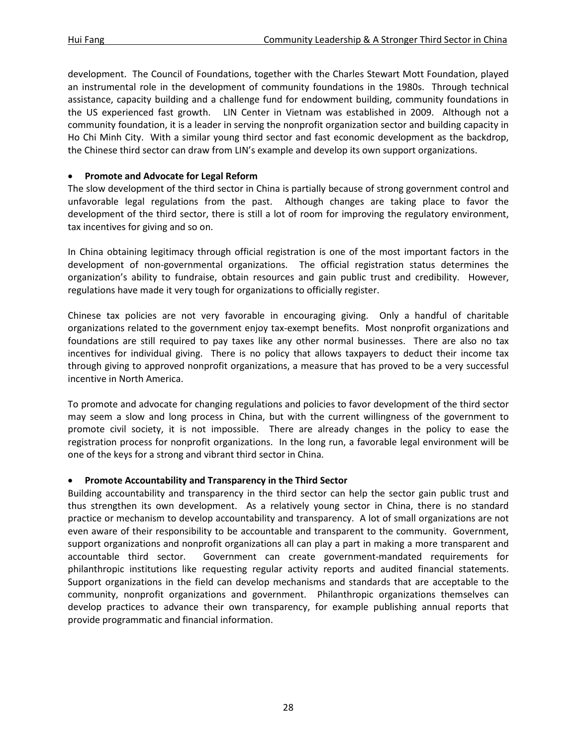development. The Council of Foundations, together with the Charles Stewart Mott Foundation, played an instrumental role in the development of community foundations in the 1980s. Through technical assistance, capacity building and a challenge fund for endowment building, community foundations in the US experienced fast growth. LIN Center in Vietnam was established in 2009. Although not a community foundation, it is a leader in serving the nonprofit organization sector and building capacity in Ho Chi Minh City. With a similar young third sector and fast economic development as the backdrop, the Chinese third sector can draw from LIN's example and develop its own support organizations.

- **Promote and Advocate for Legal Reform**

The slow development of the third sector in China is partially because of strong government control and unfavorable legal regulations from the past. Although changes are taking place to favor the development of the third sector, there is still a lot of room for improving the regulatory environment, tax incentives for giving and so on.

In China obtaining legitimacy through official registration is one of the most important factors in the development of non-governmental organizations. The official registration status determines the organization's ability to fundraise, obtain resources and gain public trust and credibility. However, regulations have made it very tough for organizations to officially register.

Chinese tax policies are not very favorable in encouraging giving. Only a handful of charitable organizations related to the government enjoy tax-exempt benefits. Most nonprofit organizations and foundations are still required to pay taxes like any other normal businesses. There are also no tax incentives for individual giving. There is no policy that allows taxpayers to deduct their income tax through giving to approved nonprofit organizations, a measure that has proved to be a very successful incentive in North America.

To promote and advocate for changing regulations and policies to favor development of the third sector may seem a slow and long process in China, but with the current willingness of the government to promote civil society, it is not impossible. There are already changes in the policy to ease the registration process for nonprofit organizations. In the long run, a favorable legal environment will be one of the keys for a strong and vibrant third sector in China.

- **Promote Accountability and Transparency in the Third Sector**

Building accountability and transparency in the third sector can help the sector gain public trust and thus strengthen its own development. As a relatively young sector in China, there is no standard practice or mechanism to develop accountability and transparency. A lot of small organizations are not even aware of their responsibility to be accountable and transparent to the community. Government, support organizations and nonprofit organizations all can play a part in making a more transparent and accountable third sector. Government can create government-mandated requirements for philanthropic institutions like requesting regular activity reports and audited financial statements. Support organizations in the field can develop mechanisms and standards that are acceptable to the community, nonprofit organizations and government. Philanthropic organizations themselves can develop practices to advance their own transparency, for example publishing annual reports that provide programmatic and financial information.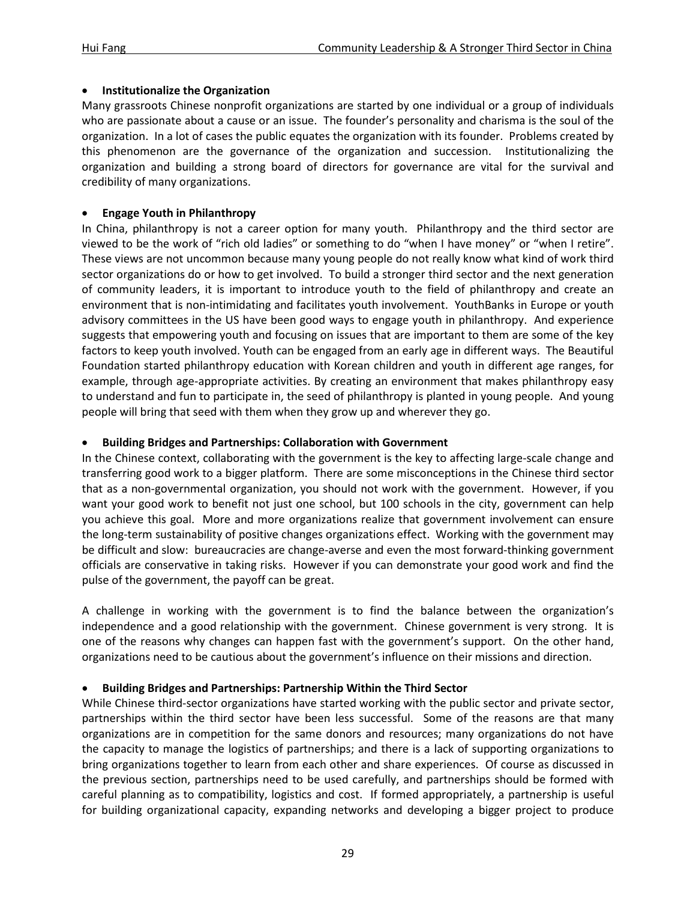- **Institutionalize the Organization**

Many grassroots Chinese nonprofit organizations are started by one individual or a group of individuals who are passionate about a cause or an issue. The founder's personality and charisma is the soul of the organization. In a lot of cases the public equates the organization with its founder. Problems created by this phenomenon are the governance of the organization and succession. Institutionalizing the organization and building a strong board of directors for governance are vital for the survival and credibility of many organizations.

- **Engage Youth in Philanthropy**

In China, philanthropy is not a career option for many youth. Philanthropy and the third sector are viewed to be the work of "rich old ladies" or something to do "when I have money" or "when I retire". These views are not uncommon because many young people do not really know what kind of work third sector organizations do or how to get involved. To build a stronger third sector and the next generation of community leaders, it is important to introduce youth to the field of philanthropy and create an environment that is non-intimidating and facilitates youth involvement. YouthBanks in Europe or youth advisory committees in the US have been good ways to engage youth in philanthropy. And experience suggests that empowering youth and focusing on issues that are important to them are some of the key factors to keep youth involved. Youth can be engaged from an early age in different ways. The Beautiful Foundation started philanthropy education with Korean children and youth in different age ranges, for example, through age-appropriate activities. By creating an environment that makes philanthropy easy to understand and fun to participate in, the seed of philanthropy is planted in young people. And young people will bring that seed with them when they grow up and wherever they go.

- **Building Bridges and Partnerships: Collaboration with Government**

In the Chinese context, collaborating with the government is the key to affecting large-scale change and transferring good work to a bigger platform. There are some misconceptions in the Chinese third sector that as a non-governmental organization, you should not work with the government. However, if you want your good work to benefit not just one school, but 100 schools in the city, government can help you achieve this goal. More and more organizations realize that government involvement can ensure the long-term sustainability of positive changes organizations effect. Working with the government may be difficult and slow: bureaucracies are change-averse and even the most forward-thinking government officials are conservative in taking risks. However if you can demonstrate your good work and find the pulse of the government, the payoff can be great.

A challenge in working with the government is to find the balance between the organization's independence and a good relationship with the government. Chinese government is very strong. It is one of the reasons why changes can happen fast with the government's support. On the other hand, organizations need to be cautious about the government's influence on their missions and direction.

- **Building Bridges and Partnerships: Partnership Within the Third Sector**

While Chinese third-sector organizations have started working with the public sector and private sector, partnerships within the third sector have been less successful. Some of the reasons are that many organizations are in competition for the same donors and resources; many organizations do not have the capacity to manage the logistics of partnerships; and there is a lack of supporting organizations to bring organizations together to learn from each other and share experiences. Of course as discussed in the previous section, partnerships need to be used carefully, and partnerships should be formed with careful planning as to compatibility, logistics and cost. If formed appropriately, a partnership is useful for building organizational capacity, expanding networks and developing a bigger project to produce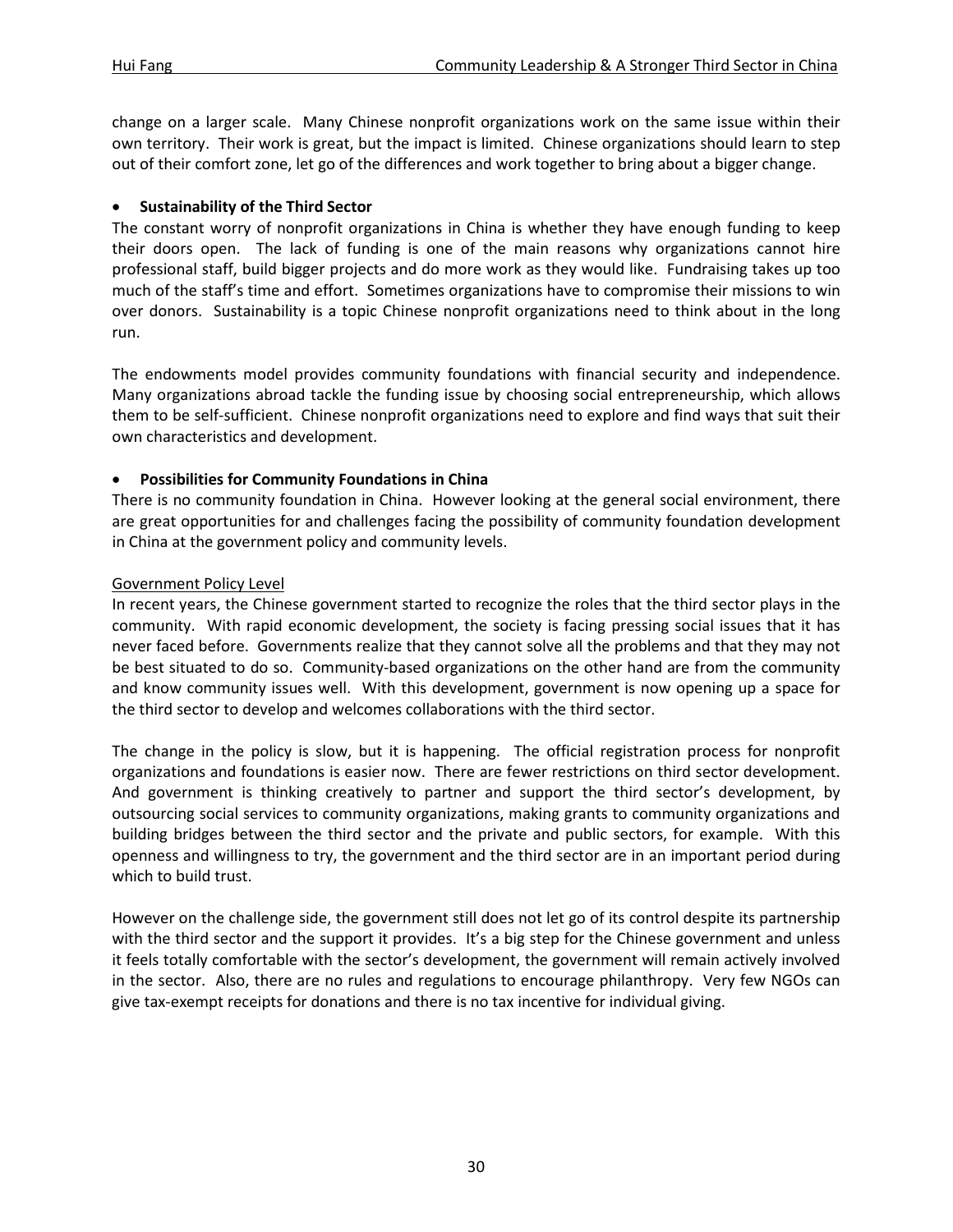change on a larger scale. Many Chinese nonprofit organizations work on the same issue within their own territory. Their work is great, but the impact is limited. Chinese organizations should learn to step out of their comfort zone, let go of the differences and work together to bring about a bigger change.

- **Sustainability of the Third Sector**

The constant worry of nonprofit organizations in China is whether they have enough funding to keep their doors open. The lack of funding is one of the main reasons why organizations cannot hire professional staff, build bigger projects and do more work as they would like. Fundraising takes up too much of the staff's time and effort. Sometimes organizations have to compromise their missions to win over donors. Sustainability is a topic Chinese nonprofit organizations need to think about in the long run.

The endowments model provides community foundations with financial security and independence. Many organizations abroad tackle the funding issue by choosing social entrepreneurship, which allows them to be self-sufficient. Chinese nonprofit organizations need to explore and find ways that suit their own characteristics and development.

- **Possibilities for Community Foundations in China**

There is no community foundation in China. However looking at the general social environment, there are great opportunities for and challenges facing the possibility of community foundation development in China at the government policy and community levels.

<u>Government Policy Level</u>

In recent years, the Chinese government started to recognize the roles that the third sector plays in the community. With rapid economic development, the society is facing pressing social issues that it has never faced before. Governments realize that they cannot solve all the problems and that they may not be best situated to do so. Community-based organizations on the other hand are from the community and know community issues well. With this development, government is now opening up a space for the third sector to develop and welcomes collaborations with the third sector.

The change in the policy is slow, but it is happening. The official registration process for nonprofit organizations and foundations is easier now. There are fewer restrictions on third sector development. And government is thinking creatively to partner and support the third sector's development, by outsourcing social services to community organizations, making grants to community organizations and building bridges between the third sector and the private and public sectors, for example. With this openness and willingness to try, the government and the third sector are in an important period during which to build trust.

However on the challenge side, the government still does not let go of its control despite its partnership with the third sector and the support it provides. It's a big step for the Chinese government and unless it feels totally comfortable with the sector's development, the government will remain actively involved in the sector. Also, there are no rules and regulations to encourage philanthropy. Very few NGOs can give tax-exempt receipts for donations and there is no tax incentive for individual giving.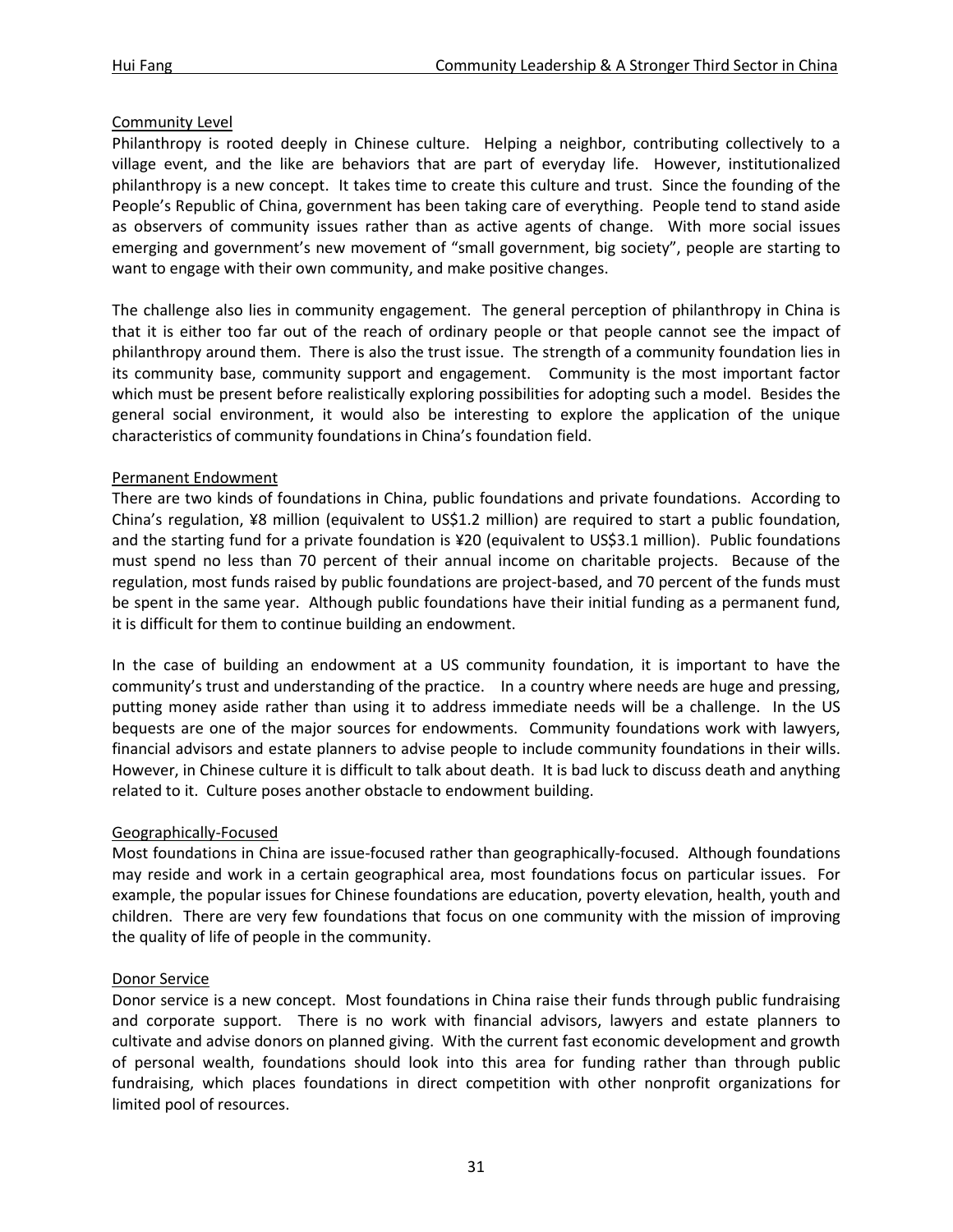Community Level

Philanthropy is rooted deeply in Chinese culture. Helping a neighbor, contributing collectively to a village event, and the like are behaviors that are part of everyday life. However, institutionalized philanthropy is a new concept. It takes time to create this culture and trust. Since the founding of the People's Republic of China, government has been taking care of everything. People tend to stand aside as observers of community issues rather than as active agents of change. With more social issues emerging and government's new movement of "small government, big society", people are starting to want to engage with their own community, and make positive changes.

The challenge also lies in community engagement. The general perception of philanthropy in China is that it is either too far out of the reach of ordinary people or that people cannot see the impact of philanthropy around them. There is also the trust issue. The strength of a community foundation lies in its community base, community support and engagement. Community is the most important factor which must be present before realistically exploring possibilities for adopting such a model. Besides the general social environment, it would also be interesting to explore the application of the unique characteristics of community foundations in China's foundation field.

Permanent Endowment

There are two kinds of foundations in China, public foundations and private foundations. According to China's regulation, ¥8 million (equivalent to US$1.2 million) are required to start a public foundation, and the starting fund for a private foundation is ¥20 (equivalent to US$3.1 million). Public foundations must spend no less than 70 percent of their annual income on charitable projects. Because of the regulation, most funds raised by public foundations are project-based, and 70 percent of the funds must be spent in the same year. Although public foundations have their initial funding as a permanent fund, it is difficult for them to continue building an endowment.

In the case of building an endowment at a US community foundation, it is important to have the community's trust and understanding of the practice. In a country where needs are huge and pressing, putting money aside rather than using it to address immediate needs will be a challenge. In the US bequests are one of the major sources for endowments. Community foundations work with lawyers, financial advisors and estate planners to advise people to include community foundations in their wills. However, in Chinese culture it is difficult to talk about death. It is bad luck to discuss death and anything related to it. Culture poses another obstacle to endowment building.

Geographically-Focused

Most foundations in China are issue-focused rather than geographically-focused. Although foundations may reside and work in a certain geographical area, most foundations focus on particular issues. For example, the popular issues for Chinese foundations are education, poverty elevation, health, youth and children. There are very few foundations that focus on one community with the mission of improving the quality of life of people in the community.

Donor Service

Donor service is a new concept. Most foundations in China raise their funds through public fundraising and corporate support. There is no work with financial advisors, lawyers and estate planners to cultivate and advise donors on planned giving. With the current fast economic development and growth of personal wealth, foundations should look into this area for funding rather than through public fundraising, which places foundations in direct competition with other nonprofit organizations for limited pool of resources.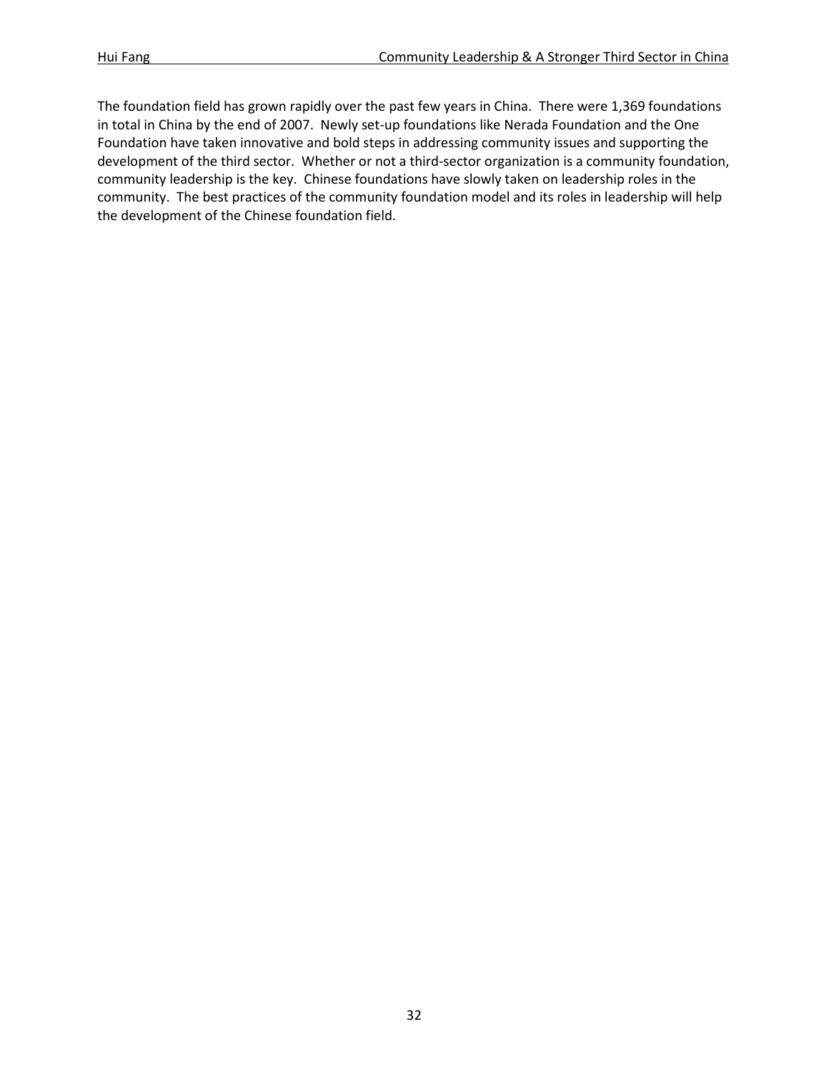The foundation field has grown rapidly over the past few years in China. There were 1,369 foundations in total in China by the end of 2007. Newly set-up foundations like Nerada Foundation and the One Foundation have taken innovative and bold steps in addressing community issues and supporting the development of the third sector. Whether or not a third-sector organization is a community foundation, community leadership is the key. Chinese foundations have slowly taken on leadership roles in the community. The best practices of the community foundation model and its roles in leadership will help the development of the Chinese foundation field.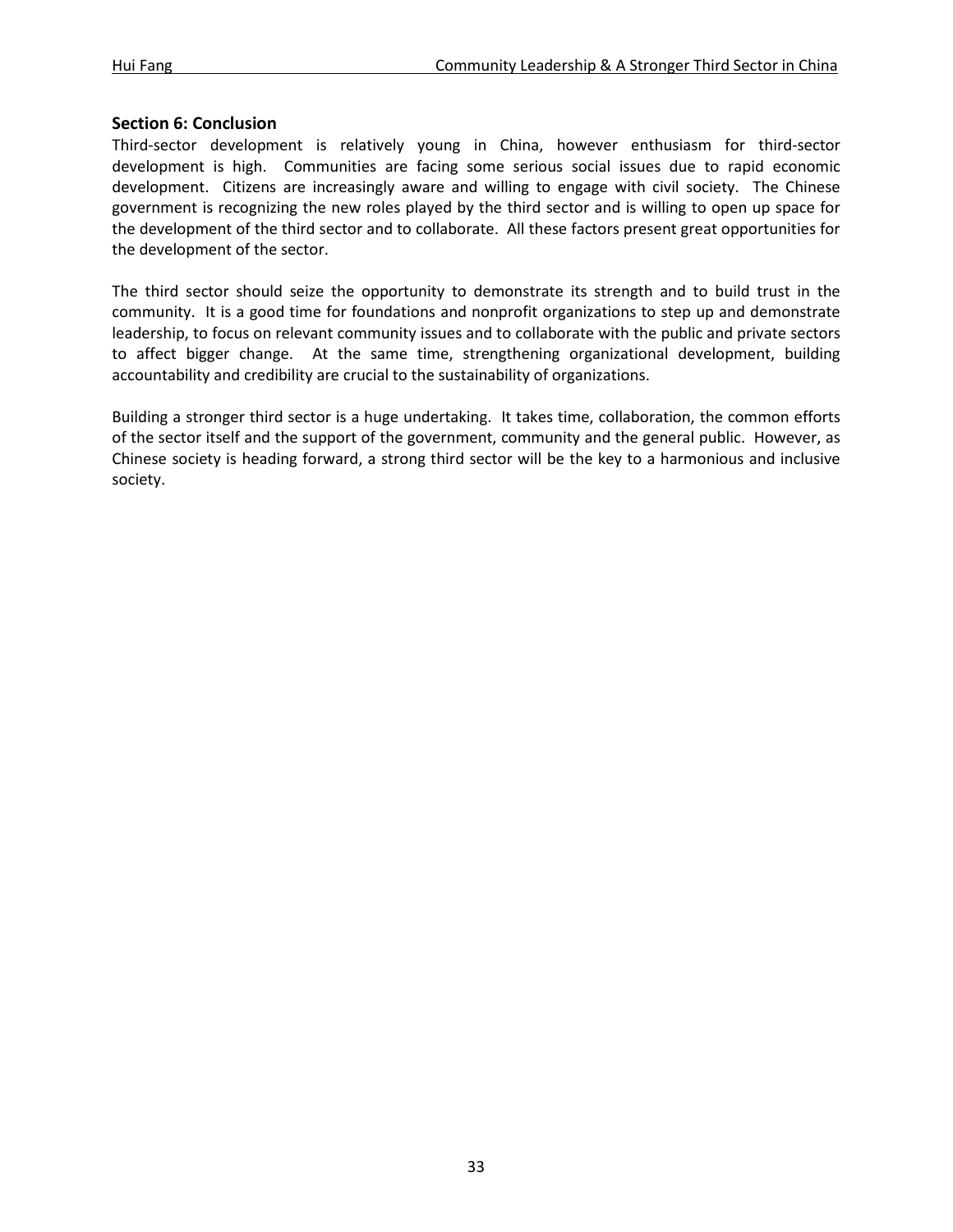## Section 6: Conclusion

Third-sector development is relatively young in China, however enthusiasm for third-sector development is high. Communities are facing some serious social issues due to rapid economic development. Citizens are increasingly aware and willing to engage with civil society. The Chinese government is recognizing the new roles played by the third sector and is willing to open up space for the development of the third sector and to collaborate. All these factors present great opportunities for the development of the sector.

The third sector should seize the opportunity to demonstrate its strength and to build trust in the community. It is a good time for foundations and nonprofit organizations to step up and demonstrate leadership, to focus on relevant community issues and to collaborate with the public and private sectors to affect bigger change. At the same time, strengthening organizational development, building accountability and credibility are crucial to the sustainability of organizations.

Building a stronger third sector is a huge undertaking. It takes time, collaboration, the common efforts of the sector itself and the support of the government, community and the general public. However, as Chinese society is heading forward, a strong third sector will be the key to a harmonious and inclusive society.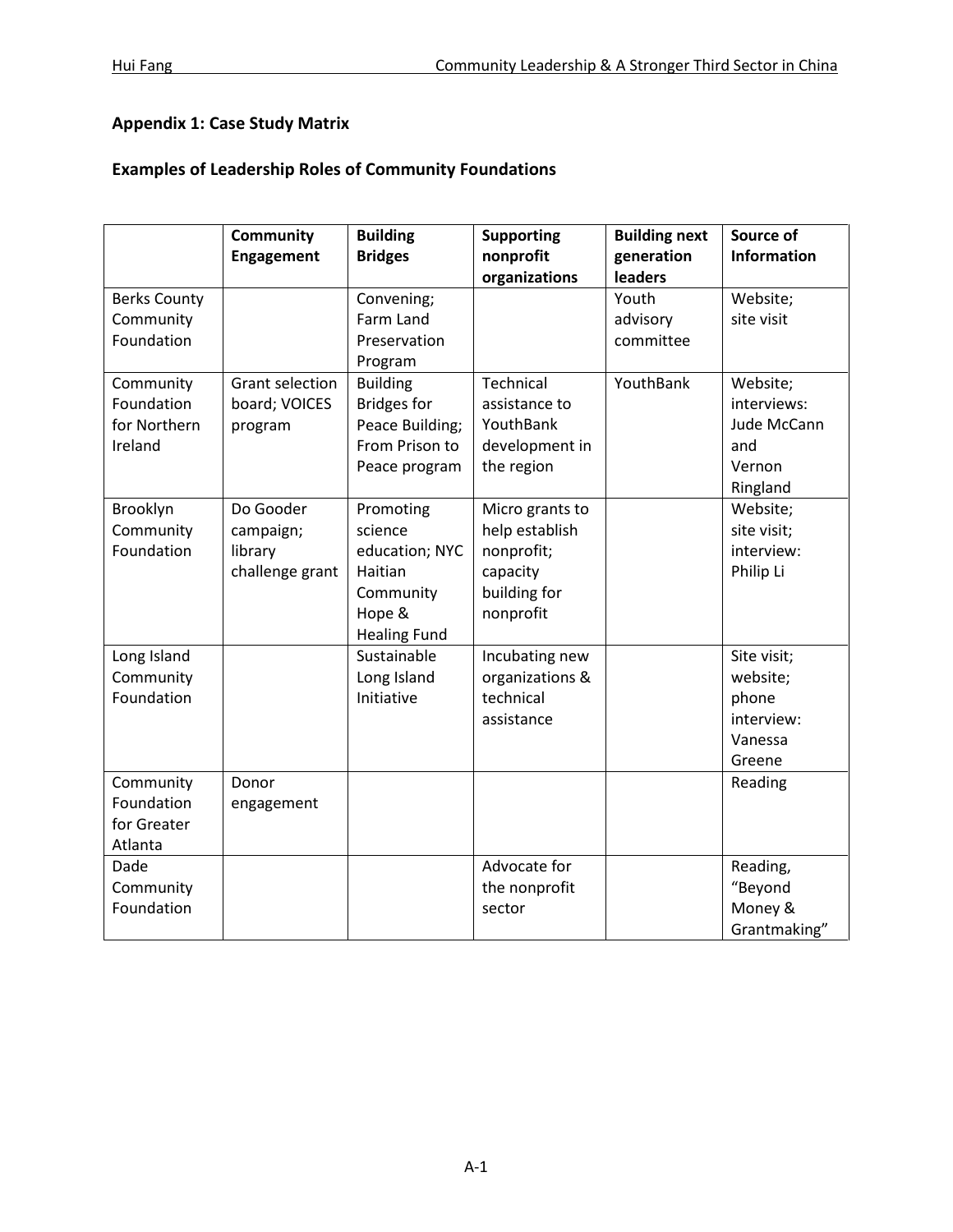## Appendix 1: Case Study Matrix

### Examples of Leadership Roles of Community Foundations

| | Community Engagement | Building Bridges | Supporting nonprofit organizations | Building next generation leaders | Source of Information |
|---|---|---|---|---|---|
| Berks County Community Foundation | | Convening; Farm Land Preservation Program | | Youth advisory committee | Website; site visit |
| Community Foundation for Northern Ireland | Grant selection board; VOICES program | Building Bridges for Peace Building; From Prison to Peace program | Technical assistance to YouthBank development in the region | YouthBank | Website; interviews: Jude McCann and Vernon Ringland |
| Brooklyn Community Foundation | Do Gooder campaign; library challenge grant | Promoting science education; NYC Haitian Community Hope & Healing Fund | Micro grants to help establish nonprofit; capacity building for nonprofit | | Website; site visit; interview: Philip Li |
| Long Island Community Foundation | | Sustainable Long Island Initiative | Incubating new organizations & technical assistance | | Site visit; website; phone interview: Vanessa Greene |
| Community Foundation for Greater Atlanta | Donor engagement | | | | Reading |
| Dade Community Foundation | | | Advocate for the nonprofit sector | | Reading, "Beyond Money & Grantmaking" |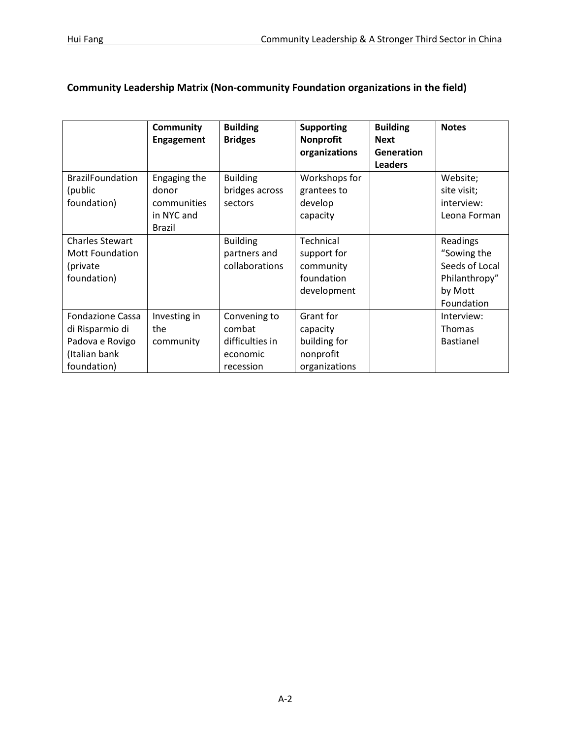**Community Leadership Matrix (Non-community Foundation organizations in the field)**

| | Community Engagement | Building Bridges | Supporting Nonprofit organizations | Building Next Generation Leaders | Notes |
|---|---|---|---|---|---|
| BrazilFoundation (public foundation) | Engaging the donor communities in NYC and Brazil | Building bridges across sectors | Workshops for grantees to develop capacity | | Website; site visit; interview: Leona Forman |
| Charles Stewart Mott Foundation (private foundation) | | Building partners and collaborations | Technical support for community foundation development | | Readings "Sowing the Seeds of Local Philanthropy" by Mott Foundation |
| Fondazione Cassa di Risparmio di Padova e Rovigo (Italian bank foundation) | Investing in the community | Convening to combat difficulties in economic recession | Grant for capacity building for nonprofit organizations | | Interview: Thomas Bastianel |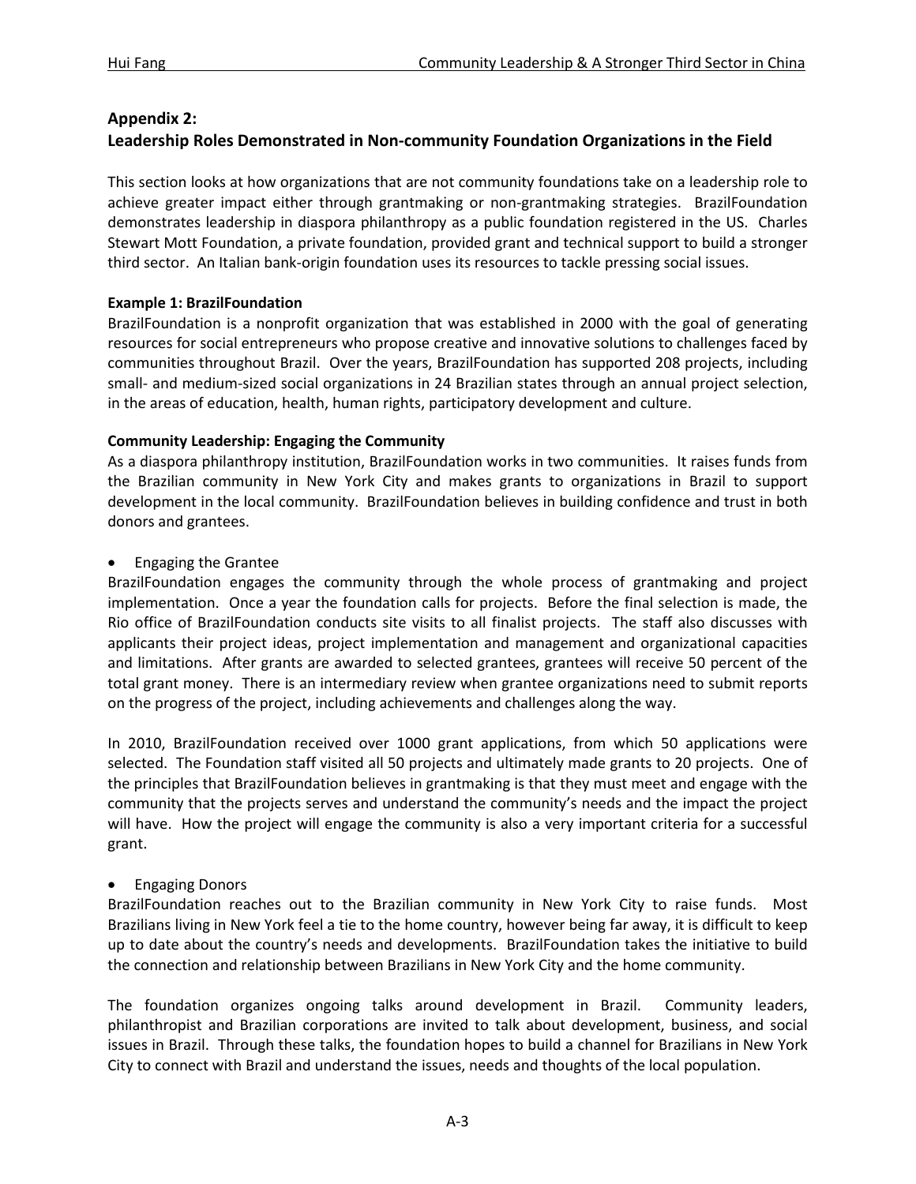## Appendix 2:
## Leadership Roles Demonstrated in Non-community Foundation Organizations in the Field

This section looks at how organizations that are not community foundations take on a leadership role to achieve greater impact either through grantmaking or non-grantmaking strategies. BrazilFoundation demonstrates leadership in diaspora philanthropy as a public foundation registered in the US. Charles Stewart Mott Foundation, a private foundation, provided grant and technical support to build a stronger third sector. An Italian bank-origin foundation uses its resources to tackle pressing social issues.

**Example 1: BrazilFoundation**

BrazilFoundation is a nonprofit organization that was established in 2000 with the goal of generating resources for social entrepreneurs who propose creative and innovative solutions to challenges faced by communities throughout Brazil. Over the years, BrazilFoundation has supported 208 projects, including small- and medium-sized social organizations in 24 Brazilian states through an annual project selection, in the areas of education, health, human rights, participatory development and culture.

**Community Leadership: Engaging the Community**

As a diaspora philanthropy institution, BrazilFoundation works in two communities. It raises funds from the Brazilian community in New York City and makes grants to organizations in Brazil to support development in the local community. BrazilFoundation believes in building confidence and trust in both donors and grantees.

- Engaging the Grantee

BrazilFoundation engages the community through the whole process of grantmaking and project implementation. Once a year the foundation calls for projects. Before the final selection is made, the Rio office of BrazilFoundation conducts site visits to all finalist projects. The staff also discusses with applicants their project ideas, project implementation and management and organizational capacities and limitations. After grants are awarded to selected grantees, grantees will receive 50 percent of the total grant money. There is an intermediary review when grantee organizations need to submit reports on the progress of the project, including achievements and challenges along the way.

In 2010, BrazilFoundation received over 1000 grant applications, from which 50 applications were selected. The Foundation staff visited all 50 projects and ultimately made grants to 20 projects. One of the principles that BrazilFoundation believes in grantmaking is that they must meet and engage with the community that the projects serves and understand the community's needs and the impact the project will have. How the project will engage the community is also a very important criteria for a successful grant.

- Engaging Donors

BrazilFoundation reaches out to the Brazilian community in New York City to raise funds. Most Brazilians living in New York feel a tie to the home country, however being far away, it is difficult to keep up to date about the country's needs and developments. BrazilFoundation takes the initiative to build the connection and relationship between Brazilians in New York City and the home community.

The foundation organizes ongoing talks around development in Brazil. Community leaders, philanthropist and Brazilian corporations are invited to talk about development, business, and social issues in Brazil. Through these talks, the foundation hopes to build a channel for Brazilians in New York City to connect with Brazil and understand the issues, needs and thoughts of the local population.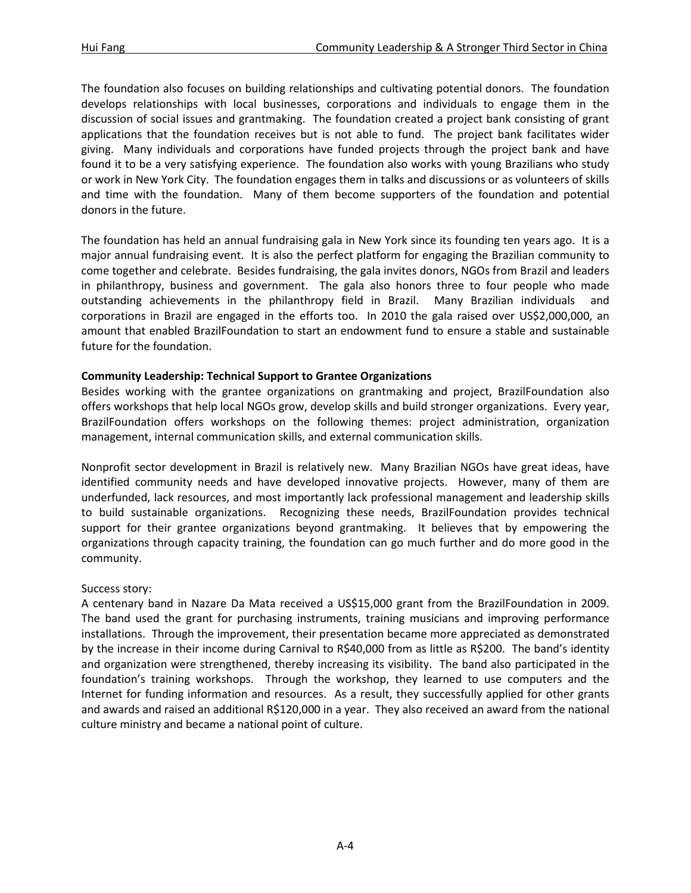The foundation also focuses on building relationships and cultivating potential donors. The foundation develops relationships with local businesses, corporations and individuals to engage them in the discussion of social issues and grantmaking. The foundation created a project bank consisting of grant applications that the foundation receives but is not able to fund. The project bank facilitates wider giving. Many individuals and corporations have funded projects through the project bank and have found it to be a very satisfying experience. The foundation also works with young Brazilians who study or work in New York City. The foundation engages them in talks and discussions or as volunteers of skills and time with the foundation. Many of them become supporters of the foundation and potential donors in the future.

The foundation has held an annual fundraising gala in New York since its founding ten years ago. It is a major annual fundraising event. It is also the perfect platform for engaging the Brazilian community to come together and celebrate. Besides fundraising, the gala invites donors, NGOs from Brazil and leaders in philanthropy, business and government. The gala also honors three to four people who made outstanding achievements in the philanthropy field in Brazil. Many Brazilian individuals and corporations in Brazil are engaged in the efforts too. In 2010 the gala raised over US$2,000,000, an amount that enabled BrazilFoundation to start an endowment fund to ensure a stable and sustainable future for the foundation.

**Community Leadership: Technical Support to Grantee Organizations**

Besides working with the grantee organizations on grantmaking and project, BrazilFoundation also offers workshops that help local NGOs grow, develop skills and build stronger organizations. Every year, BrazilFoundation offers workshops on the following themes: project administration, organization management, internal communication skills, and external communication skills.

Nonprofit sector development in Brazil is relatively new. Many Brazilian NGOs have great ideas, have identified community needs and have developed innovative projects. However, many of them are underfunded, lack resources, and most importantly lack professional management and leadership skills to build sustainable organizations. Recognizing these needs, BrazilFoundation provides technical support for their grantee organizations beyond grantmaking. It believes that by empowering the organizations through capacity training, the foundation can go much further and do more good in the community.

Success story:

A centenary band in Nazare Da Mata received a US$15,000 grant from the BrazilFoundation in 2009. The band used the grant for purchasing instruments, training musicians and improving performance installations. Through the improvement, their presentation became more appreciated as demonstrated by the increase in their income during Carnival to R$40,000 from as little as R$200. The band's identity and organization were strengthened, thereby increasing its visibility. The band also participated in the foundation's training workshops. Through the workshop, they learned to use computers and the Internet for funding information and resources. As a result, they successfully applied for other grants and awards and raised an additional R$120,000 in a year. They also received an award from the national culture ministry and became a national point of culture.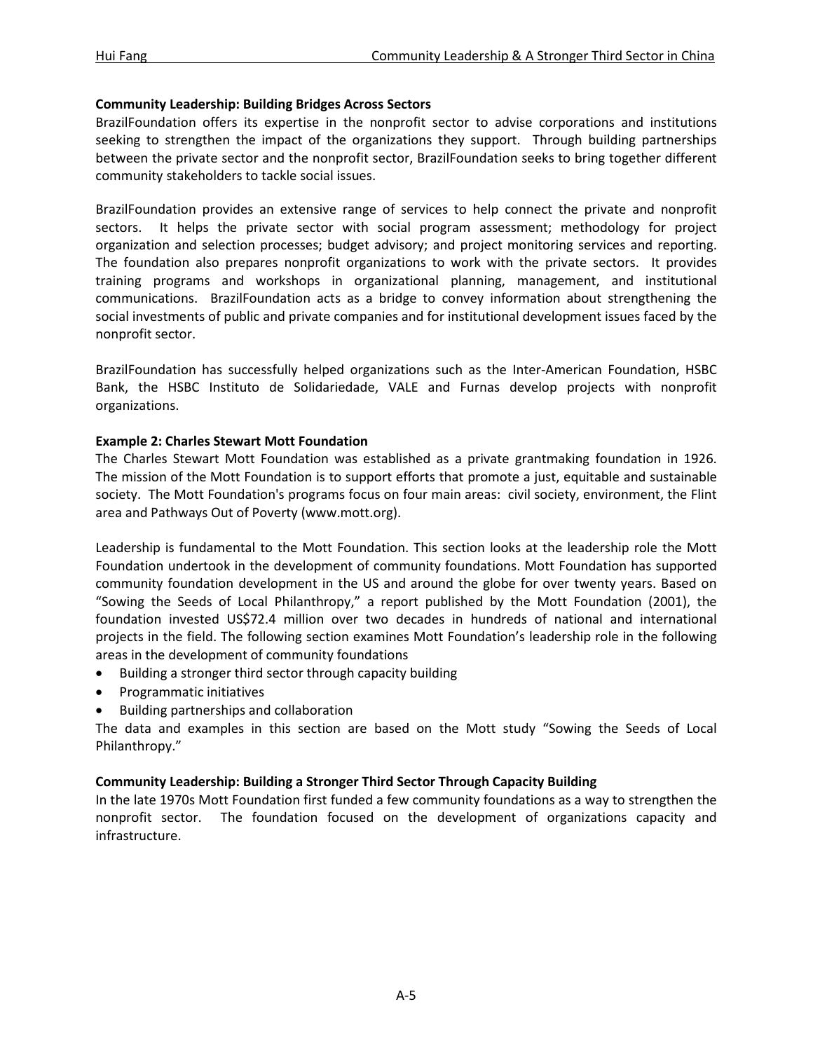**Community Leadership: Building Bridges Across Sectors**

BrazilFoundation offers its expertise in the nonprofit sector to advise corporations and institutions seeking to strengthen the impact of the organizations they support. Through building partnerships between the private sector and the nonprofit sector, BrazilFoundation seeks to bring together different community stakeholders to tackle social issues.

BrazilFoundation provides an extensive range of services to help connect the private and nonprofit sectors. It helps the private sector with social program assessment; methodology for project organization and selection processes; budget advisory; and project monitoring services and reporting. The foundation also prepares nonprofit organizations to work with the private sectors. It provides training programs and workshops in organizational planning, management, and institutional communications. BrazilFoundation acts as a bridge to convey information about strengthening the social investments of public and private companies and for institutional development issues faced by the nonprofit sector.

BrazilFoundation has successfully helped organizations such as the Inter-American Foundation, HSBC Bank, the HSBC Instituto de Solidariedade, VALE and Furnas develop projects with nonprofit organizations.

**Example 2: Charles Stewart Mott Foundation**

The Charles Stewart Mott Foundation was established as a private grantmaking foundation in 1926. The mission of the Mott Foundation is to support efforts that promote a just, equitable and sustainable society. The Mott Foundation's programs focus on four main areas: civil society, environment, the Flint area and Pathways Out of Poverty (www.mott.org).

Leadership is fundamental to the Mott Foundation. This section looks at the leadership role the Mott Foundation undertook in the development of community foundations. Mott Foundation has supported community foundation development in the US and around the globe for over twenty years. Based on "Sowing the Seeds of Local Philanthropy," a report published by the Mott Foundation (2001), the foundation invested US$72.4 million over two decades in hundreds of national and international projects in the field. The following section examines Mott Foundation's leadership role in the following areas in the development of community foundations

- Building a stronger third sector through capacity building
- Programmatic initiatives
- Building partnerships and collaboration

The data and examples in this section are based on the Mott study "Sowing the Seeds of Local Philanthropy."

**Community Leadership: Building a Stronger Third Sector Through Capacity Building**

In the late 1970s Mott Foundation first funded a few community foundations as a way to strengthen the nonprofit sector. The foundation focused on the development of organizations capacity and infrastructure.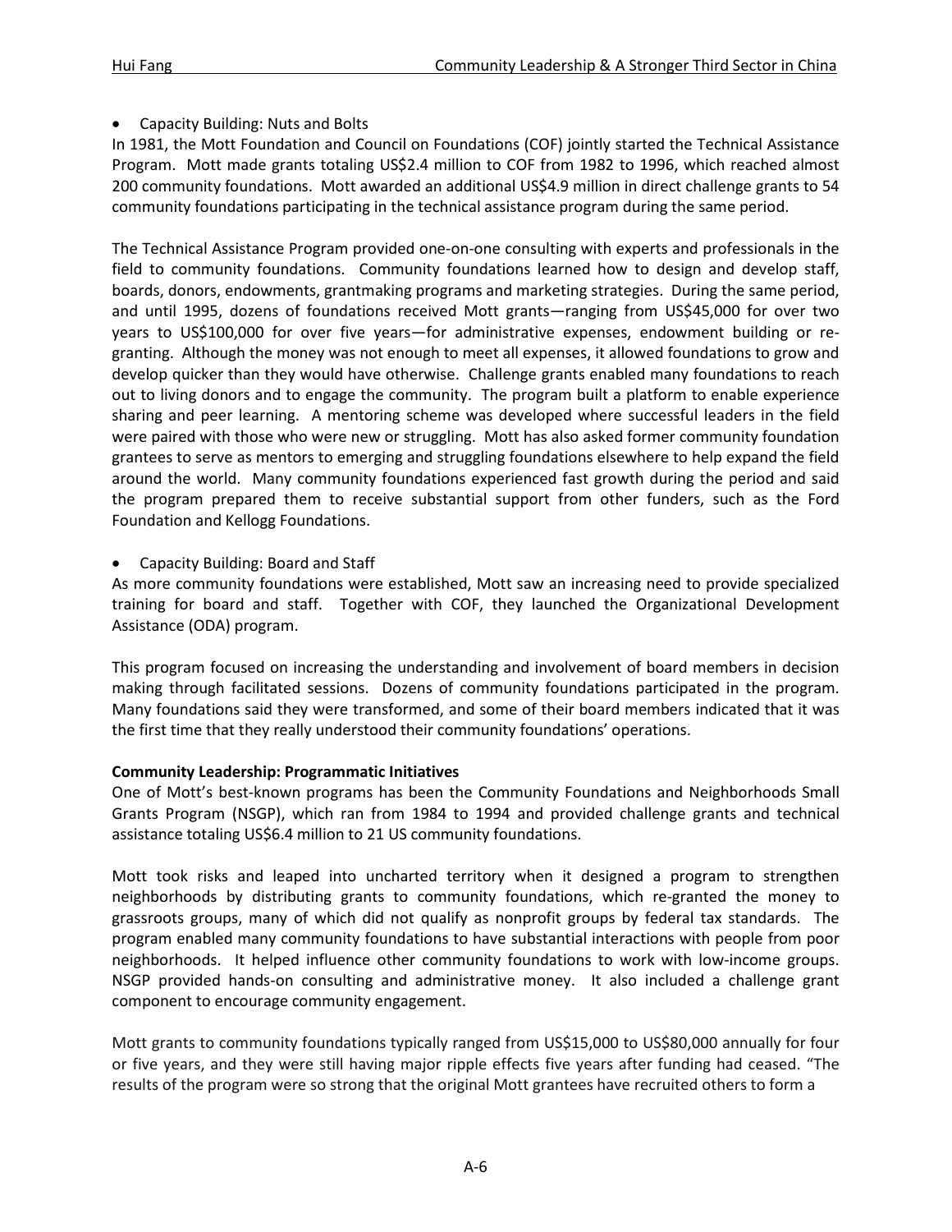- Capacity Building: Nuts and Bolts

In 1981, the Mott Foundation and Council on Foundations (COF) jointly started the Technical Assistance Program. Mott made grants totaling US$2.4 million to COF from 1982 to 1996, which reached almost 200 community foundations. Mott awarded an additional US$4.9 million in direct challenge grants to 54 community foundations participating in the technical assistance program during the same period.

The Technical Assistance Program provided one-on-one consulting with experts and professionals in the field to community foundations. Community foundations learned how to design and develop staff, boards, donors, endowments, grantmaking programs and marketing strategies. During the same period, and until 1995, dozens of foundations received Mott grants—ranging from US$45,000 for over two years to US$100,000 for over five years—for administrative expenses, endowment building or re-granting. Although the money was not enough to meet all expenses, it allowed foundations to grow and develop quicker than they would have otherwise. Challenge grants enabled many foundations to reach out to living donors and to engage the community. The program built a platform to enable experience sharing and peer learning. A mentoring scheme was developed where successful leaders in the field were paired with those who were new or struggling. Mott has also asked former community foundation grantees to serve as mentors to emerging and struggling foundations elsewhere to help expand the field around the world. Many community foundations experienced fast growth during the period and said the program prepared them to receive substantial support from other funders, such as the Ford Foundation and Kellogg Foundations.

- Capacity Building: Board and Staff

As more community foundations were established, Mott saw an increasing need to provide specialized training for board and staff. Together with COF, they launched the Organizational Development Assistance (ODA) program.

This program focused on increasing the understanding and involvement of board members in decision making through facilitated sessions. Dozens of community foundations participated in the program. Many foundations said they were transformed, and some of their board members indicated that it was the first time that they really understood their community foundations' operations.

**Community Leadership: Programmatic Initiatives**

One of Mott's best-known programs has been the Community Foundations and Neighborhoods Small Grants Program (NSGP), which ran from 1984 to 1994 and provided challenge grants and technical assistance totaling US$6.4 million to 21 US community foundations.

Mott took risks and leaped into uncharted territory when it designed a program to strengthen neighborhoods by distributing grants to community foundations, which re-granted the money to grassroots groups, many of which did not qualify as nonprofit groups by federal tax standards. The program enabled many community foundations to have substantial interactions with people from poor neighborhoods. It helped influence other community foundations to work with low-income groups. NSGP provided hands-on consulting and administrative money. It also included a challenge grant component to encourage community engagement.

Mott grants to community foundations typically ranged from US$15,000 to US$80,000 annually for four or five years, and they were still having major ripple effects five years after funding had ceased. "The results of the program were so strong that the original Mott grantees have recruited others to form a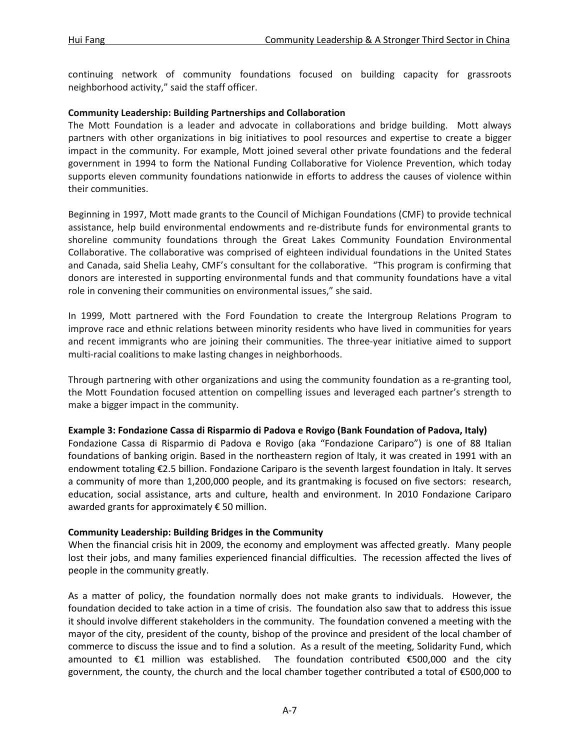continuing network of community foundations focused on building capacity for grassroots neighborhood activity," said the staff officer.

**Community Leadership: Building Partnerships and Collaboration**

The Mott Foundation is a leader and advocate in collaborations and bridge building. Mott always partners with other organizations in big initiatives to pool resources and expertise to create a bigger impact in the community. For example, Mott joined several other private foundations and the federal government in 1994 to form the National Funding Collaborative for Violence Prevention, which today supports eleven community foundations nationwide in efforts to address the causes of violence within their communities.

Beginning in 1997, Mott made grants to the Council of Michigan Foundations (CMF) to provide technical assistance, help build environmental endowments and re-distribute funds for environmental grants to shoreline community foundations through the Great Lakes Community Foundation Environmental Collaborative. The collaborative was comprised of eighteen individual foundations in the United States and Canada, said Shelia Leahy, CMF's consultant for the collaborative. "This program is confirming that donors are interested in supporting environmental funds and that community foundations have a vital role in convening their communities on environmental issues," she said.

In 1999, Mott partnered with the Ford Foundation to create the Intergroup Relations Program to improve race and ethnic relations between minority residents who have lived in communities for years and recent immigrants who are joining their communities. The three-year initiative aimed to support multi-racial coalitions to make lasting changes in neighborhoods.

Through partnering with other organizations and using the community foundation as a re-granting tool, the Mott Foundation focused attention on compelling issues and leveraged each partner's strength to make a bigger impact in the community.

**Example 3: Fondazione Cassa di Risparmio di Padova e Rovigo (Bank Foundation of Padova, Italy)**

Fondazione Cassa di Risparmio di Padova e Rovigo (aka "Fondazione Cariparo") is one of 88 Italian foundations of banking origin. Based in the northeastern region of Italy, it was created in 1991 with an endowment totaling €2.5 billion. Fondazione Cariparo is the seventh largest foundation in Italy. It serves a community of more than 1,200,000 people, and its grantmaking is focused on five sectors: research, education, social assistance, arts and culture, health and environment. In 2010 Fondazione Cariparo awarded grants for approximately € 50 million.

**Community Leadership: Building Bridges in the Community**

When the financial crisis hit in 2009, the economy and employment was affected greatly. Many people lost their jobs, and many families experienced financial difficulties. The recession affected the lives of people in the community greatly.

As a matter of policy, the foundation normally does not make grants to individuals. However, the foundation decided to take action in a time of crisis. The foundation also saw that to address this issue it should involve different stakeholders in the community. The foundation convened a meeting with the mayor of the city, president of the county, bishop of the province and president of the local chamber of commerce to discuss the issue and to find a solution. As a result of the meeting, Solidarity Fund, which amounted to €1 million was established. The foundation contributed €500,000 and the city government, the county, the church and the local chamber together contributed a total of €500,000 to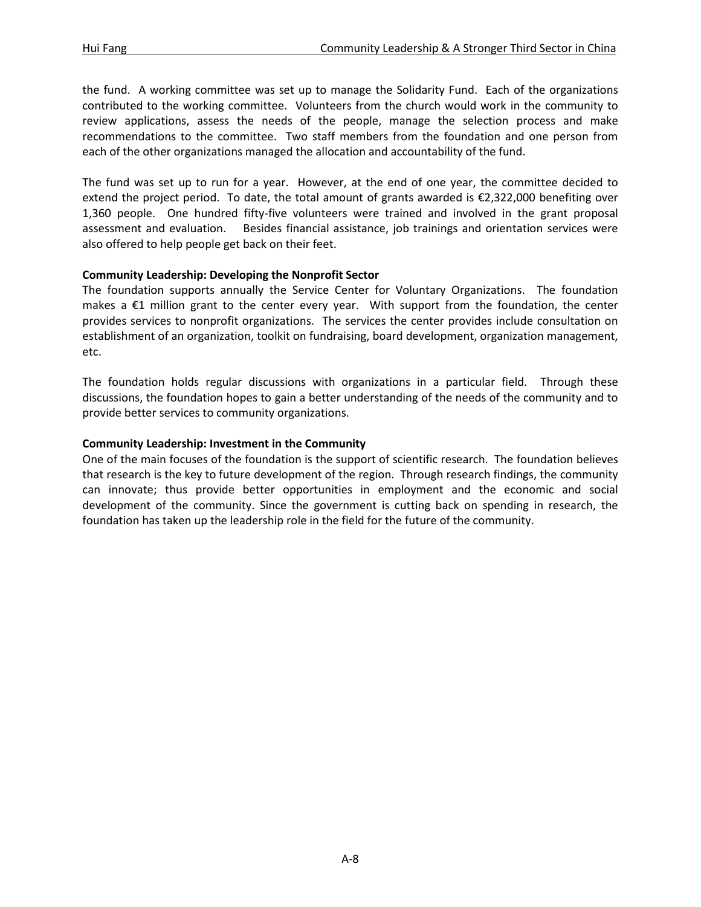the fund. A working committee was set up to manage the Solidarity Fund. Each of the organizations contributed to the working committee. Volunteers from the church would work in the community to review applications, assess the needs of the people, manage the selection process and make recommendations to the committee. Two staff members from the foundation and one person from each of the other organizations managed the allocation and accountability of the fund.

The fund was set up to run for a year. However, at the end of one year, the committee decided to extend the project period. To date, the total amount of grants awarded is €2,322,000 benefiting over 1,360 people. One hundred fifty-five volunteers were trained and involved in the grant proposal assessment and evaluation. Besides financial assistance, job trainings and orientation services were also offered to help people get back on their feet.

**Community Leadership: Developing the Nonprofit Sector**

The foundation supports annually the Service Center for Voluntary Organizations. The foundation makes a €1 million grant to the center every year. With support from the foundation, the center provides services to nonprofit organizations. The services the center provides include consultation on establishment of an organization, toolkit on fundraising, board development, organization management, etc.

The foundation holds regular discussions with organizations in a particular field. Through these discussions, the foundation hopes to gain a better understanding of the needs of the community and to provide better services to community organizations.

**Community Leadership: Investment in the Community**

One of the main focuses of the foundation is the support of scientific research. The foundation believes that research is the key to future development of the region. Through research findings, the community can innovate; thus provide better opportunities in employment and the economic and social development of the community. Since the government is cutting back on spending in research, the foundation has taken up the leadership role in the field for the future of the community.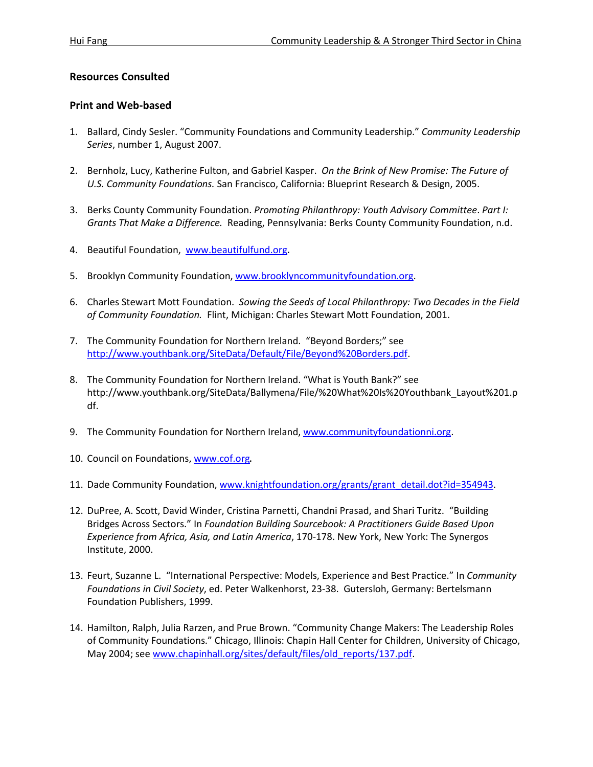## Resources Consulted

### Print and Web-based

1. Ballard, Cindy Sesler. "Community Foundations and Community Leadership." *Community Leadership Series*, number 1, August 2007.

2. Bernholz, Lucy, Katherine Fulton, and Gabriel Kasper. *On the Brink of New Promise: The Future of U.S. Community Foundations.* San Francisco, California: Blueprint Research & Design, 2005.

3. Berks County Community Foundation. *Promoting Philanthropy: Youth Advisory Committee*. *Part I: Grants That Make a Difference.* Reading, Pennsylvania: Berks County Community Foundation, n.d.

4. Beautiful Foundation, www.beautifulfund.org.

5. Brooklyn Community Foundation, www.brooklyncommunityfoundation.org.

6. Charles Stewart Mott Foundation. *Sowing the Seeds of Local Philanthropy: Two Decades in the Field of Community Foundation.* Flint, Michigan: Charles Stewart Mott Foundation, 2001.

7. The Community Foundation for Northern Ireland. "Beyond Borders;" see http://www.youthbank.org/SiteData/Default/File/Beyond%20Borders.pdf.

8. The Community Foundation for Northern Ireland. "What is Youth Bank?" see http://www.youthbank.org/SiteData/Ballymena/File/%20What%20Is%20Youthbank_Layout%201.pdf.

9. The Community Foundation for Northern Ireland, www.communityfoundationni.org.

10. Council on Foundations, www.cof.org.

11. Dade Community Foundation, www.knightfoundation.org/grants/grant_detail.dot?id=354943.

12. DuPree, A. Scott, David Winder, Cristina Parnetti, Chandni Prasad, and Shari Turitz. "Building Bridges Across Sectors." In *Foundation Building Sourcebook: A Practitioners Guide Based Upon Experience from Africa, Asia, and Latin America*, 170-178. New York, New York: The Synergos Institute, 2000.

13. Feurt, Suzanne L. "International Perspective: Models, Experience and Best Practice." In *Community Foundations in Civil Society*, ed. Peter Walkenhorst, 23-38. Gutersloh, Germany: Bertelsmann Foundation Publishers, 1999.

14. Hamilton, Ralph, Julia Rarzen, and Prue Brown. "Community Change Makers: The Leadership Roles of Community Foundations." Chicago, Illinois: Chapin Hall Center for Children, University of Chicago, May 2004; see www.chapinhall.org/sites/default/files/old_reports/137.pdf.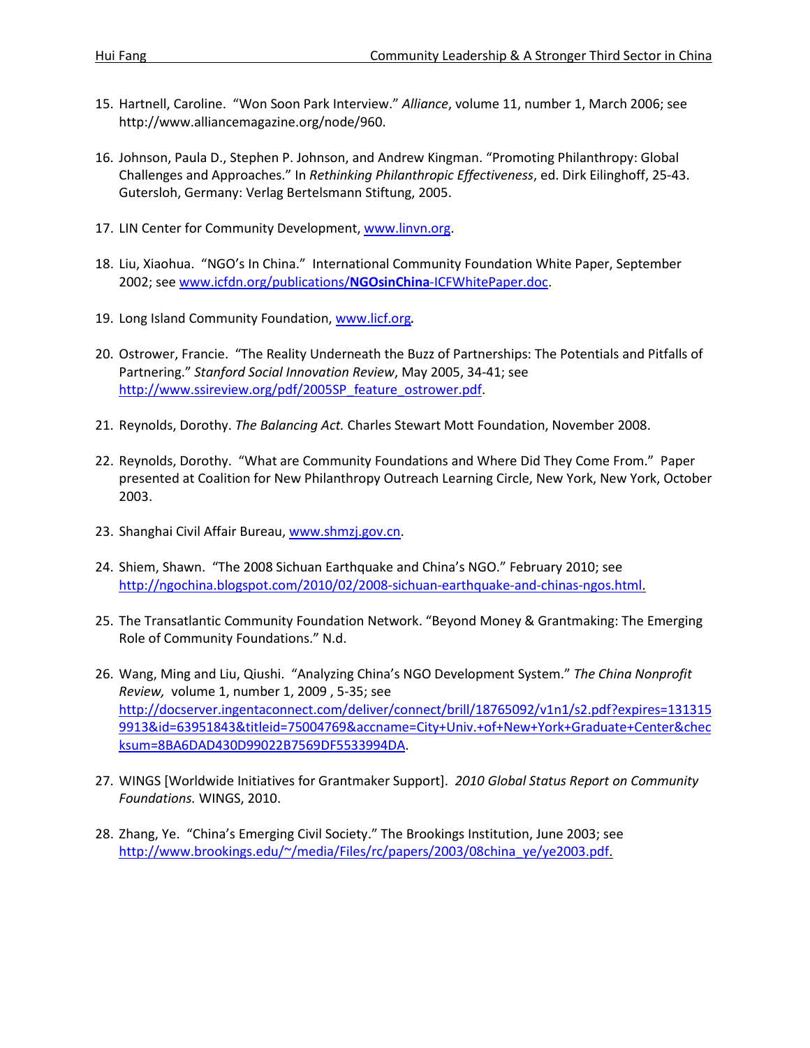15. Hartnell, Caroline. "Won Soon Park Interview." *Alliance*, volume 11, number 1, March 2006; see http://www.alliancemagazine.org/node/960.

16. Johnson, Paula D., Stephen P. Johnson, and Andrew Kingman. "Promoting Philanthropy: Global Challenges and Approaches." In *Rethinking Philanthropic Effectiveness*, ed. Dirk Eilinghoff, 25-43. Gutersloh, Germany: Verlag Bertelsmann Stiftung, 2005.

17. LIN Center for Community Development, www.linvn.org.

18. Liu, Xiaohua. "NGO's In China." International Community Foundation White Paper, September 2002; see www.icfdn.org/publications/**NGOsinChina**-ICFWhitePaper.doc.

19. Long Island Community Foundation, www.licf.org**.**

20. Ostrower, Francie. "The Reality Underneath the Buzz of Partnerships: The Potentials and Pitfalls of Partnering." *Stanford Social Innovation Review*, May 2005, 34-41; see http://www.ssireview.org/pdf/2005SP_feature_ostrower.pdf.

21. Reynolds, Dorothy. *The Balancing Act.* Charles Stewart Mott Foundation, November 2008.

22. Reynolds, Dorothy. "What are Community Foundations and Where Did They Come From." Paper presented at Coalition for New Philanthropy Outreach Learning Circle, New York, New York, October 2003.

23. Shanghai Civil Affair Bureau, www.shmzj.gov.cn.

24. Shiem, Shawn. "The 2008 Sichuan Earthquake and China's NGO." February 2010; see http://ngochina.blogspot.com/2010/02/2008-sichuan-earthquake-and-chinas-ngos.html.

25. The Transatlantic Community Foundation Network. "Beyond Money & Grantmaking: The Emerging Role of Community Foundations." N.d.

26. Wang, Ming and Liu, Qiushi. "Analyzing China's NGO Development System." *The China Nonprofit Review,* volume 1, number 1, 2009 , 5-35; see http://docserver.ingentaconnect.com/deliver/connect/brill/18765092/v1n1/s2.pdf?expires=1313159913&id=63951843&titleid=75004769&accname=City+Univ.+of+New+York+Graduate+Center&checksum=8BA6DAD430D99022B7569DF5533994DA.

27. WINGS [Worldwide Initiatives for Grantmaker Support]. *2010 Global Status Report on Community Foundations.* WINGS, 2010.

28. Zhang, Ye. "China's Emerging Civil Society." The Brookings Institution, June 2003; see http://www.brookings.edu/~/media/Files/rc/papers/2003/08china_ye/ye2003.pdf.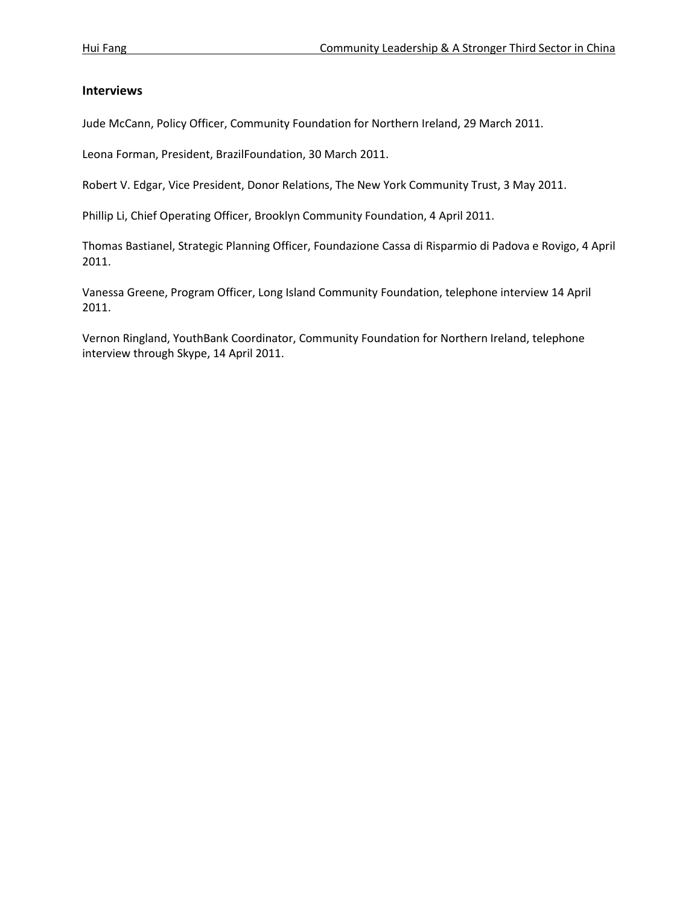## Interviews

Jude McCann, Policy Officer, Community Foundation for Northern Ireland, 29 March 2011.

Leona Forman, President, BrazilFoundation, 30 March 2011.

Robert V. Edgar, Vice President, Donor Relations, The New York Community Trust, 3 May 2011.

Phillip Li, Chief Operating Officer, Brooklyn Community Foundation, 4 April 2011.

Thomas Bastianel, Strategic Planning Officer, Foundazione Cassa di Risparmio di Padova e Rovigo, 4 April 2011.

Vanessa Greene, Program Officer, Long Island Community Foundation, telephone interview 14 April 2011.

Vernon Ringland, YouthBank Coordinator, Community Foundation for Northern Ireland, telephone interview through Skype, 14 April 2011.